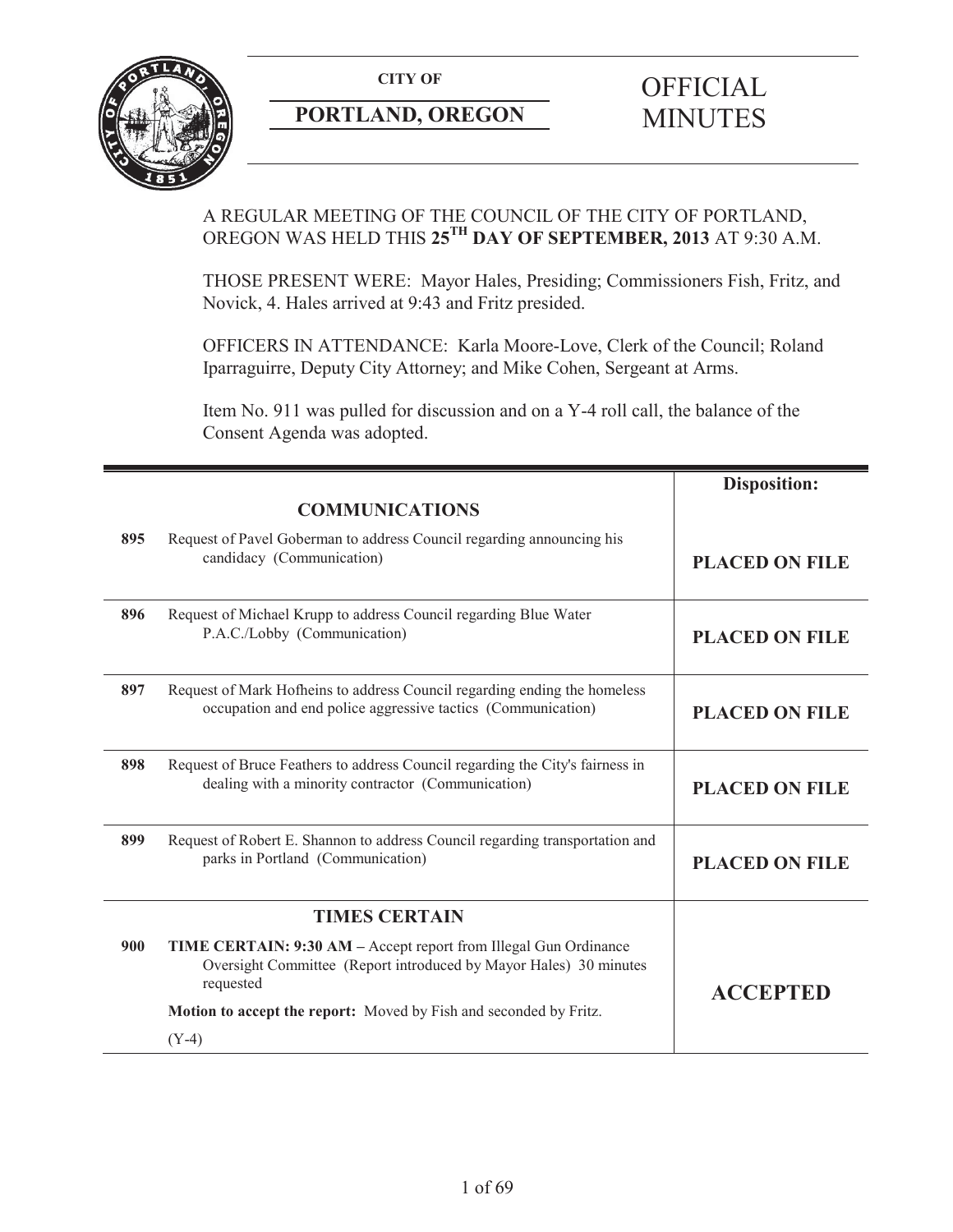**CITY OF**

**PORTLAND, OREGON**

# OFFICIAL MINUTES

A REGULAR MEETING OF THE COUNCIL OF THE CITY OF PORTLAND, OREGON WAS HELD THIS **25TH DAY OF SEPTEMBER, 2013** AT 9:30 A.M.

THOSE PRESENT WERE: Mayor Hales, Presiding; Commissioners Fish, Fritz, and Novick, 4. Hales arrived at 9:43 and Fritz presided.

OFFICERS IN ATTENDANCE: Karla Moore-Love, Clerk of the Council; Roland Iparraguirre, Deputy City Attorney; and Mike Cohen, Sergeant at Arms.

Item No. 911 was pulled for discussion and on a Y-4 roll call, the balance of the Consent Agenda was adopted.

| | | **Disposition:** |
|---|---|---|
| | **COMMUNICATIONS** | |
| **895** | Request of Pavel Goberman to address Council regarding announcing his candidacy (Communication) | **PLACED ON FILE** |
| **896** | Request of Michael Krupp to address Council regarding Blue Water P.A.C./Lobby (Communication) | **PLACED ON FILE** |
| **897** | Request of Mark Hofheins to address Council regarding ending the homeless occupation and end police aggressive tactics (Communication) | **PLACED ON FILE** |
| **898** | Request of Bruce Feathers to address Council regarding the City's fairness in dealing with a minority contractor (Communication) | **PLACED ON FILE** |
| **899** | Request of Robert E. Shannon to address Council regarding transportation and parks in Portland (Communication) | **PLACED ON FILE** |
| | **TIMES CERTAIN** | |
| **900** | **TIME CERTAIN: 9:30 AM –** Accept report from Illegal Gun Ordinance Oversight Committee (Report introduced by Mayor Hales) 30 minutes requested<br><br>**Motion to accept the report:** Moved by Fish and seconded by Fritz.<br><br>(Y-4) | **ACCEPTED** |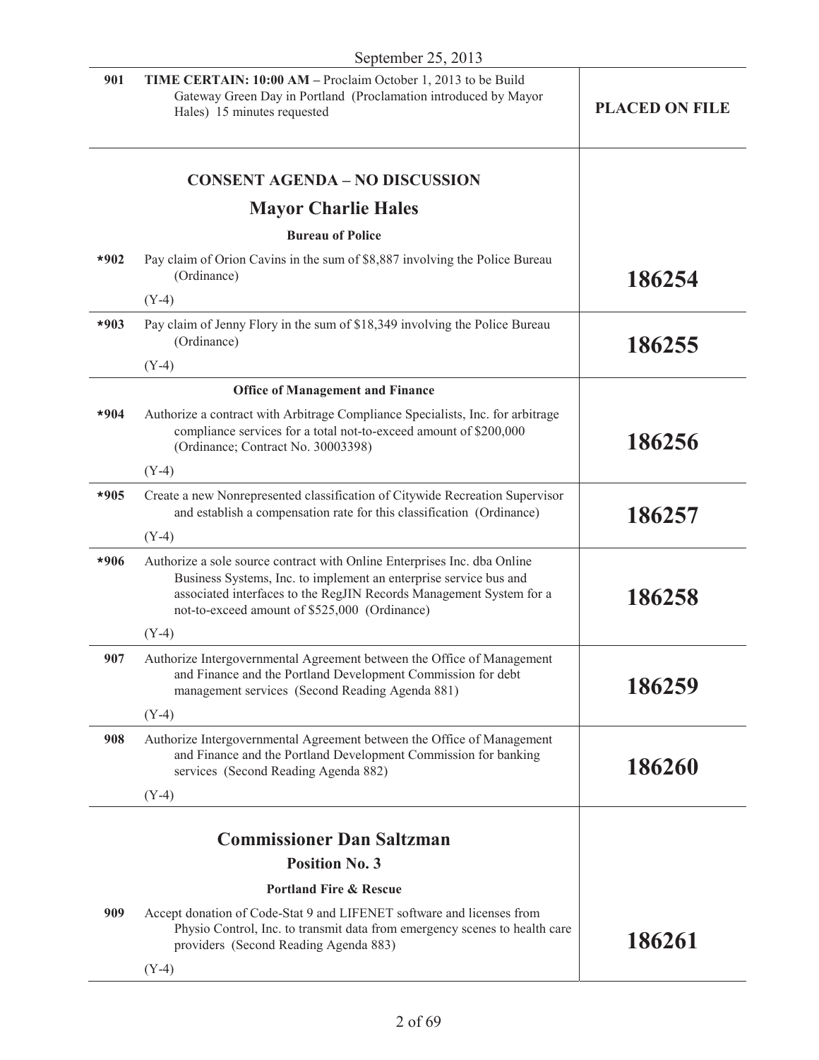September 25, 2013

| | | |
|---|---|---|
| 901 | **TIME CERTAIN: 10:00 AM –** Proclaim October 1, 2013 to be Build Gateway Green Day in Portland (Proclamation introduced by Mayor Hales) 15 minutes requested | **PLACED ON FILE** |
| | **CONSENT AGENDA – NO DISCUSSION** | |
| | **Mayor Charlie Hales** | |
| | **Bureau of Police** | |
| *902 | Pay claim of Orion Cavins in the sum of $8,887 involving the Police Bureau (Ordinance)<br><br>(Y-4) | **186254** |
| *903 | Pay claim of Jenny Flory in the sum of $18,349 involving the Police Bureau (Ordinance)<br><br>(Y-4) | **186255** |
| | **Office of Management and Finance** | |
| *904 | Authorize a contract with Arbitrage Compliance Specialists, Inc. for arbitrage compliance services for a total not-to-exceed amount of $200,000 (Ordinance; Contract No. 30003398)<br><br>(Y-4) | **186256** |
| *905 | Create a new Nonrepresented classification of Citywide Recreation Supervisor and establish a compensation rate for this classification (Ordinance)<br><br>(Y-4) | **186257** |
| *906 | Authorize a sole source contract with Online Enterprises Inc. dba Online Business Systems, Inc. to implement an enterprise service bus and associated interfaces to the RegJIN Records Management System for a not-to-exceed amount of $525,000 (Ordinance)<br><br>(Y-4) | **186258** |
| 907 | Authorize Intergovernmental Agreement between the Office of Management and Finance and the Portland Development Commission for debt management services (Second Reading Agenda 881)<br><br>(Y-4) | **186259** |
| 908 | Authorize Intergovernmental Agreement between the Office of Management and Finance and the Portland Development Commission for banking services (Second Reading Agenda 882)<br><br>(Y-4) | **186260** |
| | **Commissioner Dan Saltzman** | |
| | **Position No. 3** | |
| | **Portland Fire & Rescue** | |
| 909 | Accept donation of Code-Stat 9 and LIFENET software and licenses from Physio Control, Inc. to transmit data from emergency scenes to health care providers (Second Reading Agenda 883)<br><br>(Y-4) | **186261** |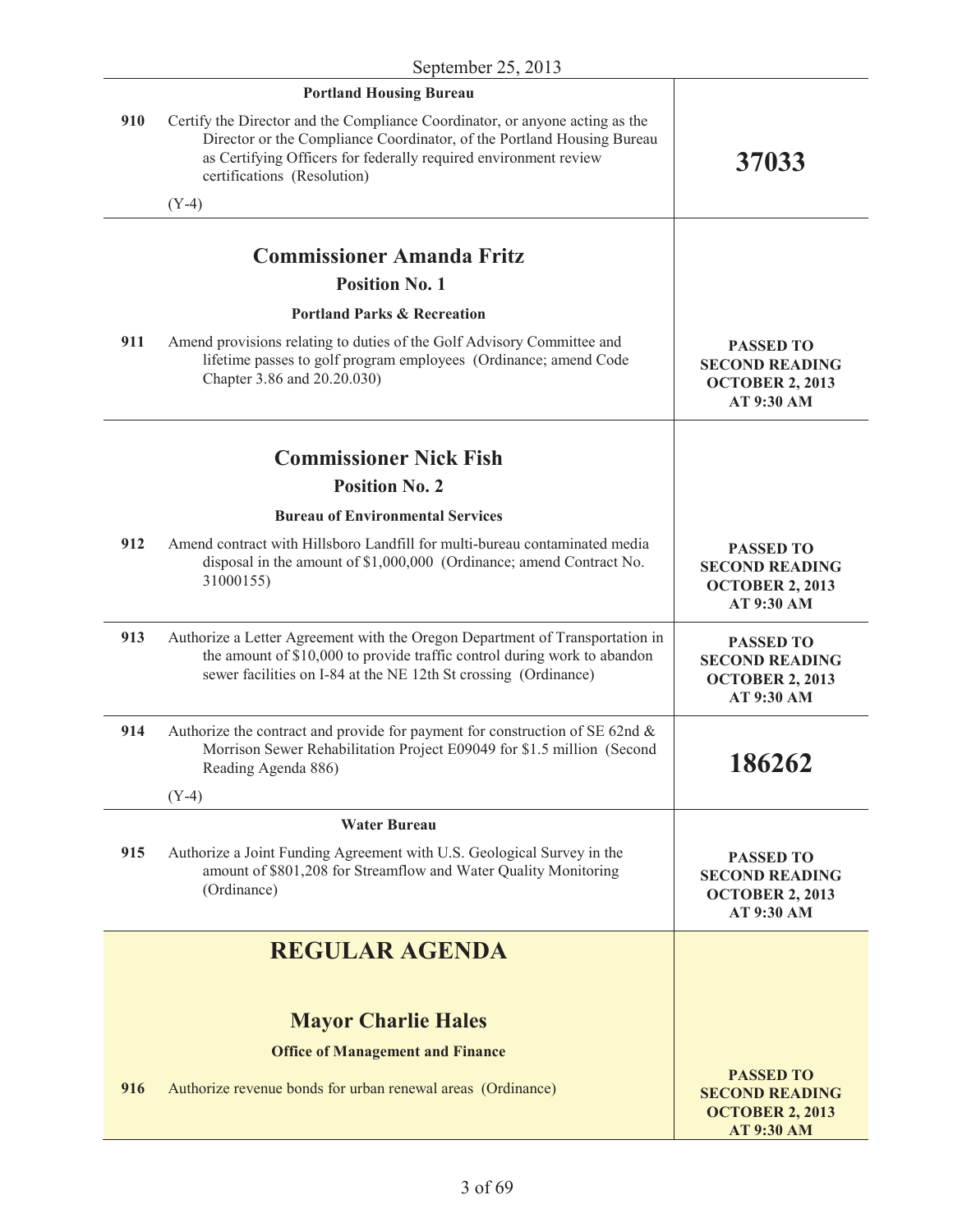September 25, 2013

| | | |
|---|---|---|
| | **Portland Housing Bureau** | |
| **910** | Certify the Director and the Compliance Coordinator, or anyone acting as the Director or the Compliance Coordinator, of the Portland Housing Bureau as Certifying Officers for federally required environment review certifications (Resolution)<br><br>(Y-4) | **37033** |
| | **Commissioner Amanda Fritz**<br>**Position No. 1**<br>**Portland Parks & Recreation** | |
| **911** | Amend provisions relating to duties of the Golf Advisory Committee and lifetime passes to golf program employees (Ordinance; amend Code Chapter 3.86 and 20.20.030) | **PASSED TO SECOND READING OCTOBER 2, 2013 AT 9:30 AM** |
| | **Commissioner Nick Fish**<br>**Position No. 2**<br>**Bureau of Environmental Services** | |
| **912** | Amend contract with Hillsboro Landfill for multi-bureau contaminated media disposal in the amount of $1,000,000 (Ordinance; amend Contract No. 31000155) | **PASSED TO SECOND READING OCTOBER 2, 2013 AT 9:30 AM** |
| **913** | Authorize a Letter Agreement with the Oregon Department of Transportation in the amount of $10,000 to provide traffic control during work to abandon sewer facilities on I-84 at the NE 12th St crossing (Ordinance) | **PASSED TO SECOND READING OCTOBER 2, 2013 AT 9:30 AM** |
| **914** | Authorize the contract and provide for payment for construction of SE 62nd & Morrison Sewer Rehabilitation Project E09049 for $1.5 million (Second Reading Agenda 886)<br><br>(Y-4) | **186262** |
| | **Water Bureau** | |
| **915** | Authorize a Joint Funding Agreement with U.S. Geological Survey in the amount of $801,208 for Streamflow and Water Quality Monitoring (Ordinance) | **PASSED TO SECOND READING OCTOBER 2, 2013 AT 9:30 AM** |
| | **REGULAR AGENDA**<br><br>**Mayor Charlie Hales**<br>**Office of Management and Finance** | |
| **916** | Authorize revenue bonds for urban renewal areas (Ordinance) | **PASSED TO SECOND READING OCTOBER 2, 2013 AT 9:30 AM** |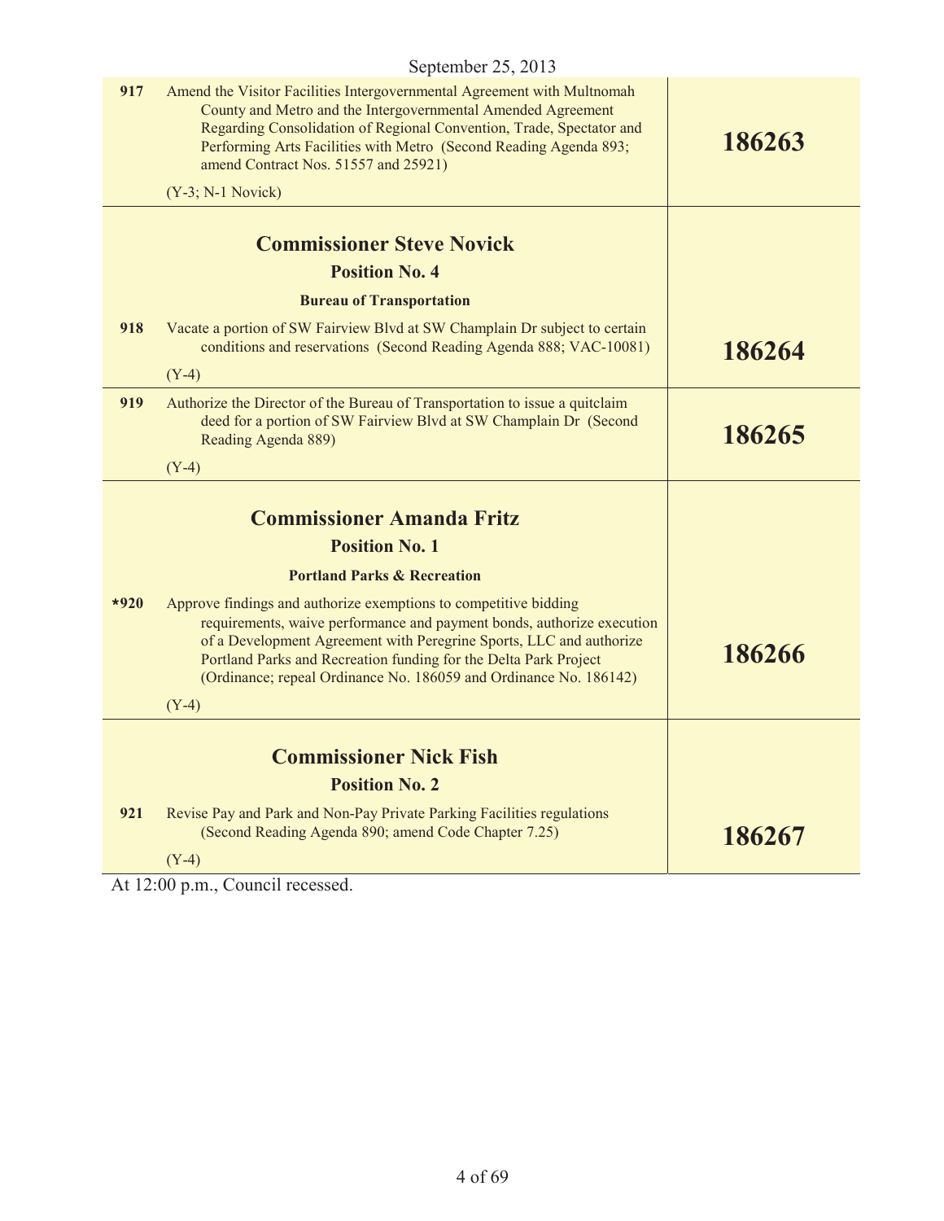September 25, 2013

| | | |
|---|---|---|
| 917 | Amend the Visitor Facilities Intergovernmental Agreement with Multnomah County and Metro and the Intergovernmental Amended Agreement Regarding Consolidation of Regional Convention, Trade, Spectator and Performing Arts Facilities with Metro (Second Reading Agenda 893; amend Contract Nos. 51557 and 25921)<br><br>(Y-3; N-1 Novick) | **186263** |
| | **Commissioner Steve Novick**<br>**Position No. 4**<br>**Bureau of Transportation** | |
| 918 | Vacate a portion of SW Fairview Blvd at SW Champlain Dr subject to certain conditions and reservations (Second Reading Agenda 888; VAC-10081)<br><br>(Y-4) | **186264** |
| 919 | Authorize the Director of the Bureau of Transportation to issue a quitclaim deed for a portion of SW Fairview Blvd at SW Champlain Dr (Second Reading Agenda 889)<br><br>(Y-4) | **186265** |
| | **Commissioner Amanda Fritz**<br>**Position No. 1**<br>**Portland Parks & Recreation** | |
| *920 | Approve findings and authorize exemptions to competitive bidding requirements, waive performance and payment bonds, authorize execution of a Development Agreement with Peregrine Sports, LLC and authorize Portland Parks and Recreation funding for the Delta Park Project (Ordinance; repeal Ordinance No. 186059 and Ordinance No. 186142)<br><br>(Y-4) | **186266** |
| | **Commissioner Nick Fish**<br>**Position No. 2** | |
| 921 | Revise Pay and Park and Non-Pay Private Parking Facilities regulations (Second Reading Agenda 890; amend Code Chapter 7.25)<br><br>(Y-4) | **186267** |

At 12:00 p.m., Council recessed.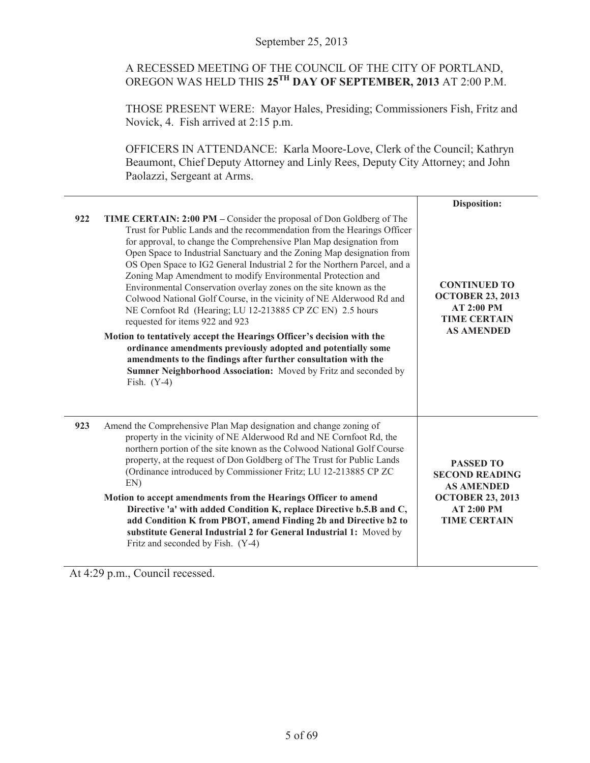September 25, 2013

A RECESSED MEETING OF THE COUNCIL OF THE CITY OF PORTLAND, OREGON WAS HELD THIS **25TH DAY OF SEPTEMBER, 2013** AT 2:00 P.M.

THOSE PRESENT WERE: Mayor Hales, Presiding; Commissioners Fish, Fritz and Novick, 4. Fish arrived at 2:15 p.m.

OFFICERS IN ATTENDANCE: Karla Moore-Love, Clerk of the Council; Kathryn Beaumont, Chief Deputy Attorney and Linly Rees, Deputy City Attorney; and John Paolazzi, Sergeant at Arms.

| | | **Disposition:** |
|---|---|---|
| **922** | **TIME CERTAIN: 2:00 PM –** Consider the proposal of Don Goldberg of The Trust for Public Lands and the recommendation from the Hearings Officer for approval, to change the Comprehensive Plan Map designation from Open Space to Industrial Sanctuary and the Zoning Map designation from OS Open Space to IG2 General Industrial 2 for the Northern Parcel, and a Zoning Map Amendment to modify Environmental Protection and Environmental Conservation overlay zones on the site known as the Colwood National Golf Course, in the vicinity of NE Alderwood Rd and NE Cornfoot Rd (Hearing; LU 12-213885 CP ZC EN) 2.5 hours requested for items 922 and 923<br><br>**Motion to tentatively accept the Hearings Officer's decision with the ordinance amendments previously adopted and potentially some amendments to the findings after further consultation with the Sumner Neighborhood Association:** Moved by Fritz and seconded by Fish. (Y-4) | **CONTINUED TO OCTOBER 23, 2013 AT 2:00 PM TIME CERTAIN AS AMENDED** |
| **923** | Amend the Comprehensive Plan Map designation and change zoning of property in the vicinity of NE Alderwood Rd and NE Cornfoot Rd, the northern portion of the site known as the Colwood National Golf Course property, at the request of Don Goldberg of The Trust for Public Lands (Ordinance introduced by Commissioner Fritz; LU 12-213885 CP ZC EN)<br><br>**Motion to accept amendments from the Hearings Officer to amend Directive 'a' with added Condition K, replace Directive b.5.B and C, add Condition K from PBOT, amend Finding 2b and Directive b2 to substitute General Industrial 2 for General Industrial 1:** Moved by Fritz and seconded by Fish. (Y-4) | **PASSED TO SECOND READING AS AMENDED OCTOBER 23, 2013 AT 2:00 PM TIME CERTAIN** |

At 4:29 p.m., Council recessed.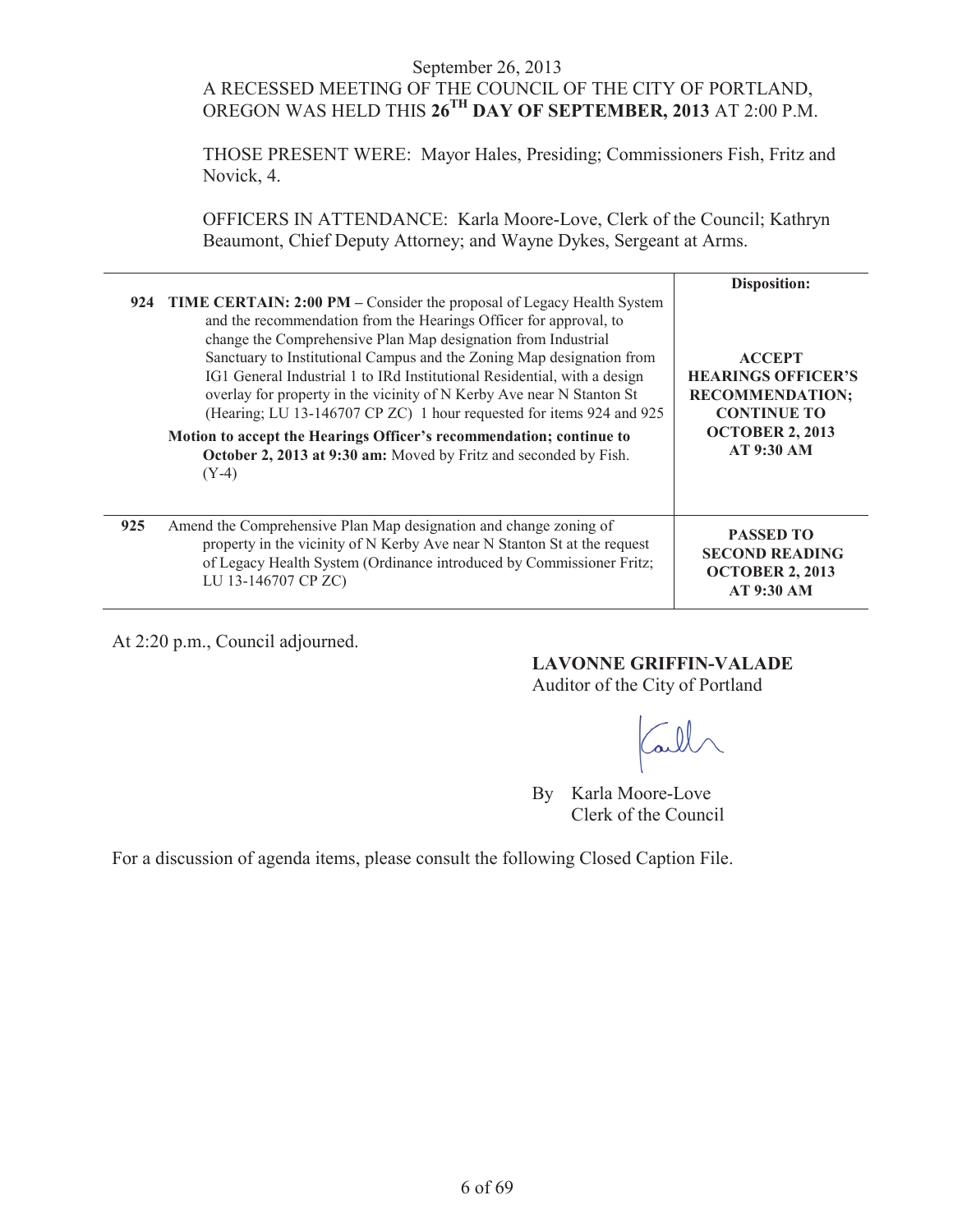September 26, 2013

A RECESSED MEETING OF THE COUNCIL OF THE CITY OF PORTLAND, OREGON WAS HELD THIS **26TH DAY OF SEPTEMBER, 2013** AT 2:00 P.M.

THOSE PRESENT WERE: Mayor Hales, Presiding; Commissioners Fish, Fritz and Novick, 4.

OFFICERS IN ATTENDANCE: Karla Moore-Love, Clerk of the Council; Kathryn Beaumont, Chief Deputy Attorney; and Wayne Dykes, Sergeant at Arms.

| | | **Disposition:** |
|---|---|---|
| **924** | **TIME CERTAIN: 2:00 PM –** Consider the proposal of Legacy Health System and the recommendation from the Hearings Officer for approval, to change the Comprehensive Plan Map designation from Industrial Sanctuary to Institutional Campus and the Zoning Map designation from IG1 General Industrial 1 to IRd Institutional Residential, with a design overlay for property in the vicinity of N Kerby Ave near N Stanton St (Hearing; LU 13-146707 CP ZC) 1 hour requested for items 924 and 925<br><br>**Motion to accept the Hearings Officer's recommendation; continue to October 2, 2013 at 9:30 am:** Moved by Fritz and seconded by Fish. (Y-4) | **ACCEPT HEARINGS OFFICER'S RECOMMENDATION; CONTINUE TO OCTOBER 2, 2013 AT 9:30 AM** |
| **925** | Amend the Comprehensive Plan Map designation and change zoning of property in the vicinity of N Kerby Ave near N Stanton St at the request of Legacy Health System (Ordinance introduced by Commissioner Fritz; LU 13-146707 CP ZC) | **PASSED TO SECOND READING OCTOBER 2, 2013 AT 9:30 AM** |

At 2:20 p.m., Council adjourned.

**LAVONNE GRIFFIN-VALADE**
Auditor of the City of Portland

By Karla Moore-Love
Clerk of the Council

For a discussion of agenda items, please consult the following Closed Caption File.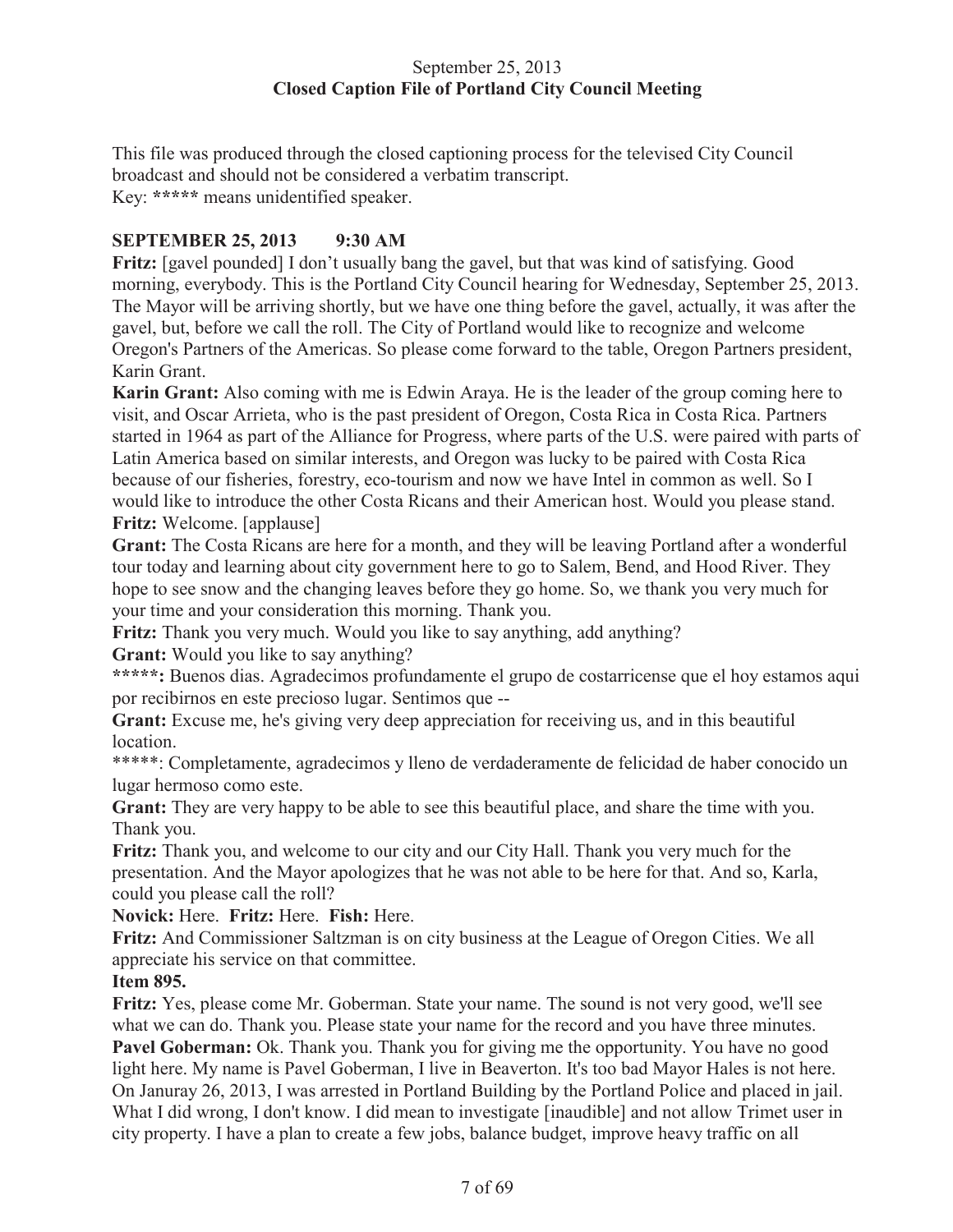September 25, 2013
**Closed Caption File of Portland City Council Meeting**

This file was produced through the closed captioning process for the televised City Council broadcast and should not be considered a verbatim transcript.
Key: **\*\*\*\*\*** means unidentified speaker.

**SEPTEMBER 25, 2013 9:30 AM**

**Fritz:** [gavel pounded] I don't usually bang the gavel, but that was kind of satisfying. Good morning, everybody. This is the Portland City Council hearing for Wednesday, September 25, 2013. The Mayor will be arriving shortly, but we have one thing before the gavel, actually, it was after the gavel, but, before we call the roll. The City of Portland would like to recognize and welcome Oregon's Partners of the Americas. So please come forward to the table, Oregon Partners president, Karin Grant.

**Karin Grant:** Also coming with me is Edwin Araya. He is the leader of the group coming here to visit, and Oscar Arrieta, who is the past president of Oregon, Costa Rica in Costa Rica. Partners started in 1964 as part of the Alliance for Progress, where parts of the U.S. were paired with parts of Latin America based on similar interests, and Oregon was lucky to be paired with Costa Rica because of our fisheries, forestry, eco-tourism and now we have Intel in common as well. So I would like to introduce the other Costa Ricans and their American host. Would you please stand.

**Fritz:** Welcome. [applause]

**Grant:** The Costa Ricans are here for a month, and they will be leaving Portland after a wonderful tour today and learning about city government here to go to Salem, Bend, and Hood River. They hope to see snow and the changing leaves before they go home. So, we thank you very much for your time and your consideration this morning. Thank you.

**Fritz:** Thank you very much. Would you like to say anything, add anything?

**Grant:** Would you like to say anything?

**\*\*\*\*\*:** Buenos dias. Agradecimos profundamente el grupo de costarricense que el hoy estamos aqui por recibirnos en este precioso lugar. Sentimos que --

**Grant:** Excuse me, he's giving very deep appreciation for receiving us, and in this beautiful location.

\*\*\*\*\*: Completamente, agradecimos y lleno de verdaderamente de felicidad de haber conocido un lugar hermoso como este.

**Grant:** They are very happy to be able to see this beautiful place, and share the time with you. Thank you.

**Fritz:** Thank you, and welcome to our city and our City Hall. Thank you very much for the presentation. And the Mayor apologizes that he was not able to be here for that. And so, Karla, could you please call the roll?

**Novick:** Here. **Fritz:** Here. **Fish:** Here.

**Fritz:** And Commissioner Saltzman is on city business at the League of Oregon Cities. We all appreciate his service on that committee.

**Item 895.**

**Fritz:** Yes, please come Mr. Goberman. State your name. The sound is not very good, we'll see what we can do. Thank you. Please state your name for the record and you have three minutes.

**Pavel Goberman:** Ok. Thank you. Thank you for giving me the opportunity. You have no good light here. My name is Pavel Goberman, I live in Beaverton. It's too bad Mayor Hales is not here. On Januray 26, 2013, I was arrested in Portland Building by the Portland Police and placed in jail. What I did wrong, I don't know. I did mean to investigate [inaudible] and not allow Trimet user in city property. I have a plan to create a few jobs, balance budget, improve heavy traffic on all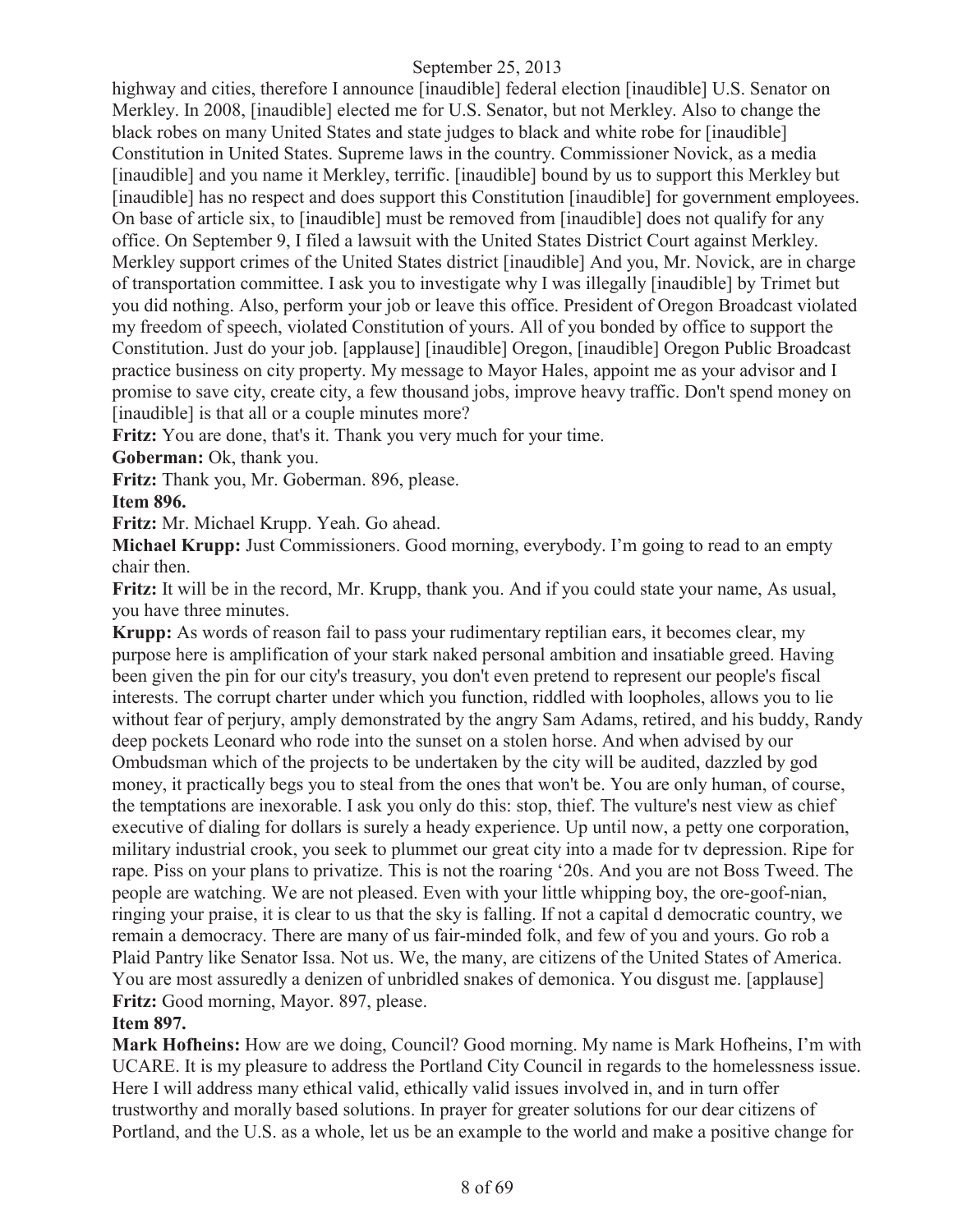highway and cities, therefore I announce [inaudible] federal election [inaudible] U.S. Senator on Merkley. In 2008, [inaudible] elected me for U.S. Senator, but not Merkley. Also to change the black robes on many United States and state judges to black and white robe for [inaudible] Constitution in United States. Supreme laws in the country. Commissioner Novick, as a media [inaudible] and you name it Merkley, terrific. [inaudible] bound by us to support this Merkley but [inaudible] has no respect and does support this Constitution [inaudible] for government employees. On base of article six, to [inaudible] must be removed from [inaudible] does not qualify for any office. On September 9, I filed a lawsuit with the United States District Court against Merkley. Merkley support crimes of the United States district [inaudible] And you, Mr. Novick, are in charge of transportation committee. I ask you to investigate why I was illegally [inaudible] by Trimet but you did nothing. Also, perform your job or leave this office. President of Oregon Broadcast violated my freedom of speech, violated Constitution of yours. All of you bonded by office to support the Constitution. Just do your job. [applause] [inaudible] Oregon, [inaudible] Oregon Public Broadcast practice business on city property. My message to Mayor Hales, appoint me as your advisor and I promise to save city, create city, a few thousand jobs, improve heavy traffic. Don't spend money on [inaudible] is that all or a couple minutes more?

**Fritz:** You are done, that's it. Thank you very much for your time.

**Goberman:** Ok, thank you.

**Fritz:** Thank you, Mr. Goberman. 896, please.

**Item 896.**

**Fritz:** Mr. Michael Krupp. Yeah. Go ahead.

**Michael Krupp:** Just Commissioners. Good morning, everybody. I'm going to read to an empty chair then.

**Fritz:** It will be in the record, Mr. Krupp, thank you. And if you could state your name, As usual, you have three minutes.

**Krupp:** As words of reason fail to pass your rudimentary reptilian ears, it becomes clear, my purpose here is amplification of your stark naked personal ambition and insatiable greed. Having been given the pin for our city's treasury, you don't even pretend to represent our people's fiscal interests. The corrupt charter under which you function, riddled with loopholes, allows you to lie without fear of perjury, amply demonstrated by the angry Sam Adams, retired, and his buddy, Randy deep pockets Leonard who rode into the sunset on a stolen horse. And when advised by our Ombudsman which of the projects to be undertaken by the city will be audited, dazzled by god money, it practically begs you to steal from the ones that won't be. You are only human, of course, the temptations are inexorable. I ask you only do this: stop, thief. The vulture's nest view as chief executive of dialing for dollars is surely a heady experience. Up until now, a petty one corporation, military industrial crook, you seek to plummet our great city into a made for tv depression. Ripe for rape. Piss on your plans to privatize. This is not the roaring '20s. And you are not Boss Tweed. The people are watching. We are not pleased. Even with your little whipping boy, the ore-goof-nian, ringing your praise, it is clear to us that the sky is falling. If not a capital d democratic country, we remain a democracy. There are many of us fair-minded folk, and few of you and yours. Go rob a Plaid Pantry like Senator Issa. Not us. We, the many, are citizens of the United States of America. You are most assuredly a denizen of unbridled snakes of demonica. You disgust me. [applause]

**Fritz:** Good morning, Mayor. 897, please.

**Item 897.**

**Mark Hofheins:** How are we doing, Council? Good morning. My name is Mark Hofheins, I'm with UCARE. It is my pleasure to address the Portland City Council in regards to the homelessness issue. Here I will address many ethical valid, ethically valid issues involved in, and in turn offer trustworthy and morally based solutions. In prayer for greater solutions for our dear citizens of Portland, and the U.S. as a whole, let us be an example to the world and make a positive change for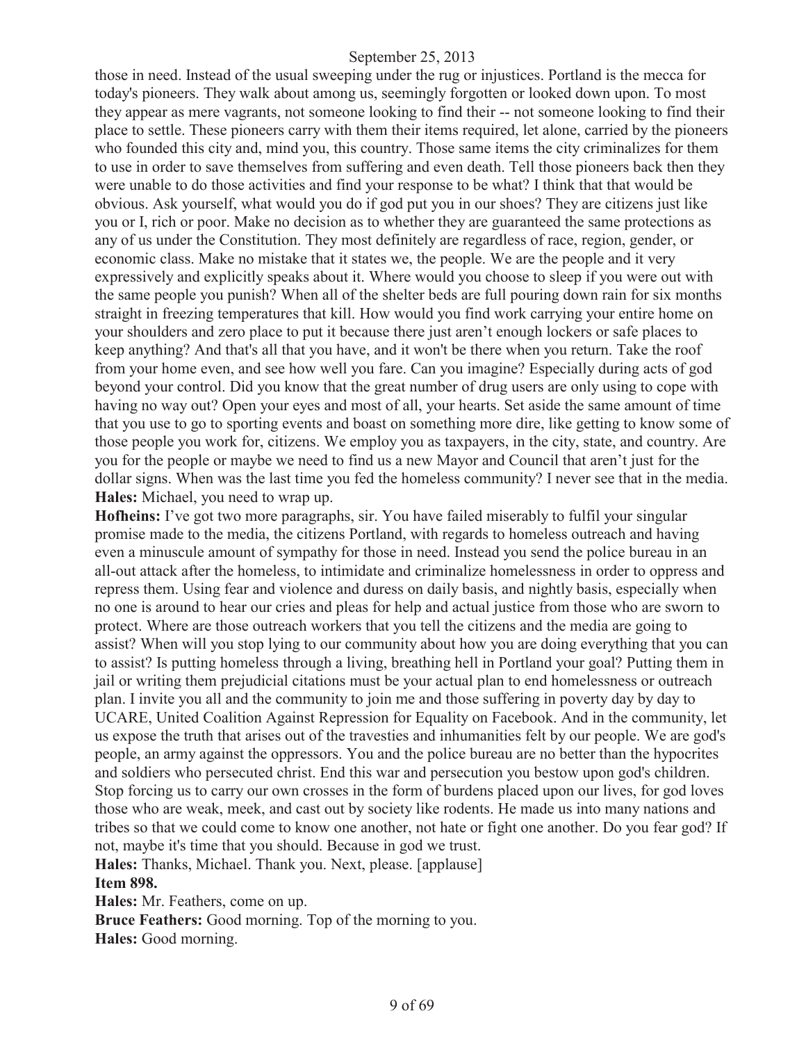those in need. Instead of the usual sweeping under the rug or injustices. Portland is the mecca for today's pioneers. They walk about among us, seemingly forgotten or looked down upon. To most they appear as mere vagrants, not someone looking to find their -- not someone looking to find their place to settle. These pioneers carry with them their items required, let alone, carried by the pioneers who founded this city and, mind you, this country. Those same items the city criminalizes for them to use in order to save themselves from suffering and even death. Tell those pioneers back then they were unable to do those activities and find your response to be what? I think that that would be obvious. Ask yourself, what would you do if god put you in our shoes? They are citizens just like you or I, rich or poor. Make no decision as to whether they are guaranteed the same protections as any of us under the Constitution. They most definitely are regardless of race, region, gender, or economic class. Make no mistake that it states we, the people. We are the people and it very expressively and explicitly speaks about it. Where would you choose to sleep if you were out with the same people you punish? When all of the shelter beds are full pouring down rain for six months straight in freezing temperatures that kill. How would you find work carrying your entire home on your shoulders and zero place to put it because there just aren't enough lockers or safe places to keep anything? And that's all that you have, and it won't be there when you return. Take the roof from your home even, and see how well you fare. Can you imagine? Especially during acts of god beyond your control. Did you know that the great number of drug users are only using to cope with having no way out? Open your eyes and most of all, your hearts. Set aside the same amount of time that you use to go to sporting events and boast on something more dire, like getting to know some of those people you work for, citizens. We employ you as taxpayers, in the city, state, and country. Are you for the people or maybe we need to find us a new Mayor and Council that aren't just for the dollar signs. When was the last time you fed the homeless community? I never see that in the media.

**Hales:** Michael, you need to wrap up.

**Hofheins:** I've got two more paragraphs, sir. You have failed miserably to fulfil your singular promise made to the media, the citizens Portland, with regards to homeless outreach and having even a minuscule amount of sympathy for those in need. Instead you send the police bureau in an all-out attack after the homeless, to intimidate and criminalize homelessness in order to oppress and repress them. Using fear and violence and duress on daily basis, and nightly basis, especially when no one is around to hear our cries and pleas for help and actual justice from those who are sworn to protect. Where are those outreach workers that you tell the citizens and the media are going to assist? When will you stop lying to our community about how you are doing everything that you can to assist? Is putting homeless through a living, breathing hell in Portland your goal? Putting them in jail or writing them prejudicial citations must be your actual plan to end homelessness or outreach plan. I invite you all and the community to join me and those suffering in poverty day by day to UCARE, United Coalition Against Repression for Equality on Facebook. And in the community, let us expose the truth that arises out of the travesties and inhumanities felt by our people. We are god's people, an army against the oppressors. You and the police bureau are no better than the hypocrites and soldiers who persecuted christ. End this war and persecution you bestow upon god's children. Stop forcing us to carry our own crosses in the form of burdens placed upon our lives, for god loves those who are weak, meek, and cast out by society like rodents. He made us into many nations and tribes so that we could come to know one another, not hate or fight one another. Do you fear god? If not, maybe it's time that you should. Because in god we trust.

**Hales:** Thanks, Michael. Thank you. Next, please. [applause]

**Item 898.**

**Hales:** Mr. Feathers, come on up.

**Bruce Feathers:** Good morning. Top of the morning to you.

**Hales:** Good morning.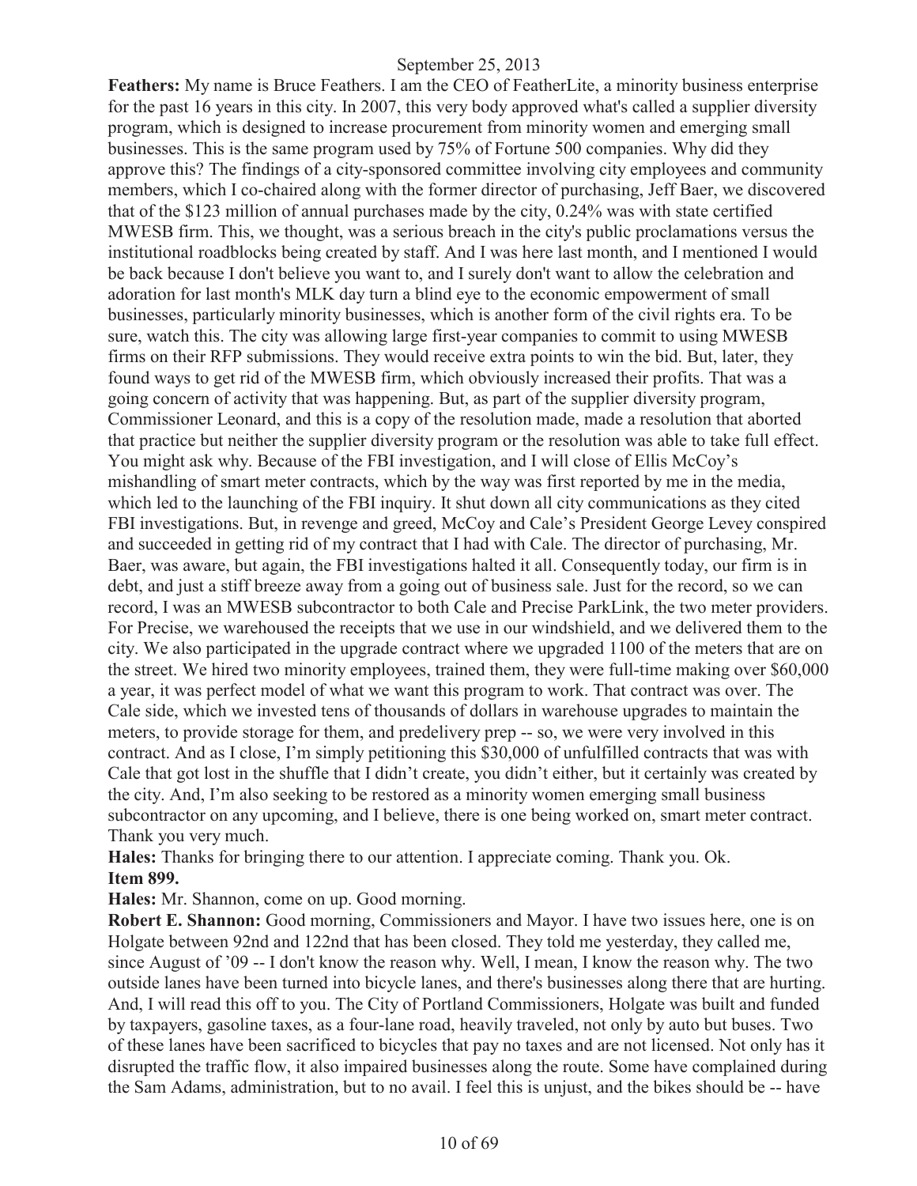**Feathers:** My name is Bruce Feathers. I am the CEO of FeatherLite, a minority business enterprise for the past 16 years in this city. In 2007, this very body approved what's called a supplier diversity program, which is designed to increase procurement from minority women and emerging small businesses. This is the same program used by 75% of Fortune 500 companies. Why did they approve this? The findings of a city-sponsored committee involving city employees and community members, which I co-chaired along with the former director of purchasing, Jeff Baer, we discovered that of the $123 million of annual purchases made by the city, 0.24% was with state certified MWESB firm. This, we thought, was a serious breach in the city's public proclamations versus the institutional roadblocks being created by staff. And I was here last month, and I mentioned I would be back because I don't believe you want to, and I surely don't want to allow the celebration and adoration for last month's MLK day turn a blind eye to the economic empowerment of small businesses, particularly minority businesses, which is another form of the civil rights era. To be sure, watch this. The city was allowing large first-year companies to commit to using MWESB firms on their RFP submissions. They would receive extra points to win the bid. But, later, they found ways to get rid of the MWESB firm, which obviously increased their profits. That was a going concern of activity that was happening. But, as part of the supplier diversity program, Commissioner Leonard, and this is a copy of the resolution made, made a resolution that aborted that practice but neither the supplier diversity program or the resolution was able to take full effect. You might ask why. Because of the FBI investigation, and I will close of Ellis McCoy's mishandling of smart meter contracts, which by the way was first reported by me in the media, which led to the launching of the FBI inquiry. It shut down all city communications as they cited FBI investigations. But, in revenge and greed, McCoy and Cale's President George Levey conspired and succeeded in getting rid of my contract that I had with Cale. The director of purchasing, Mr. Baer, was aware, but again, the FBI investigations halted it all. Consequently today, our firm is in debt, and just a stiff breeze away from a going out of business sale. Just for the record, so we can record, I was an MWESB subcontractor to both Cale and Precise ParkLink, the two meter providers. For Precise, we warehoused the receipts that we use in our windshield, and we delivered them to the city. We also participated in the upgrade contract where we upgraded 1100 of the meters that are on the street. We hired two minority employees, trained them, they were full-time making over $60,000 a year, it was perfect model of what we want this program to work. That contract was over. The Cale side, which we invested tens of thousands of dollars in warehouse upgrades to maintain the meters, to provide storage for them, and predelivery prep -- so, we were very involved in this contract. And as I close, I'm simply petitioning this $30,000 of unfulfilled contracts that was with Cale that got lost in the shuffle that I didn't create, you didn't either, but it certainly was created by the city. And, I'm also seeking to be restored as a minority women emerging small business subcontractor on any upcoming, and I believe, there is one being worked on, smart meter contract. Thank you very much.

**Hales:** Thanks for bringing there to our attention. I appreciate coming. Thank you. Ok.

**Item 899.**

**Hales:** Mr. Shannon, come on up. Good morning.

**Robert E. Shannon:** Good morning, Commissioners and Mayor. I have two issues here, one is on Holgate between 92nd and 122nd that has been closed. They told me yesterday, they called me, since August of '09 -- I don't know the reason why. Well, I mean, I know the reason why. The two outside lanes have been turned into bicycle lanes, and there's businesses along there that are hurting. And, I will read this off to you. The City of Portland Commissioners, Holgate was built and funded by taxpayers, gasoline taxes, as a four-lane road, heavily traveled, not only by auto but buses. Two of these lanes have been sacrificed to bicycles that pay no taxes and are not licensed. Not only has it disrupted the traffic flow, it also impaired businesses along the route. Some have complained during the Sam Adams, administration, but to no avail. I feel this is unjust, and the bikes should be -- have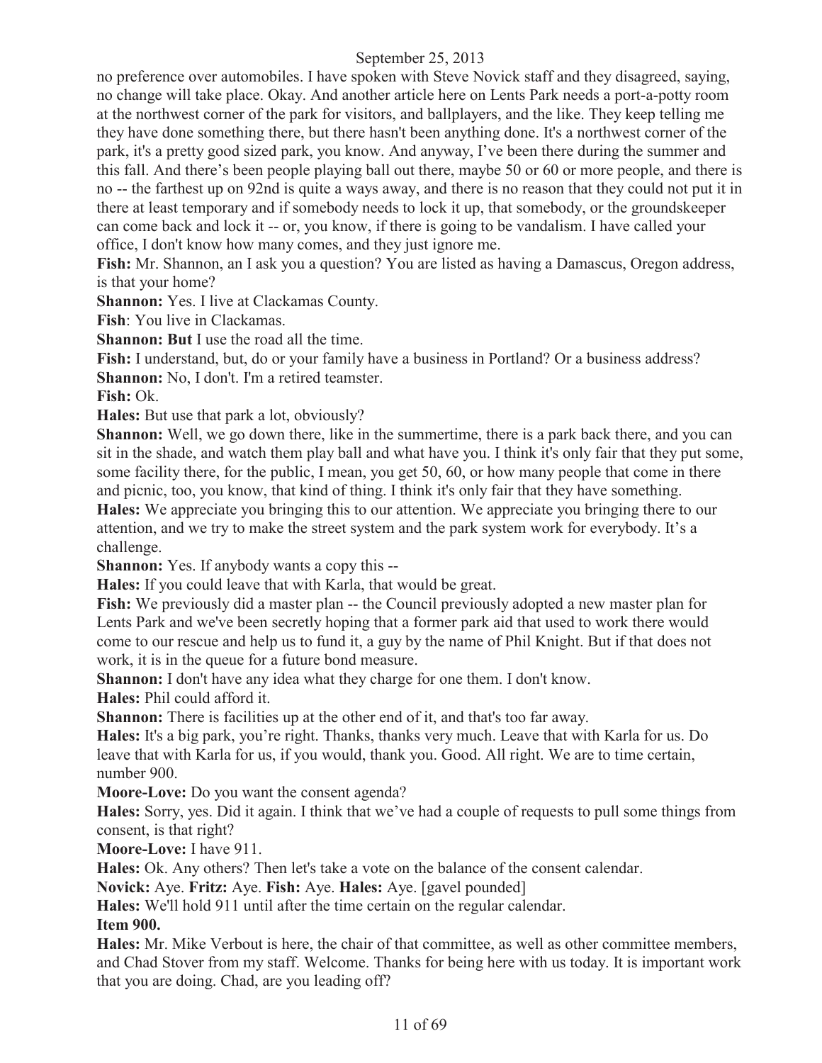no preference over automobiles. I have spoken with Steve Novick staff and they disagreed, saying, no change will take place. Okay. And another article here on Lents Park needs a port-a-potty room at the northwest corner of the park for visitors, and ballplayers, and the like. They keep telling me they have done something there, but there hasn't been anything done. It's a northwest corner of the park, it's a pretty good sized park, you know. And anyway, I've been there during the summer and this fall. And there's been people playing ball out there, maybe 50 or 60 or more people, and there is no -- the farthest up on 92nd is quite a ways away, and there is no reason that they could not put it in there at least temporary and if somebody needs to lock it up, that somebody, or the groundskeeper can come back and lock it -- or, you know, if there is going to be vandalism. I have called your office, I don't know how many comes, and they just ignore me.

**Fish:** Mr. Shannon, an I ask you a question? You are listed as having a Damascus, Oregon address, is that your home?

**Shannon:** Yes. I live at Clackamas County.

**Fish**: You live in Clackamas.

**Shannon: But** I use the road all the time.

**Fish:** I understand, but, do or your family have a business in Portland? Or a business address?

**Shannon:** No, I don't. I'm a retired teamster.

**Fish:** Ok.

**Hales:** But use that park a lot, obviously?

**Shannon:** Well, we go down there, like in the summertime, there is a park back there, and you can sit in the shade, and watch them play ball and what have you. I think it's only fair that they put some, some facility there, for the public, I mean, you get 50, 60, or how many people that come in there and picnic, too, you know, that kind of thing. I think it's only fair that they have something.

**Hales:** We appreciate you bringing this to our attention. We appreciate you bringing there to our attention, and we try to make the street system and the park system work for everybody. It's a challenge.

**Shannon:** Yes. If anybody wants a copy this --

**Hales:** If you could leave that with Karla, that would be great.

**Fish:** We previously did a master plan -- the Council previously adopted a new master plan for Lents Park and we've been secretly hoping that a former park aid that used to work there would come to our rescue and help us to fund it, a guy by the name of Phil Knight. But if that does not work, it is in the queue for a future bond measure.

**Shannon:** I don't have any idea what they charge for one them. I don't know.

**Hales:** Phil could afford it.

**Shannon:** There is facilities up at the other end of it, and that's too far away.

**Hales:** It's a big park, you're right. Thanks, thanks very much. Leave that with Karla for us. Do leave that with Karla for us, if you would, thank you. Good. All right. We are to time certain, number 900.

**Moore-Love:** Do you want the consent agenda?

**Hales:** Sorry, yes. Did it again. I think that we've had a couple of requests to pull some things from consent, is that right?

**Moore-Love:** I have 911.

**Hales:** Ok. Any others? Then let's take a vote on the balance of the consent calendar.

**Novick:** Aye. **Fritz:** Aye. **Fish:** Aye. **Hales:** Aye. [gavel pounded]

**Hales:** We'll hold 911 until after the time certain on the regular calendar.

**Item 900.**

**Hales:** Mr. Mike Verbout is here, the chair of that committee, as well as other committee members, and Chad Stover from my staff. Welcome. Thanks for being here with us today. It is important work that you are doing. Chad, are you leading off?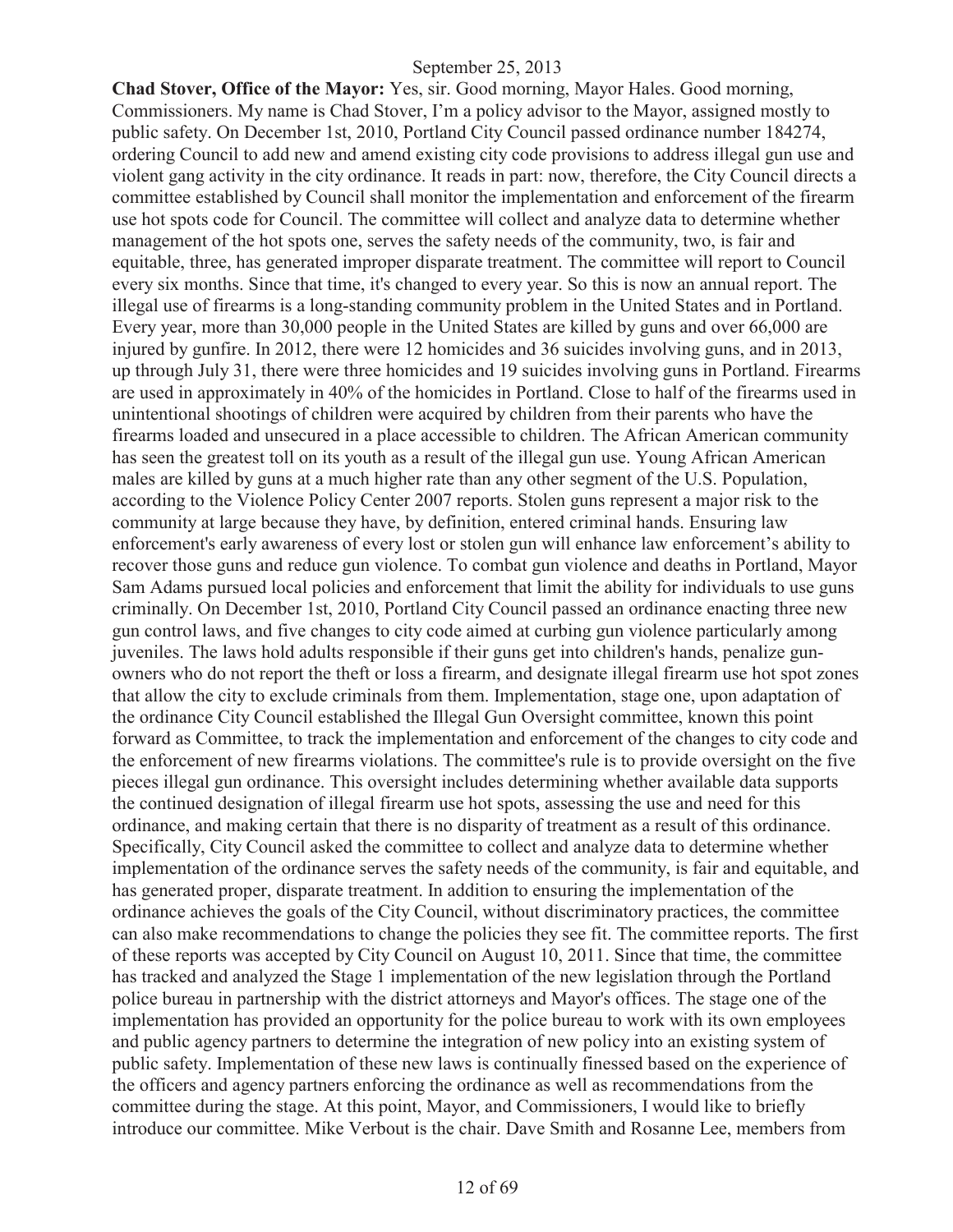**Chad Stover, Office of the Mayor:** Yes, sir. Good morning, Mayor Hales. Good morning, Commissioners. My name is Chad Stover, I'm a policy advisor to the Mayor, assigned mostly to public safety. On December 1st, 2010, Portland City Council passed ordinance number 184274, ordering Council to add new and amend existing city code provisions to address illegal gun use and violent gang activity in the city ordinance. It reads in part: now, therefore, the City Council directs a committee established by Council shall monitor the implementation and enforcement of the firearm use hot spots code for Council. The committee will collect and analyze data to determine whether management of the hot spots one, serves the safety needs of the community, two, is fair and equitable, three, has generated improper disparate treatment. The committee will report to Council every six months. Since that time, it's changed to every year. So this is now an annual report. The illegal use of firearms is a long-standing community problem in the United States and in Portland. Every year, more than 30,000 people in the United States are killed by guns and over 66,000 are injured by gunfire. In 2012, there were 12 homicides and 36 suicides involving guns, and in 2013, up through July 31, there were three homicides and 19 suicides involving guns in Portland. Firearms are used in approximately in 40% of the homicides in Portland. Close to half of the firearms used in unintentional shootings of children were acquired by children from their parents who have the firearms loaded and unsecured in a place accessible to children. The African American community has seen the greatest toll on its youth as a result of the illegal gun use. Young African American males are killed by guns at a much higher rate than any other segment of the U.S. Population, according to the Violence Policy Center 2007 reports. Stolen guns represent a major risk to the community at large because they have, by definition, entered criminal hands. Ensuring law enforcement's early awareness of every lost or stolen gun will enhance law enforcement's ability to recover those guns and reduce gun violence. To combat gun violence and deaths in Portland, Mayor Sam Adams pursued local policies and enforcement that limit the ability for individuals to use guns criminally. On December 1st, 2010, Portland City Council passed an ordinance enacting three new gun control laws, and five changes to city code aimed at curbing gun violence particularly among juveniles. The laws hold adults responsible if their guns get into children's hands, penalize gun-owners who do not report the theft or loss a firearm, and designate illegal firearm use hot spot zones that allow the city to exclude criminals from them. Implementation, stage one, upon adaptation of the ordinance City Council established the Illegal Gun Oversight committee, known this point forward as Committee, to track the implementation and enforcement of the changes to city code and the enforcement of new firearms violations. The committee's rule is to provide oversight on the five pieces illegal gun ordinance. This oversight includes determining whether available data supports the continued designation of illegal firearm use hot spots, assessing the use and need for this ordinance, and making certain that there is no disparity of treatment as a result of this ordinance. Specifically, City Council asked the committee to collect and analyze data to determine whether implementation of the ordinance serves the safety needs of the community, is fair and equitable, and has generated proper, disparate treatment. In addition to ensuring the implementation of the ordinance achieves the goals of the City Council, without discriminatory practices, the committee can also make recommendations to change the policies they see fit. The committee reports. The first of these reports was accepted by City Council on August 10, 2011. Since that time, the committee has tracked and analyzed the Stage 1 implementation of the new legislation through the Portland police bureau in partnership with the district attorneys and Mayor's offices. The stage one of the implementation has provided an opportunity for the police bureau to work with its own employees and public agency partners to determine the integration of new policy into an existing system of public safety. Implementation of these new laws is continually finessed based on the experience of the officers and agency partners enforcing the ordinance as well as recommendations from the committee during the stage. At this point, Mayor, and Commissioners, I would like to briefly introduce our committee. Mike Verbout is the chair. Dave Smith and Rosanne Lee, members from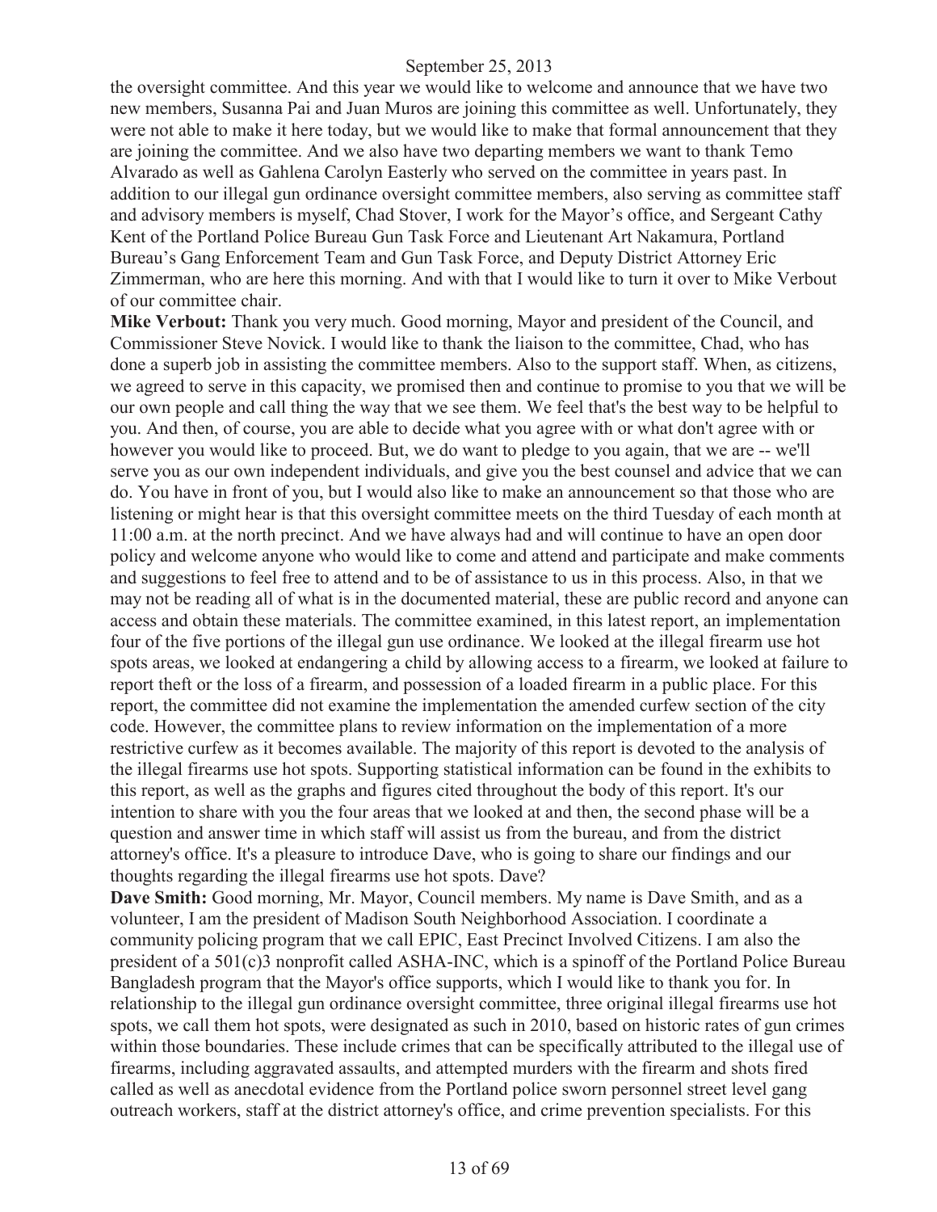the oversight committee. And this year we would like to welcome and announce that we have two new members, Susanna Pai and Juan Muros are joining this committee as well. Unfortunately, they were not able to make it here today, but we would like to make that formal announcement that they are joining the committee. And we also have two departing members we want to thank Temo Alvarado as well as Gahlena Carolyn Easterly who served on the committee in years past. In addition to our illegal gun ordinance oversight committee members, also serving as committee staff and advisory members is myself, Chad Stover, I work for the Mayor's office, and Sergeant Cathy Kent of the Portland Police Bureau Gun Task Force and Lieutenant Art Nakamura, Portland Bureau's Gang Enforcement Team and Gun Task Force, and Deputy District Attorney Eric Zimmerman, who are here this morning. And with that I would like to turn it over to Mike Verbout of our committee chair.

**Mike Verbout:** Thank you very much. Good morning, Mayor and president of the Council, and Commissioner Steve Novick. I would like to thank the liaison to the committee, Chad, who has done a superb job in assisting the committee members. Also to the support staff. When, as citizens, we agreed to serve in this capacity, we promised then and continue to promise to you that we will be our own people and call thing the way that we see them. We feel that's the best way to be helpful to you. And then, of course, you are able to decide what you agree with or what don't agree with or however you would like to proceed. But, we do want to pledge to you again, that we are -- we'll serve you as our own independent individuals, and give you the best counsel and advice that we can do. You have in front of you, but I would also like to make an announcement so that those who are listening or might hear is that this oversight committee meets on the third Tuesday of each month at 11:00 a.m. at the north precinct. And we have always had and will continue to have an open door policy and welcome anyone who would like to come and attend and participate and make comments and suggestions to feel free to attend and to be of assistance to us in this process. Also, in that we may not be reading all of what is in the documented material, these are public record and anyone can access and obtain these materials. The committee examined, in this latest report, an implementation four of the five portions of the illegal gun use ordinance. We looked at the illegal firearm use hot spots areas, we looked at endangering a child by allowing access to a firearm, we looked at failure to report theft or the loss of a firearm, and possession of a loaded firearm in a public place. For this report, the committee did not examine the implementation the amended curfew section of the city code. However, the committee plans to review information on the implementation of a more restrictive curfew as it becomes available. The majority of this report is devoted to the analysis of the illegal firearms use hot spots. Supporting statistical information can be found in the exhibits to this report, as well as the graphs and figures cited throughout the body of this report. It's our intention to share with you the four areas that we looked at and then, the second phase will be a question and answer time in which staff will assist us from the bureau, and from the district attorney's office. It's a pleasure to introduce Dave, who is going to share our findings and our thoughts regarding the illegal firearms use hot spots. Dave?

**Dave Smith:** Good morning, Mr. Mayor, Council members. My name is Dave Smith, and as a volunteer, I am the president of Madison South Neighborhood Association. I coordinate a community policing program that we call EPIC, East Precinct Involved Citizens. I am also the president of a 501(c)3 nonprofit called ASHA-INC, which is a spinoff of the Portland Police Bureau Bangladesh program that the Mayor's office supports, which I would like to thank you for. In relationship to the illegal gun ordinance oversight committee, three original illegal firearms use hot spots, we call them hot spots, were designated as such in 2010, based on historic rates of gun crimes within those boundaries. These include crimes that can be specifically attributed to the illegal use of firearms, including aggravated assaults, and attempted murders with the firearm and shots fired called as well as anecdotal evidence from the Portland police sworn personnel street level gang outreach workers, staff at the district attorney's office, and crime prevention specialists. For this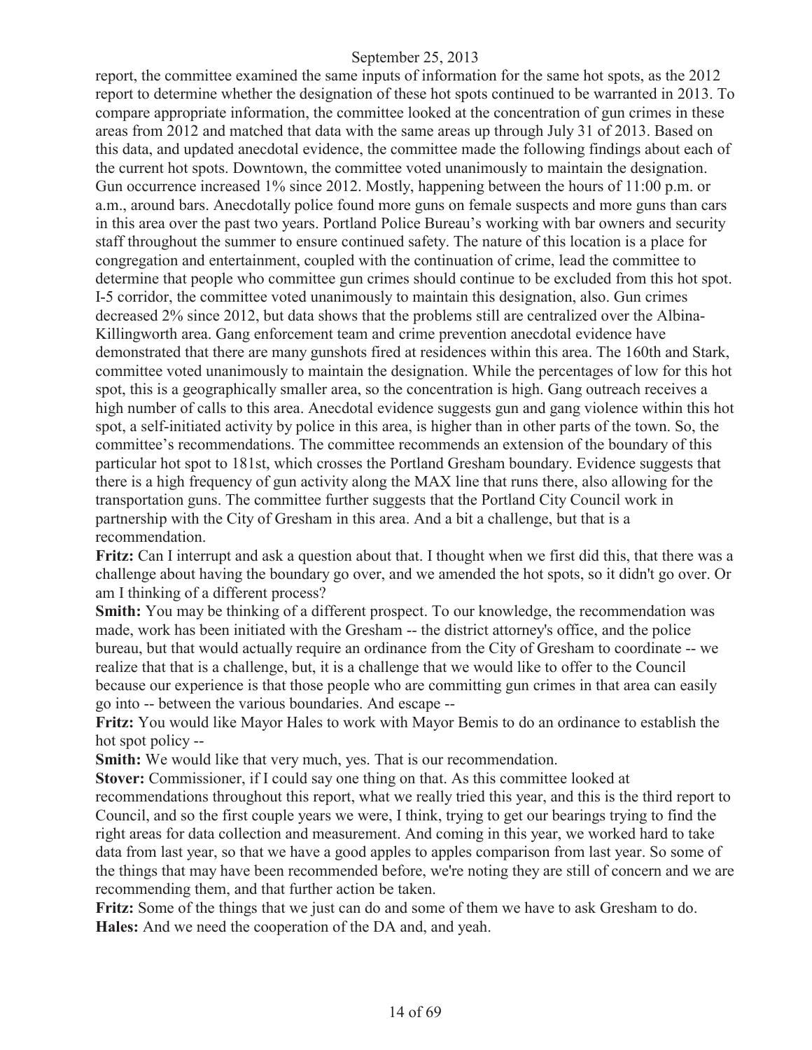report, the committee examined the same inputs of information for the same hot spots, as the 2012 report to determine whether the designation of these hot spots continued to be warranted in 2013. To compare appropriate information, the committee looked at the concentration of gun crimes in these areas from 2012 and matched that data with the same areas up through July 31 of 2013. Based on this data, and updated anecdotal evidence, the committee made the following findings about each of the current hot spots. Downtown, the committee voted unanimously to maintain the designation. Gun occurrence increased 1% since 2012. Mostly, happening between the hours of 11:00 p.m. or a.m., around bars. Anecdotally police found more guns on female suspects and more guns than cars in this area over the past two years. Portland Police Bureau's working with bar owners and security staff throughout the summer to ensure continued safety. The nature of this location is a place for congregation and entertainment, coupled with the continuation of crime, lead the committee to determine that people who committee gun crimes should continue to be excluded from this hot spot. I-5 corridor, the committee voted unanimously to maintain this designation, also. Gun crimes decreased 2% since 2012, but data shows that the problems still are centralized over the Albina-Killingworth area. Gang enforcement team and crime prevention anecdotal evidence have demonstrated that there are many gunshots fired at residences within this area. The 160th and Stark, committee voted unanimously to maintain the designation. While the percentages of low for this hot spot, this is a geographically smaller area, so the concentration is high. Gang outreach receives a high number of calls to this area. Anecdotal evidence suggests gun and gang violence within this hot spot, a self-initiated activity by police in this area, is higher than in other parts of the town. So, the committee's recommendations. The committee recommends an extension of the boundary of this particular hot spot to 181st, which crosses the Portland Gresham boundary. Evidence suggests that there is a high frequency of gun activity along the MAX line that runs there, also allowing for the transportation guns. The committee further suggests that the Portland City Council work in partnership with the City of Gresham in this area. And a bit a challenge, but that is a recommendation.

**Fritz:** Can I interrupt and ask a question about that. I thought when we first did this, that there was a challenge about having the boundary go over, and we amended the hot spots, so it didn't go over. Or am I thinking of a different process?

**Smith:** You may be thinking of a different prospect. To our knowledge, the recommendation was made, work has been initiated with the Gresham -- the district attorney's office, and the police bureau, but that would actually require an ordinance from the City of Gresham to coordinate -- we realize that that is a challenge, but, it is a challenge that we would like to offer to the Council because our experience is that those people who are committing gun crimes in that area can easily go into -- between the various boundaries. And escape --

**Fritz:** You would like Mayor Hales to work with Mayor Bemis to do an ordinance to establish the hot spot policy --

**Smith:** We would like that very much, yes. That is our recommendation.

**Stover:** Commissioner, if I could say one thing on that. As this committee looked at recommendations throughout this report, what we really tried this year, and this is the third report to Council, and so the first couple years we were, I think, trying to get our bearings trying to find the right areas for data collection and measurement. And coming in this year, we worked hard to take data from last year, so that we have a good apples to apples comparison from last year. So some of the things that may have been recommended before, we're noting they are still of concern and we are recommending them, and that further action be taken.

**Fritz:** Some of the things that we just can do and some of them we have to ask Gresham to do.

**Hales:** And we need the cooperation of the DA and, and yeah.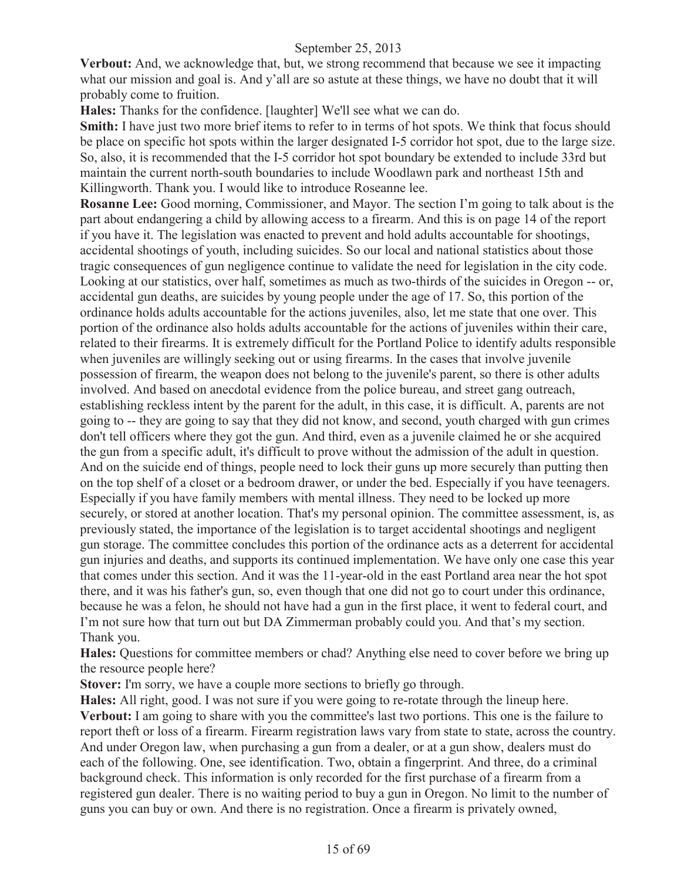**Verbout:** And, we acknowledge that, but, we strong recommend that because we see it impacting what our mission and goal is. And y'all are so astute at these things, we have no doubt that it will probably come to fruition.

**Hales:** Thanks for the confidence. [laughter] We'll see what we can do.

**Smith:** I have just two more brief items to refer to in terms of hot spots. We think that focus should be place on specific hot spots within the larger designated I-5 corridor hot spot, due to the large size. So, also, it is recommended that the I-5 corridor hot spot boundary be extended to include 33rd but maintain the current north-south boundaries to include Woodlawn park and northeast 15th and Killingworth. Thank you. I would like to introduce Roseanne lee.

**Rosanne Lee:** Good morning, Commissioner, and Mayor. The section I'm going to talk about is the part about endangering a child by allowing access to a firearm. And this is on page 14 of the report if you have it. The legislation was enacted to prevent and hold adults accountable for shootings, accidental shootings of youth, including suicides. So our local and national statistics about those tragic consequences of gun negligence continue to validate the need for legislation in the city code. Looking at our statistics, over half, sometimes as much as two-thirds of the suicides in Oregon -- or, accidental gun deaths, are suicides by young people under the age of 17. So, this portion of the ordinance holds adults accountable for the actions juveniles, also, let me state that one over. This portion of the ordinance also holds adults accountable for the actions of juveniles within their care, related to their firearms. It is extremely difficult for the Portland Police to identify adults responsible when juveniles are willingly seeking out or using firearms. In the cases that involve juvenile possession of firearm, the weapon does not belong to the juvenile's parent, so there is other adults involved. And based on anecdotal evidence from the police bureau, and street gang outreach, establishing reckless intent by the parent for the adult, in this case, it is difficult. A, parents are not going to -- they are going to say that they did not know, and second, youth charged with gun crimes don't tell officers where they got the gun. And third, even as a juvenile claimed he or she acquired the gun from a specific adult, it's difficult to prove without the admission of the adult in question. And on the suicide end of things, people need to lock their guns up more securely than putting then on the top shelf of a closet or a bedroom drawer, or under the bed. Especially if you have teenagers. Especially if you have family members with mental illness. They need to be locked up more securely, or stored at another location. That's my personal opinion. The committee assessment, is, as previously stated, the importance of the legislation is to target accidental shootings and negligent gun storage. The committee concludes this portion of the ordinance acts as a deterrent for accidental gun injuries and deaths, and supports its continued implementation. We have only one case this year that comes under this section. And it was the 11-year-old in the east Portland area near the hot spot there, and it was his father's gun, so, even though that one did not go to court under this ordinance, because he was a felon, he should not have had a gun in the first place, it went to federal court, and I'm not sure how that turn out but DA Zimmerman probably could you. And that's my section. Thank you.

**Hales:** Questions for committee members or chad? Anything else need to cover before we bring up the resource people here?

**Stover:** I'm sorry, we have a couple more sections to briefly go through.

**Hales:** All right, good. I was not sure if you were going to re-rotate through the lineup here.

**Verbout:** I am going to share with you the committee's last two portions. This one is the failure to report theft or loss of a firearm. Firearm registration laws vary from state to state, across the country. And under Oregon law, when purchasing a gun from a dealer, or at a gun show, dealers must do each of the following. One, see identification. Two, obtain a fingerprint. And three, do a criminal background check. This information is only recorded for the first purchase of a firearm from a registered gun dealer. There is no waiting period to buy a gun in Oregon. No limit to the number of guns you can buy or own. And there is no registration. Once a firearm is privately owned,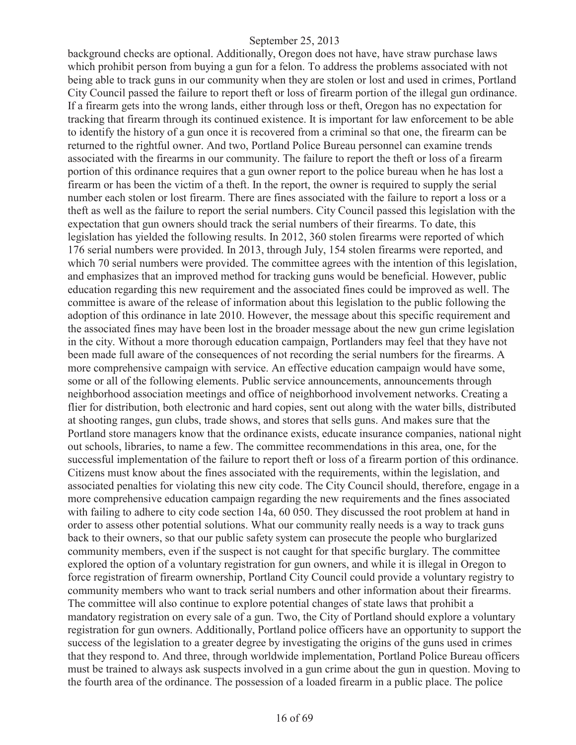background checks are optional. Additionally, Oregon does not have, have straw purchase laws which prohibit person from buying a gun for a felon. To address the problems associated with not being able to track guns in our community when they are stolen or lost and used in crimes, Portland City Council passed the failure to report theft or loss of firearm portion of the illegal gun ordinance. If a firearm gets into the wrong lands, either through loss or theft, Oregon has no expectation for tracking that firearm through its continued existence. It is important for law enforcement to be able to identify the history of a gun once it is recovered from a criminal so that one, the firearm can be returned to the rightful owner. And two, Portland Police Bureau personnel can examine trends associated with the firearms in our community. The failure to report the theft or loss of a firearm portion of this ordinance requires that a gun owner report to the police bureau when he has lost a firearm or has been the victim of a theft. In the report, the owner is required to supply the serial number each stolen or lost firearm. There are fines associated with the failure to report a loss or a theft as well as the failure to report the serial numbers. City Council passed this legislation with the expectation that gun owners should track the serial numbers of their firearms. To date, this legislation has yielded the following results. In 2012, 360 stolen firearms were reported of which 176 serial numbers were provided. In 2013, through July, 154 stolen firearms were reported, and which 70 serial numbers were provided. The committee agrees with the intention of this legislation, and emphasizes that an improved method for tracking guns would be beneficial. However, public education regarding this new requirement and the associated fines could be improved as well. The committee is aware of the release of information about this legislation to the public following the adoption of this ordinance in late 2010. However, the message about this specific requirement and the associated fines may have been lost in the broader message about the new gun crime legislation in the city. Without a more thorough education campaign, Portlanders may feel that they have not been made full aware of the consequences of not recording the serial numbers for the firearms. A more comprehensive campaign with service. An effective education campaign would have some, some or all of the following elements. Public service announcements, announcements through neighborhood association meetings and office of neighborhood involvement networks. Creating a flier for distribution, both electronic and hard copies, sent out along with the water bills, distributed at shooting ranges, gun clubs, trade shows, and stores that sells guns. And makes sure that the Portland store managers know that the ordinance exists, educate insurance companies, national night out schools, libraries, to name a few. The committee recommendations in this area, one, for the successful implementation of the failure to report theft or loss of a firearm portion of this ordinance. Citizens must know about the fines associated with the requirements, within the legislation, and associated penalties for violating this new city code. The City Council should, therefore, engage in a more comprehensive education campaign regarding the new requirements and the fines associated with failing to adhere to city code section 14a, 60 050. They discussed the root problem at hand in order to assess other potential solutions. What our community really needs is a way to track guns back to their owners, so that our public safety system can prosecute the people who burglarized community members, even if the suspect is not caught for that specific burglary. The committee explored the option of a voluntary registration for gun owners, and while it is illegal in Oregon to force registration of firearm ownership, Portland City Council could provide a voluntary registry to community members who want to track serial numbers and other information about their firearms. The committee will also continue to explore potential changes of state laws that prohibit a mandatory registration on every sale of a gun. Two, the City of Portland should explore a voluntary registration for gun owners. Additionally, Portland police officers have an opportunity to support the success of the legislation to a greater degree by investigating the origins of the guns used in crimes that they respond to. And three, through worldwide implementation, Portland Police Bureau officers must be trained to always ask suspects involved in a gun crime about the gun in question. Moving to the fourth area of the ordinance. The possession of a loaded firearm in a public place. The police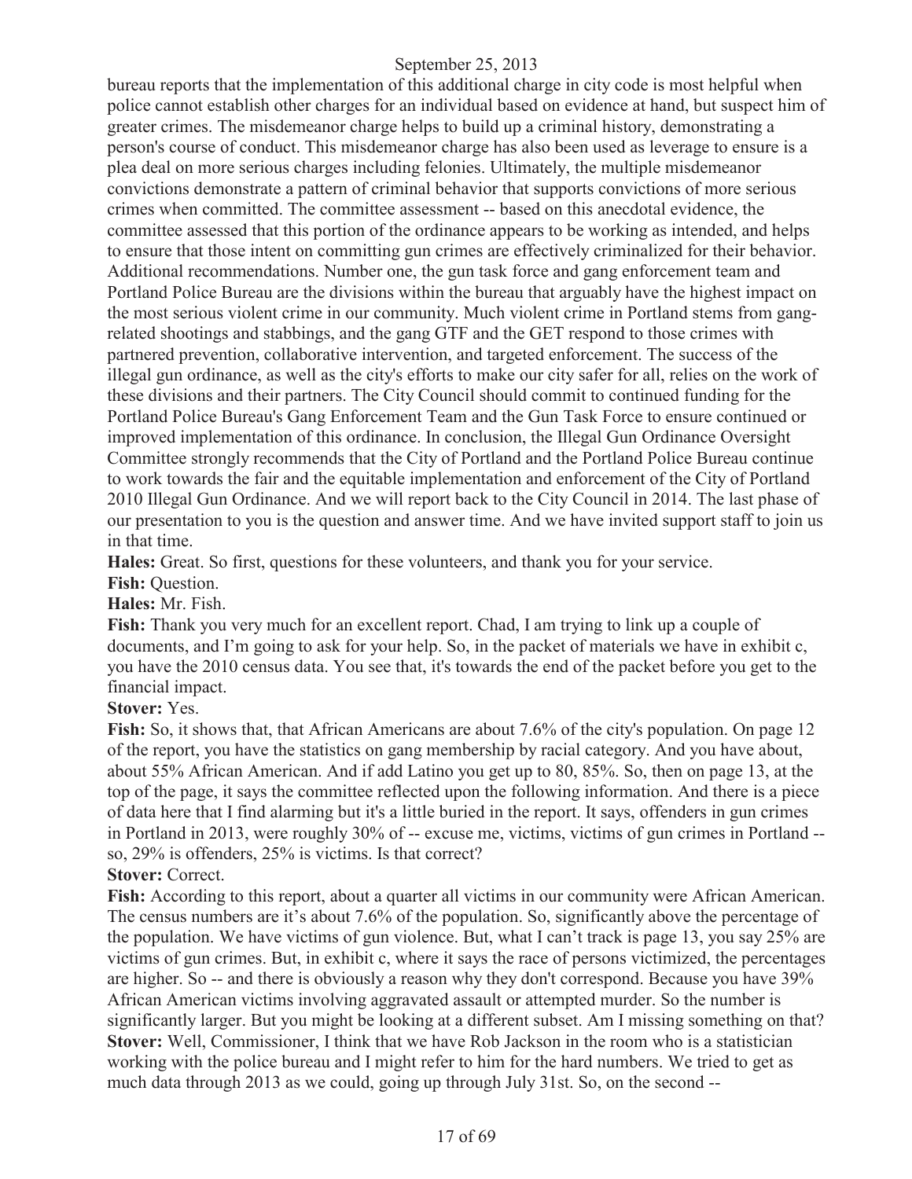bureau reports that the implementation of this additional charge in city code is most helpful when police cannot establish other charges for an individual based on evidence at hand, but suspect him of greater crimes. The misdemeanor charge helps to build up a criminal history, demonstrating a person's course of conduct. This misdemeanor charge has also been used as leverage to ensure is a plea deal on more serious charges including felonies. Ultimately, the multiple misdemeanor convictions demonstrate a pattern of criminal behavior that supports convictions of more serious crimes when committed. The committee assessment -- based on this anecdotal evidence, the committee assessed that this portion of the ordinance appears to be working as intended, and helps to ensure that those intent on committing gun crimes are effectively criminalized for their behavior. Additional recommendations. Number one, the gun task force and gang enforcement team and Portland Police Bureau are the divisions within the bureau that arguably have the highest impact on the most serious violent crime in our community. Much violent crime in Portland stems from gang-related shootings and stabbings, and the gang GTF and the GET respond to those crimes with partnered prevention, collaborative intervention, and targeted enforcement. The success of the illegal gun ordinance, as well as the city's efforts to make our city safer for all, relies on the work of these divisions and their partners. The City Council should commit to continued funding for the Portland Police Bureau's Gang Enforcement Team and the Gun Task Force to ensure continued or improved implementation of this ordinance. In conclusion, the Illegal Gun Ordinance Oversight Committee strongly recommends that the City of Portland and the Portland Police Bureau continue to work towards the fair and the equitable implementation and enforcement of the City of Portland 2010 Illegal Gun Ordinance. And we will report back to the City Council in 2014. The last phase of our presentation to you is the question and answer time. And we have invited support staff to join us in that time.

**Hales:** Great. So first, questions for these volunteers, and thank you for your service.

**Fish:** Question.

**Hales:** Mr. Fish.

**Fish:** Thank you very much for an excellent report. Chad, I am trying to link up a couple of documents, and I'm going to ask for your help. So, in the packet of materials we have in exhibit c, you have the 2010 census data. You see that, it's towards the end of the packet before you get to the financial impact.

**Stover:** Yes.

**Fish:** So, it shows that, that African Americans are about 7.6% of the city's population. On page 12 of the report, you have the statistics on gang membership by racial category. And you have about, about 55% African American. And if add Latino you get up to 80, 85%. So, then on page 13, at the top of the page, it says the committee reflected upon the following information. And there is a piece of data here that I find alarming but it's a little buried in the report. It says, offenders in gun crimes in Portland in 2013, were roughly 30% of -- excuse me, victims, victims of gun crimes in Portland -- so, 29% is offenders, 25% is victims. Is that correct?

**Stover:** Correct.

**Fish:** According to this report, about a quarter all victims in our community were African American. The census numbers are it's about 7.6% of the population. So, significantly above the percentage of the population. We have victims of gun violence. But, what I can't track is page 13, you say 25% are victims of gun crimes. But, in exhibit c, where it says the race of persons victimized, the percentages are higher. So -- and there is obviously a reason why they don't correspond. Because you have 39% African American victims involving aggravated assault or attempted murder. So the number is significantly larger. But you might be looking at a different subset. Am I missing something on that?

**Stover:** Well, Commissioner, I think that we have Rob Jackson in the room who is a statistician working with the police bureau and I might refer to him for the hard numbers. We tried to get as much data through 2013 as we could, going up through July 31st. So, on the second --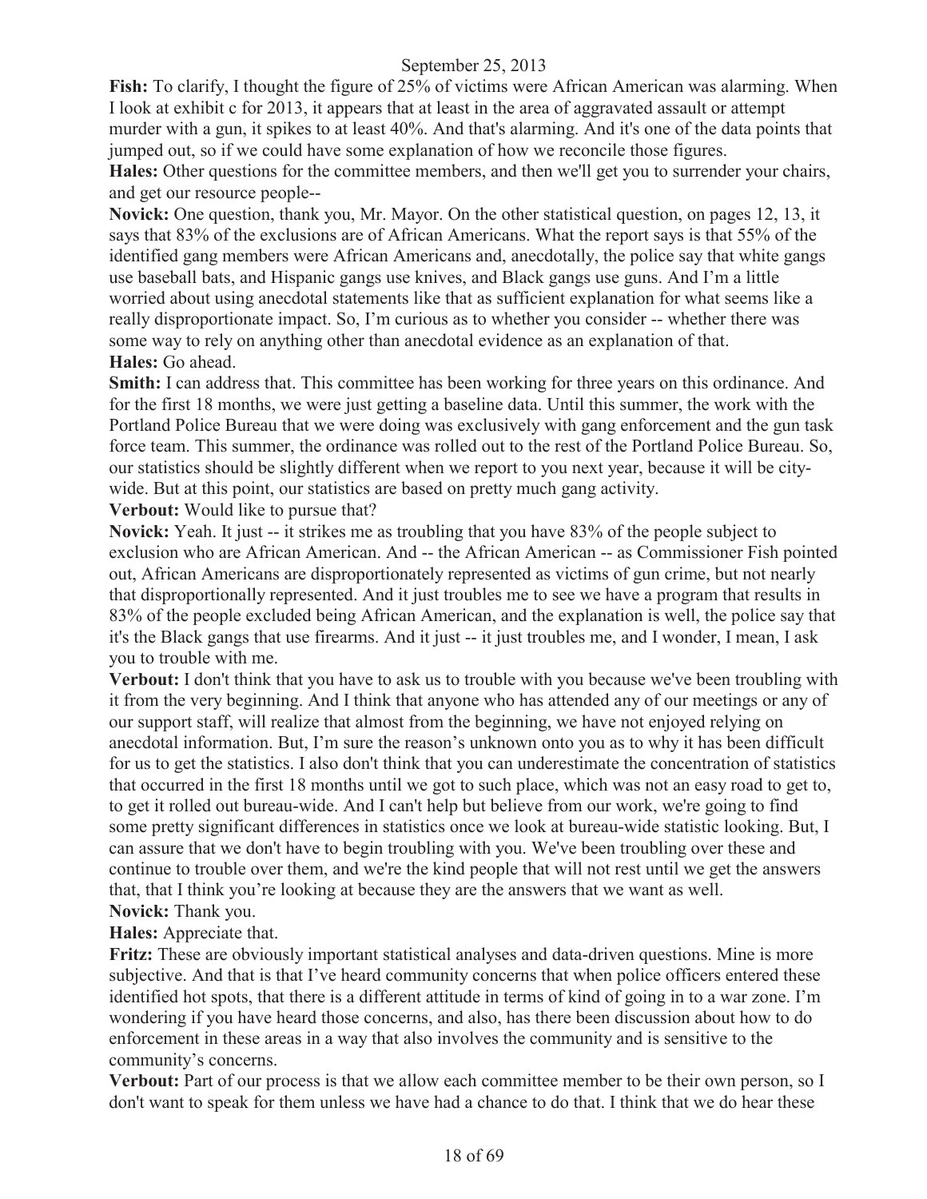**Fish:** To clarify, I thought the figure of 25% of victims were African American was alarming. When I look at exhibit c for 2013, it appears that at least in the area of aggravated assault or attempt murder with a gun, it spikes to at least 40%. And that's alarming. And it's one of the data points that jumped out, so if we could have some explanation of how we reconcile those figures.

**Hales:** Other questions for the committee members, and then we'll get you to surrender your chairs, and get our resource people--

**Novick:** One question, thank you, Mr. Mayor. On the other statistical question, on pages 12, 13, it says that 83% of the exclusions are of African Americans. What the report says is that 55% of the identified gang members were African Americans and, anecdotally, the police say that white gangs use baseball bats, and Hispanic gangs use knives, and Black gangs use guns. And I'm a little worried about using anecdotal statements like that as sufficient explanation for what seems like a really disproportionate impact. So, I'm curious as to whether you consider -- whether there was some way to rely on anything other than anecdotal evidence as an explanation of that.

**Hales:** Go ahead.

**Smith:** I can address that. This committee has been working for three years on this ordinance. And for the first 18 months, we were just getting a baseline data. Until this summer, the work with the Portland Police Bureau that we were doing was exclusively with gang enforcement and the gun task force team. This summer, the ordinance was rolled out to the rest of the Portland Police Bureau. So, our statistics should be slightly different when we report to you next year, because it will be city-wide. But at this point, our statistics are based on pretty much gang activity.

**Verbout:** Would like to pursue that?

**Novick:** Yeah. It just -- it strikes me as troubling that you have 83% of the people subject to exclusion who are African American. And -- the African American -- as Commissioner Fish pointed out, African Americans are disproportionately represented as victims of gun crime, but not nearly that disproportionally represented. And it just troubles me to see we have a program that results in 83% of the people excluded being African American, and the explanation is well, the police say that it's the Black gangs that use firearms. And it just -- it just troubles me, and I wonder, I mean, I ask you to trouble with me.

**Verbout:** I don't think that you have to ask us to trouble with you because we've been troubling with it from the very beginning. And I think that anyone who has attended any of our meetings or any of our support staff, will realize that almost from the beginning, we have not enjoyed relying on anecdotal information. But, I'm sure the reason's unknown onto you as to why it has been difficult for us to get the statistics. I also don't think that you can underestimate the concentration of statistics that occurred in the first 18 months until we got to such place, which was not an easy road to get to, to get it rolled out bureau-wide. And I can't help but believe from our work, we're going to find some pretty significant differences in statistics once we look at bureau-wide statistic looking. But, I can assure that we don't have to begin troubling with you. We've been troubling over these and continue to trouble over them, and we're the kind people that will not rest until we get the answers that, that I think you're looking at because they are the answers that we want as well.

**Novick:** Thank you.

**Hales:** Appreciate that.

**Fritz:** These are obviously important statistical analyses and data-driven questions. Mine is more subjective. And that is that I've heard community concerns that when police officers entered these identified hot spots, that there is a different attitude in terms of kind of going in to a war zone. I'm wondering if you have heard those concerns, and also, has there been discussion about how to do enforcement in these areas in a way that also involves the community and is sensitive to the community's concerns.

**Verbout:** Part of our process is that we allow each committee member to be their own person, so I don't want to speak for them unless we have had a chance to do that. I think that we do hear these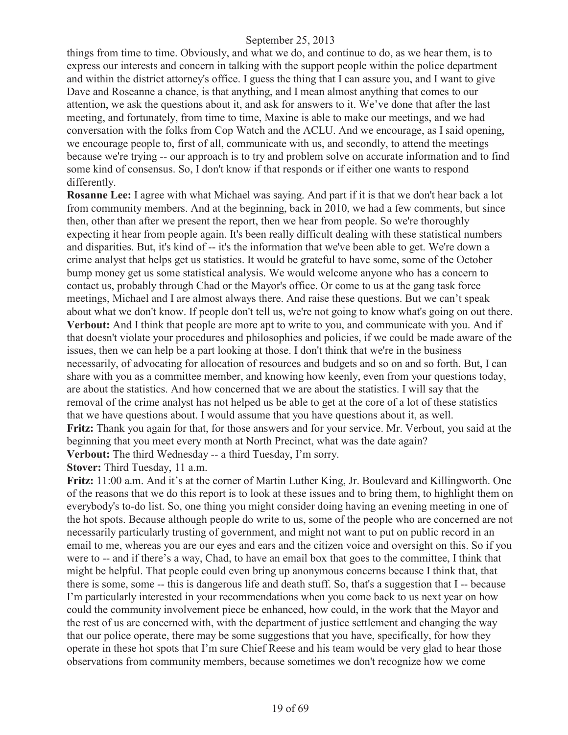things from time to time. Obviously, and what we do, and continue to do, as we hear them, is to express our interests and concern in talking with the support people within the police department and within the district attorney's office. I guess the thing that I can assure you, and I want to give Dave and Roseanne a chance, is that anything, and I mean almost anything that comes to our attention, we ask the questions about it, and ask for answers to it. We've done that after the last meeting, and fortunately, from time to time, Maxine is able to make our meetings, and we had conversation with the folks from Cop Watch and the ACLU. And we encourage, as I said opening, we encourage people to, first of all, communicate with us, and secondly, to attend the meetings because we're trying -- our approach is to try and problem solve on accurate information and to find some kind of consensus. So, I don't know if that responds or if either one wants to respond differently.

**Rosanne Lee:** I agree with what Michael was saying. And part if it is that we don't hear back a lot from community members. And at the beginning, back in 2010, we had a few comments, but since then, other than after we present the report, then we hear from people. So we're thoroughly expecting it hear from people again. It's been really difficult dealing with these statistical numbers and disparities. But, it's kind of -- it's the information that we've been able to get. We're down a crime analyst that helps get us statistics. It would be grateful to have some, some of the October bump money get us some statistical analysis. We would welcome anyone who has a concern to contact us, probably through Chad or the Mayor's office. Or come to us at the gang task force meetings, Michael and I are almost always there. And raise these questions. But we can't speak about what we don't know. If people don't tell us, we're not going to know what's going on out there.

**Verbout:** And I think that people are more apt to write to you, and communicate with you. And if that doesn't violate your procedures and philosophies and policies, if we could be made aware of the issues, then we can help be a part looking at those. I don't think that we're in the business necessarily, of advocating for allocation of resources and budgets and so on and so forth. But, I can share with you as a committee member, and knowing how keenly, even from your questions today, are about the statistics. And how concerned that we are about the statistics. I will say that the removal of the crime analyst has not helped us be able to get at the core of a lot of these statistics that we have questions about. I would assume that you have questions about it, as well.

**Fritz:** Thank you again for that, for those answers and for your service. Mr. Verbout, you said at the beginning that you meet every month at North Precinct, what was the date again?

**Verbout:** The third Wednesday -- a third Tuesday, I'm sorry.

**Stover:** Third Tuesday, 11 a.m.

**Fritz:** 11:00 a.m. And it's at the corner of Martin Luther King, Jr. Boulevard and Killingworth. One of the reasons that we do this report is to look at these issues and to bring them, to highlight them on everybody's to-do list. So, one thing you might consider doing having an evening meeting in one of the hot spots. Because although people do write to us, some of the people who are concerned are not necessarily particularly trusting of government, and might not want to put on public record in an email to me, whereas you are our eyes and ears and the citizen voice and oversight on this. So if you were to -- and if there's a way, Chad, to have an email box that goes to the committee, I think that might be helpful. That people could even bring up anonymous concerns because I think that, that there is some, some -- this is dangerous life and death stuff. So, that's a suggestion that I -- because I'm particularly interested in your recommendations when you come back to us next year on how could the community involvement piece be enhanced, how could, in the work that the Mayor and the rest of us are concerned with, with the department of justice settlement and changing the way that our police operate, there may be some suggestions that you have, specifically, for how they operate in these hot spots that I'm sure Chief Reese and his team would be very glad to hear those observations from community members, because sometimes we don't recognize how we come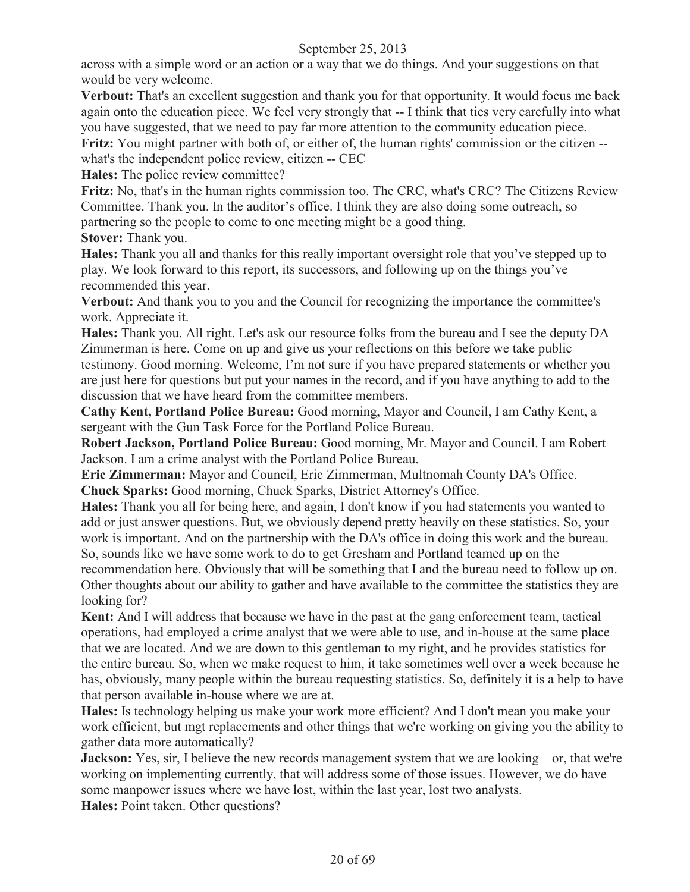across with a simple word or an action or a way that we do things. And your suggestions on that would be very welcome.

**Verbout:** That's an excellent suggestion and thank you for that opportunity. It would focus me back again onto the education piece. We feel very strongly that -- I think that ties very carefully into what you have suggested, that we need to pay far more attention to the community education piece.

**Fritz:** You might partner with both of, or either of, the human rights' commission or the citizen -- what's the independent police review, citizen -- CEC

**Hales:** The police review committee?

**Fritz:** No, that's in the human rights commission too. The CRC, what's CRC? The Citizens Review Committee. Thank you. In the auditor's office. I think they are also doing some outreach, so partnering so the people to come to one meeting might be a good thing.

**Stover:** Thank you.

**Hales:** Thank you all and thanks for this really important oversight role that you've stepped up to play. We look forward to this report, its successors, and following up on the things you've recommended this year.

**Verbout:** And thank you to you and the Council for recognizing the importance the committee's work. Appreciate it.

**Hales:** Thank you. All right. Let's ask our resource folks from the bureau and I see the deputy DA Zimmerman is here. Come on up and give us your reflections on this before we take public testimony. Good morning. Welcome, I'm not sure if you have prepared statements or whether you are just here for questions but put your names in the record, and if you have anything to add to the discussion that we have heard from the committee members.

**Cathy Kent, Portland Police Bureau:** Good morning, Mayor and Council, I am Cathy Kent, a sergeant with the Gun Task Force for the Portland Police Bureau.

**Robert Jackson, Portland Police Bureau:** Good morning, Mr. Mayor and Council. I am Robert Jackson. I am a crime analyst with the Portland Police Bureau.

**Eric Zimmerman:** Mayor and Council, Eric Zimmerman, Multnomah County DA's Office.

**Chuck Sparks:** Good morning, Chuck Sparks, District Attorney's Office.

**Hales:** Thank you all for being here, and again, I don't know if you had statements you wanted to add or just answer questions. But, we obviously depend pretty heavily on these statistics. So, your work is important. And on the partnership with the DA's office in doing this work and the bureau. So, sounds like we have some work to do to get Gresham and Portland teamed up on the recommendation here. Obviously that will be something that I and the bureau need to follow up on. Other thoughts about our ability to gather and have available to the committee the statistics they are looking for?

**Kent:** And I will address that because we have in the past at the gang enforcement team, tactical operations, had employed a crime analyst that we were able to use, and in-house at the same place that we are located. And we are down to this gentleman to my right, and he provides statistics for the entire bureau. So, when we make request to him, it take sometimes well over a week because he has, obviously, many people within the bureau requesting statistics. So, definitely it is a help to have that person available in-house where we are at.

**Hales:** Is technology helping us make your work more efficient? And I don't mean you make your work efficient, but mgt replacements and other things that we're working on giving you the ability to gather data more automatically?

**Jackson:** Yes, sir, I believe the new records management system that we are looking – or, that we're working on implementing currently, that will address some of those issues. However, we do have some manpower issues where we have lost, within the last year, lost two analysts.

**Hales:** Point taken. Other questions?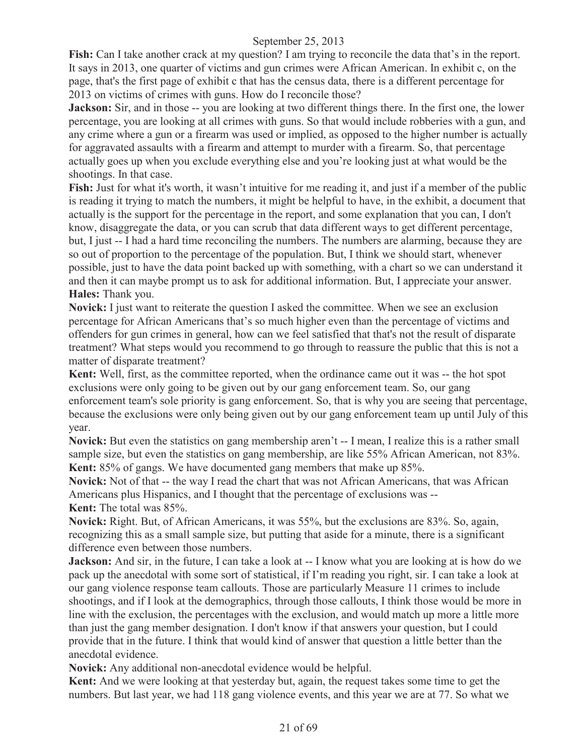**Fish:** Can I take another crack at my question? I am trying to reconcile the data that's in the report. It says in 2013, one quarter of victims and gun crimes were African American. In exhibit c, on the page, that's the first page of exhibit c that has the census data, there is a different percentage for 2013 on victims of crimes with guns. How do I reconcile those?

**Jackson:** Sir, and in those -- you are looking at two different things there. In the first one, the lower percentage, you are looking at all crimes with guns. So that would include robberies with a gun, and any crime where a gun or a firearm was used or implied, as opposed to the higher number is actually for aggravated assaults with a firearm and attempt to murder with a firearm. So, that percentage actually goes up when you exclude everything else and you're looking just at what would be the shootings. In that case.

**Fish:** Just for what it's worth, it wasn't intuitive for me reading it, and just if a member of the public is reading it trying to match the numbers, it might be helpful to have, in the exhibit, a document that actually is the support for the percentage in the report, and some explanation that you can, I don't know, disaggregate the data, or you can scrub that data different ways to get different percentage, but, I just -- I had a hard time reconciling the numbers. The numbers are alarming, because they are so out of proportion to the percentage of the population. But, I think we should start, whenever possible, just to have the data point backed up with something, with a chart so we can understand it and then it can maybe prompt us to ask for additional information. But, I appreciate your answer.

**Hales:** Thank you.

**Novick:** I just want to reiterate the question I asked the committee. When we see an exclusion percentage for African Americans that's so much higher even than the percentage of victims and offenders for gun crimes in general, how can we feel satisfied that that's not the result of disparate treatment? What steps would you recommend to go through to reassure the public that this is not a matter of disparate treatment?

**Kent:** Well, first, as the committee reported, when the ordinance came out it was -- the hot spot exclusions were only going to be given out by our gang enforcement team. So, our gang enforcement team's sole priority is gang enforcement. So, that is why you are seeing that percentage, because the exclusions were only being given out by our gang enforcement team up until July of this year.

**Novick:** But even the statistics on gang membership aren't -- I mean, I realize this is a rather small sample size, but even the statistics on gang membership, are like 55% African American, not 83%.

**Kent:** 85% of gangs. We have documented gang members that make up 85%.

**Novick:** Not of that -- the way I read the chart that was not African Americans, that was African Americans plus Hispanics, and I thought that the percentage of exclusions was --

**Kent:** The total was 85%.

**Novick:** Right. But, of African Americans, it was 55%, but the exclusions are 83%. So, again, recognizing this as a small sample size, but putting that aside for a minute, there is a significant difference even between those numbers.

**Jackson:** And sir, in the future, I can take a look at -- I know what you are looking at is how do we pack up the anecdotal with some sort of statistical, if I'm reading you right, sir. I can take a look at our gang violence response team callouts. Those are particularly Measure 11 crimes to include shootings, and if I look at the demographics, through those callouts, I think those would be more in line with the exclusion, the percentages with the exclusion, and would match up more a little more than just the gang member designation. I don't know if that answers your question, but I could provide that in the future. I think that would kind of answer that question a little better than the anecdotal evidence.

**Novick:** Any additional non-anecdotal evidence would be helpful.

**Kent:** And we were looking at that yesterday but, again, the request takes some time to get the numbers. But last year, we had 118 gang violence events, and this year we are at 77. So what we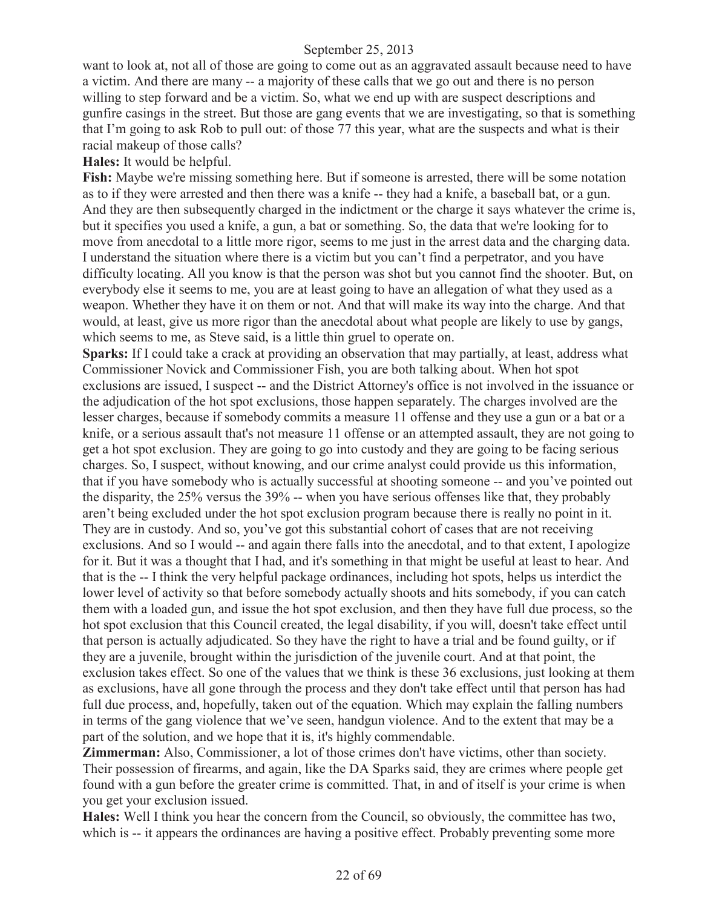want to look at, not all of those are going to come out as an aggravated assault because need to have a victim. And there are many -- a majority of these calls that we go out and there is no person willing to step forward and be a victim. So, what we end up with are suspect descriptions and gunfire casings in the street. But those are gang events that we are investigating, so that is something that I'm going to ask Rob to pull out: of those 77 this year, what are the suspects and what is their racial makeup of those calls?

**Hales:** It would be helpful.

**Fish:** Maybe we're missing something here. But if someone is arrested, there will be some notation as to if they were arrested and then there was a knife -- they had a knife, a baseball bat, or a gun. And they are then subsequently charged in the indictment or the charge it says whatever the crime is, but it specifies you used a knife, a gun, a bat or something. So, the data that we're looking for to move from anecdotal to a little more rigor, seems to me just in the arrest data and the charging data. I understand the situation where there is a victim but you can't find a perpetrator, and you have difficulty locating. All you know is that the person was shot but you cannot find the shooter. But, on everybody else it seems to me, you are at least going to have an allegation of what they used as a weapon. Whether they have it on them or not. And that will make its way into the charge. And that would, at least, give us more rigor than the anecdotal about what people are likely to use by gangs, which seems to me, as Steve said, is a little thin gruel to operate on.

**Sparks:** If I could take a crack at providing an observation that may partially, at least, address what Commissioner Novick and Commissioner Fish, you are both talking about. When hot spot exclusions are issued, I suspect -- and the District Attorney's office is not involved in the issuance or the adjudication of the hot spot exclusions, those happen separately. The charges involved are the lesser charges, because if somebody commits a measure 11 offense and they use a gun or a bat or a knife, or a serious assault that's not measure 11 offense or an attempted assault, they are not going to get a hot spot exclusion. They are going to go into custody and they are going to be facing serious charges. So, I suspect, without knowing, and our crime analyst could provide us this information, that if you have somebody who is actually successful at shooting someone -- and you've pointed out the disparity, the 25% versus the 39% -- when you have serious offenses like that, they probably aren't being excluded under the hot spot exclusion program because there is really no point in it. They are in custody. And so, you've got this substantial cohort of cases that are not receiving exclusions. And so I would -- and again there falls into the anecdotal, and to that extent, I apologize for it. But it was a thought that I had, and it's something in that might be useful at least to hear. And that is the -- I think the very helpful package ordinances, including hot spots, helps us interdict the lower level of activity so that before somebody actually shoots and hits somebody, if you can catch them with a loaded gun, and issue the hot spot exclusion, and then they have full due process, so the hot spot exclusion that this Council created, the legal disability, if you will, doesn't take effect until that person is actually adjudicated. So they have the right to have a trial and be found guilty, or if they are a juvenile, brought within the jurisdiction of the juvenile court. And at that point, the exclusion takes effect. So one of the values that we think is these 36 exclusions, just looking at them as exclusions, have all gone through the process and they don't take effect until that person has had full due process, and, hopefully, taken out of the equation. Which may explain the falling numbers in terms of the gang violence that we've seen, handgun violence. And to the extent that may be a part of the solution, and we hope that it is, it's highly commendable.

**Zimmerman:** Also, Commissioner, a lot of those crimes don't have victims, other than society. Their possession of firearms, and again, like the DA Sparks said, they are crimes where people get found with a gun before the greater crime is committed. That, in and of itself is your crime is when you get your exclusion issued.

**Hales:** Well I think you hear the concern from the Council, so obviously, the committee has two, which is -- it appears the ordinances are having a positive effect. Probably preventing some more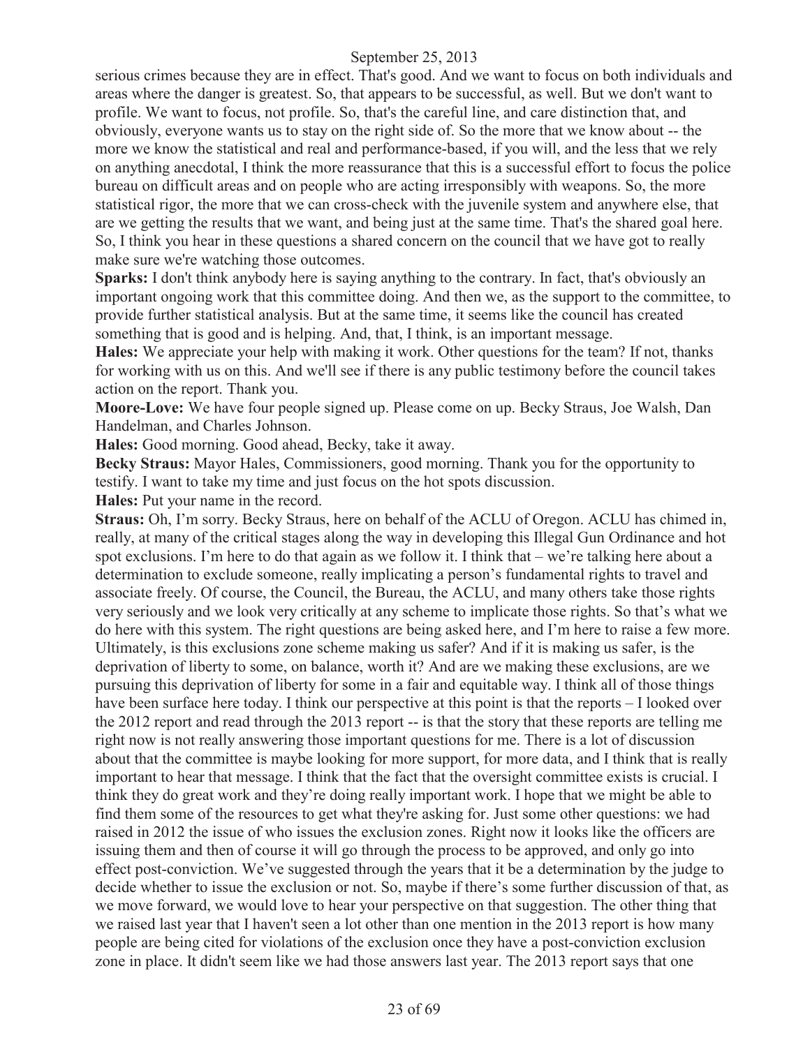serious crimes because they are in effect. That's good. And we want to focus on both individuals and areas where the danger is greatest. So, that appears to be successful, as well. But we don't want to profile. We want to focus, not profile. So, that's the careful line, and care distinction that, and obviously, everyone wants us to stay on the right side of. So the more that we know about -- the more we know the statistical and real and performance-based, if you will, and the less that we rely on anything anecdotal, I think the more reassurance that this is a successful effort to focus the police bureau on difficult areas and on people who are acting irresponsibly with weapons. So, the more statistical rigor, the more that we can cross-check with the juvenile system and anywhere else, that are we getting the results that we want, and being just at the same time. That's the shared goal here. So, I think you hear in these questions a shared concern on the council that we have got to really make sure we're watching those outcomes.

**Sparks:** I don't think anybody here is saying anything to the contrary. In fact, that's obviously an important ongoing work that this committee doing. And then we, as the support to the committee, to provide further statistical analysis. But at the same time, it seems like the council has created something that is good and is helping. And, that, I think, is an important message.

**Hales:** We appreciate your help with making it work. Other questions for the team? If not, thanks for working with us on this. And we'll see if there is any public testimony before the council takes action on the report. Thank you.

**Moore-Love:** We have four people signed up. Please come on up. Becky Straus, Joe Walsh, Dan Handelman, and Charles Johnson.

**Hales:** Good morning. Good ahead, Becky, take it away.

**Becky Straus:** Mayor Hales, Commissioners, good morning. Thank you for the opportunity to testify. I want to take my time and just focus on the hot spots discussion.

**Hales:** Put your name in the record.

**Straus:** Oh, I'm sorry. Becky Straus, here on behalf of the ACLU of Oregon. ACLU has chimed in, really, at many of the critical stages along the way in developing this Illegal Gun Ordinance and hot spot exclusions. I'm here to do that again as we follow it. I think that – we're talking here about a determination to exclude someone, really implicating a person's fundamental rights to travel and associate freely. Of course, the Council, the Bureau, the ACLU, and many others take those rights very seriously and we look very critically at any scheme to implicate those rights. So that's what we do here with this system. The right questions are being asked here, and I'm here to raise a few more. Ultimately, is this exclusions zone scheme making us safer? And if it is making us safer, is the deprivation of liberty to some, on balance, worth it? And are we making these exclusions, are we pursuing this deprivation of liberty for some in a fair and equitable way. I think all of those things have been surface here today. I think our perspective at this point is that the reports – I looked over the 2012 report and read through the 2013 report -- is that the story that these reports are telling me right now is not really answering those important questions for me. There is a lot of discussion about that the committee is maybe looking for more support, for more data, and I think that is really important to hear that message. I think that the fact that the oversight committee exists is crucial. I think they do great work and they're doing really important work. I hope that we might be able to find them some of the resources to get what they're asking for. Just some other questions: we had raised in 2012 the issue of who issues the exclusion zones. Right now it looks like the officers are issuing them and then of course it will go through the process to be approved, and only go into effect post-conviction. We've suggested through the years that it be a determination by the judge to decide whether to issue the exclusion or not. So, maybe if there's some further discussion of that, as we move forward, we would love to hear your perspective on that suggestion. The other thing that we raised last year that I haven't seen a lot other than one mention in the 2013 report is how many people are being cited for violations of the exclusion once they have a post-conviction exclusion zone in place. It didn't seem like we had those answers last year. The 2013 report says that one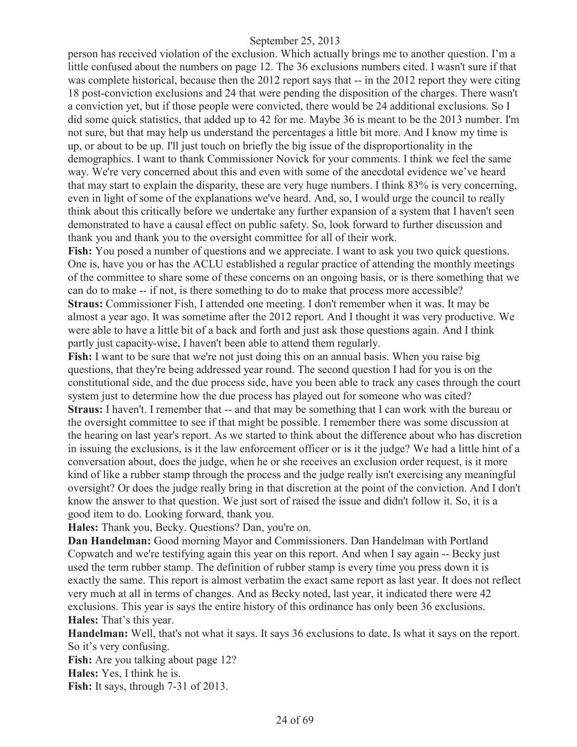person has received violation of the exclusion. Which actually brings me to another question. I'm a little confused about the numbers on page 12. The 36 exclusions numbers cited. I wasn't sure if that was complete historical, because then the 2012 report says that -- in the 2012 report they were citing 18 post-conviction exclusions and 24 that were pending the disposition of the charges. There wasn't a conviction yet, but if those people were convicted, there would be 24 additional exclusions. So I did some quick statistics, that added up to 42 for me. Maybe 36 is meant to be the 2013 number. I'm not sure, but that may help us understand the percentages a little bit more. And I know my time is up, or about to be up. I'll just touch on briefly the big issue of the disproportionality in the demographics. I want to thank Commissioner Novick for your comments. I think we feel the same way. We're very concerned about this and even with some of the anecdotal evidence we've heard that may start to explain the disparity, these are very huge numbers. I think 83% is very concerning, even in light of some of the explanations we've heard. And, so, I would urge the council to really think about this critically before we undertake any further expansion of a system that I haven't seen demonstrated to have a causal effect on public safety. So, look forward to further discussion and thank you and thank you to the oversight committee for all of their work.

**Fish:** You posed a number of questions and we appreciate. I want to ask you two quick questions. One is, have you or has the ACLU established a regular practice of attending the monthly meetings of the committee to share some of these concerns on an ongoing basis, or is there something that we can do to make -- if not, is there something to do to make that process more accessible?

**Straus:** Commissioner Fish, I attended one meeting. I don't remember when it was. It may be almost a year ago. It was sometime after the 2012 report. And I thought it was very productive. We were able to have a little bit of a back and forth and just ask those questions again. And I think partly just capacity-wise, I haven't been able to attend them regularly.

**Fish:** I want to be sure that we're not just doing this on an annual basis. When you raise big questions, that they're being addressed year round. The second question I had for you is on the constitutional side, and the due process side, have you been able to track any cases through the court system just to determine how the due process has played out for someone who was cited?

**Straus:** I haven't. I remember that -- and that may be something that I can work with the bureau or the oversight committee to see if that might be possible. I remember there was some discussion at the hearing on last year's report. As we started to think about the difference about who has discretion in issuing the exclusions, is it the law enforcement officer or is it the judge? We had a little hint of a conversation about, does the judge, when he or she receives an exclusion order request, is it more kind of like a rubber stamp through the process and the judge really isn't exercising any meaningful oversight? Or does the judge really bring in that discretion at the point of the conviction. And I don't know the answer to that question. We just sort of raised the issue and didn't follow it. So, it is a good item to do. Looking forward, thank you.

**Hales:** Thank you, Becky. Questions? Dan, you're on.

**Dan Handelman:** Good morning Mayor and Commissioners. Dan Handelman with Portland Copwatch and we're testifying again this year on this report. And when I say again -- Becky just used the term rubber stamp. The definition of rubber stamp is every time you press down it is exactly the same. This report is almost verbatim the exact same report as last year. It does not reflect very much at all in terms of changes. And as Becky noted, last year, it indicated there were 42 exclusions. This year is says the entire history of this ordinance has only been 36 exclusions.

**Hales:** That's this year.

**Handelman:** Well, that's not what it says. It says 36 exclusions to date. Is what it says on the report. So it's very confusing.

**Fish:** Are you talking about page 12?

**Hales:** Yes, I think he is.

**Fish:** It says, through 7-31 of 2013.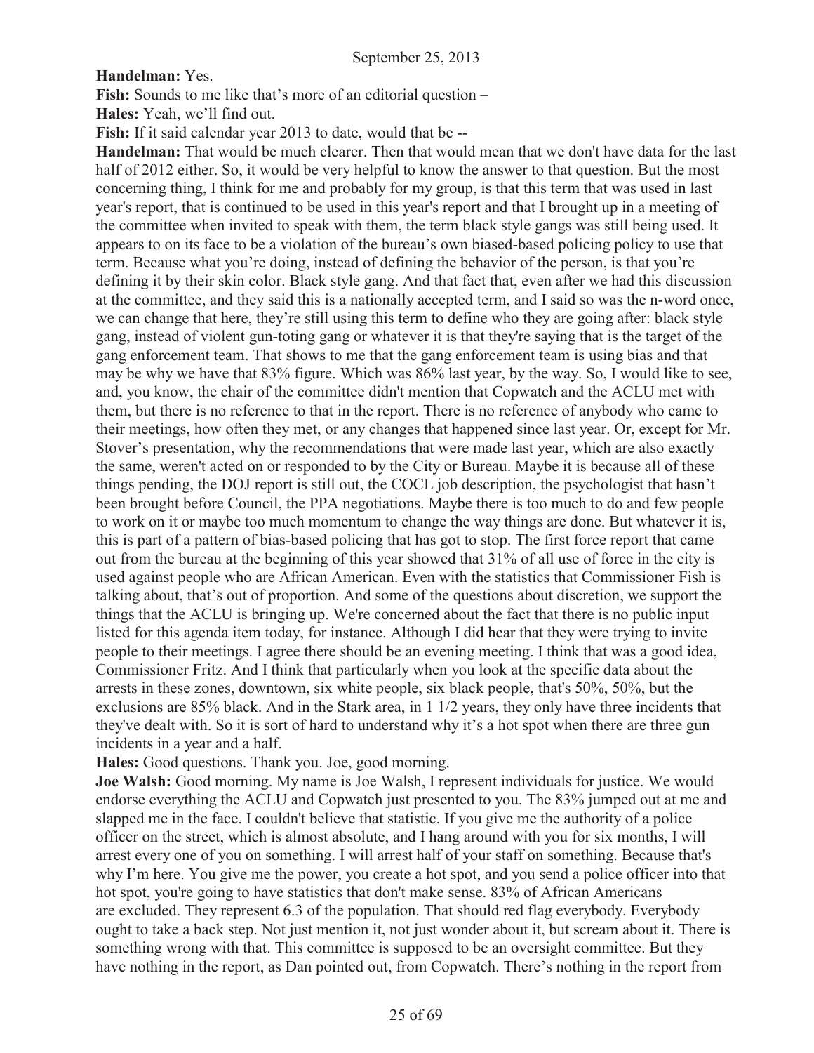**Handelman:** Yes.

**Fish:** Sounds to me like that's more of an editorial question –

**Hales:** Yeah, we'll find out.

**Fish:** If it said calendar year 2013 to date, would that be --

**Handelman:** That would be much clearer. Then that would mean that we don't have data for the last half of 2012 either. So, it would be very helpful to know the answer to that question. But the most concerning thing, I think for me and probably for my group, is that this term that was used in last year's report, that is continued to be used in this year's report and that I brought up in a meeting of the committee when invited to speak with them, the term black style gangs was still being used. It appears to on its face to be a violation of the bureau's own biased-based policing policy to use that term. Because what you're doing, instead of defining the behavior of the person, is that you're defining it by their skin color. Black style gang. And that fact that, even after we had this discussion at the committee, and they said this is a nationally accepted term, and I said so was the n-word once, we can change that here, they're still using this term to define who they are going after: black style gang, instead of violent gun-toting gang or whatever it is that they're saying that is the target of the gang enforcement team. That shows to me that the gang enforcement team is using bias and that may be why we have that 83% figure. Which was 86% last year, by the way. So, I would like to see, and, you know, the chair of the committee didn't mention that Copwatch and the ACLU met with them, but there is no reference to that in the report. There is no reference of anybody who came to their meetings, how often they met, or any changes that happened since last year. Or, except for Mr. Stover's presentation, why the recommendations that were made last year, which are also exactly the same, weren't acted on or responded to by the City or Bureau. Maybe it is because all of these things pending, the DOJ report is still out, the COCL job description, the psychologist that hasn't been brought before Council, the PPA negotiations. Maybe there is too much to do and few people to work on it or maybe too much momentum to change the way things are done. But whatever it is, this is part of a pattern of bias-based policing that has got to stop. The first force report that came out from the bureau at the beginning of this year showed that 31% of all use of force in the city is used against people who are African American. Even with the statistics that Commissioner Fish is talking about, that's out of proportion. And some of the questions about discretion, we support the things that the ACLU is bringing up. We're concerned about the fact that there is no public input listed for this agenda item today, for instance. Although I did hear that they were trying to invite people to their meetings. I agree there should be an evening meeting. I think that was a good idea, Commissioner Fritz. And I think that particularly when you look at the specific data about the arrests in these zones, downtown, six white people, six black people, that's 50%, 50%, but the exclusions are 85% black. And in the Stark area, in 1 1/2 years, they only have three incidents that they've dealt with. So it is sort of hard to understand why it's a hot spot when there are three gun incidents in a year and a half.

**Hales:** Good questions. Thank you. Joe, good morning.

**Joe Walsh:** Good morning. My name is Joe Walsh, I represent individuals for justice. We would endorse everything the ACLU and Copwatch just presented to you. The 83% jumped out at me and slapped me in the face. I couldn't believe that statistic. If you give me the authority of a police officer on the street, which is almost absolute, and I hang around with you for six months, I will arrest every one of you on something. I will arrest half of your staff on something. Because that's why I'm here. You give me the power, you create a hot spot, and you send a police officer into that hot spot, you're going to have statistics that don't make sense. 83% of African Americans are excluded. They represent 6.3 of the population. That should red flag everybody. Everybody ought to take a back step. Not just mention it, not just wonder about it, but scream about it. There is something wrong with that. This committee is supposed to be an oversight committee. But they have nothing in the report, as Dan pointed out, from Copwatch. There's nothing in the report from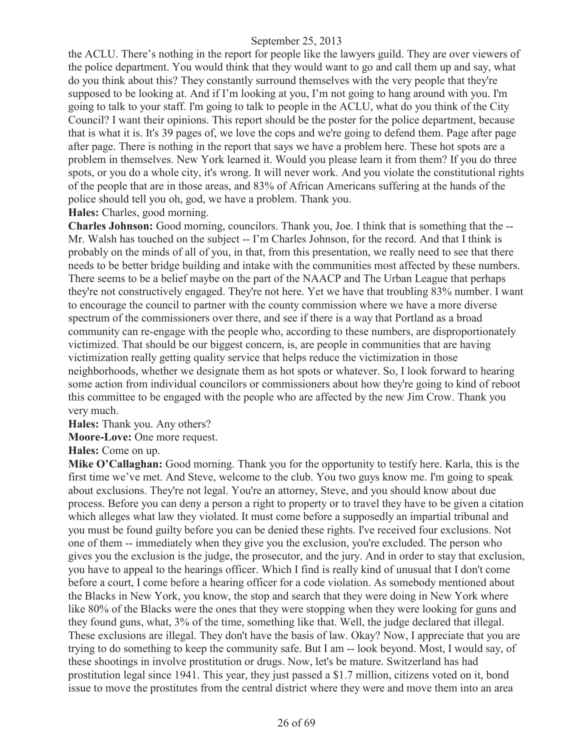the ACLU. There's nothing in the report for people like the lawyers guild. They are over viewers of the police department. You would think that they would want to go and call them up and say, what do you think about this? They constantly surround themselves with the very people that they're supposed to be looking at. And if I'm looking at you, I'm not going to hang around with you. I'm going to talk to your staff. I'm going to talk to people in the ACLU, what do you think of the City Council? I want their opinions. This report should be the poster for the police department, because that is what it is. It's 39 pages of, we love the cops and we're going to defend them. Page after page after page. There is nothing in the report that says we have a problem here. These hot spots are a problem in themselves. New York learned it. Would you please learn it from them? If you do three spots, or you do a whole city, it's wrong. It will never work. And you violate the constitutional rights of the people that are in those areas, and 83% of African Americans suffering at the hands of the police should tell you oh, god, we have a problem. Thank you.

**Hales:** Charles, good morning.

**Charles Johnson:** Good morning, councilors. Thank you, Joe. I think that is something that the -- Mr. Walsh has touched on the subject -- I'm Charles Johnson, for the record. And that I think is probably on the minds of all of you, in that, from this presentation, we really need to see that there needs to be better bridge building and intake with the communities most affected by these numbers. There seems to be a belief maybe on the part of the NAACP and The Urban League that perhaps they're not constructively engaged. They're not here. Yet we have that troubling 83% number. I want to encourage the council to partner with the county commission where we have a more diverse spectrum of the commissioners over there, and see if there is a way that Portland as a broad community can re-engage with the people who, according to these numbers, are disproportionately victimized. That should be our biggest concern, is, are people in communities that are having victimization really getting quality service that helps reduce the victimization in those neighborhoods, whether we designate them as hot spots or whatever. So, I look forward to hearing some action from individual councilors or commissioners about how they're going to kind of reboot this committee to be engaged with the people who are affected by the new Jim Crow. Thank you very much.

**Hales:** Thank you. Any others?

**Moore-Love:** One more request.

**Hales:** Come on up.

**Mike O'Callaghan:** Good morning. Thank you for the opportunity to testify here. Karla, this is the first time we've met. And Steve, welcome to the club. You two guys know me. I'm going to speak about exclusions. They're not legal. You're an attorney, Steve, and you should know about due process. Before you can deny a person a right to property or to travel they have to be given a citation which alleges what law they violated. It must come before a supposedly an impartial tribunal and you must be found guilty before you can be denied these rights. I've received four exclusions. Not one of them -- immediately when they give you the exclusion, you're excluded. The person who gives you the exclusion is the judge, the prosecutor, and the jury. And in order to stay that exclusion, you have to appeal to the hearings officer. Which I find is really kind of unusual that I don't come before a court, I come before a hearing officer for a code violation. As somebody mentioned about the Blacks in New York, you know, the stop and search that they were doing in New York where like 80% of the Blacks were the ones that they were stopping when they were looking for guns and they found guns, what, 3% of the time, something like that. Well, the judge declared that illegal. These exclusions are illegal. They don't have the basis of law. Okay? Now, I appreciate that you are trying to do something to keep the community safe. But I am -- look beyond. Most, I would say, of these shootings in involve prostitution or drugs. Now, let's be mature. Switzerland has had prostitution legal since 1941. This year, they just passed a $1.7 million, citizens voted on it, bond issue to move the prostitutes from the central district where they were and move them into an area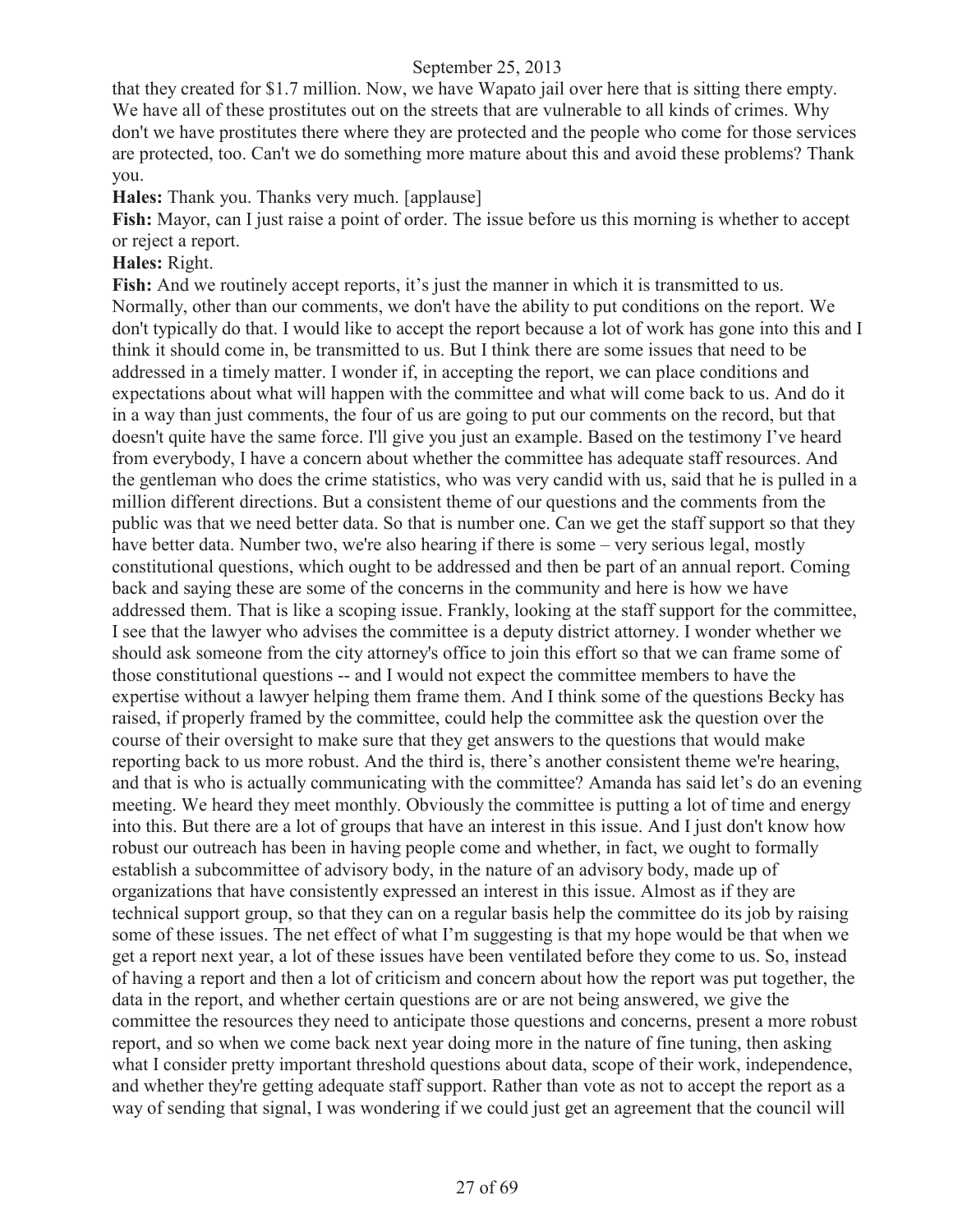that they created for $1.7 million. Now, we have Wapato jail over here that is sitting there empty. We have all of these prostitutes out on the streets that are vulnerable to all kinds of crimes. Why don't we have prostitutes there where they are protected and the people who come for those services are protected, too. Can't we do something more mature about this and avoid these problems? Thank you.

**Hales:** Thank you. Thanks very much. [applause]

**Fish:** Mayor, can I just raise a point of order. The issue before us this morning is whether to accept or reject a report.

**Hales:** Right.

**Fish:** And we routinely accept reports, it's just the manner in which it is transmitted to us. Normally, other than our comments, we don't have the ability to put conditions on the report. We don't typically do that. I would like to accept the report because a lot of work has gone into this and I think it should come in, be transmitted to us. But I think there are some issues that need to be addressed in a timely matter. I wonder if, in accepting the report, we can place conditions and expectations about what will happen with the committee and what will come back to us. And do it in a way than just comments, the four of us are going to put our comments on the record, but that doesn't quite have the same force. I'll give you just an example. Based on the testimony I've heard from everybody, I have a concern about whether the committee has adequate staff resources. And the gentleman who does the crime statistics, who was very candid with us, said that he is pulled in a million different directions. But a consistent theme of our questions and the comments from the public was that we need better data. So that is number one. Can we get the staff support so that they have better data. Number two, we're also hearing if there is some – very serious legal, mostly constitutional questions, which ought to be addressed and then be part of an annual report. Coming back and saying these are some of the concerns in the community and here is how we have addressed them. That is like a scoping issue. Frankly, looking at the staff support for the committee, I see that the lawyer who advises the committee is a deputy district attorney. I wonder whether we should ask someone from the city attorney's office to join this effort so that we can frame some of those constitutional questions -- and I would not expect the committee members to have the expertise without a lawyer helping them frame them. And I think some of the questions Becky has raised, if properly framed by the committee, could help the committee ask the question over the course of their oversight to make sure that they get answers to the questions that would make reporting back to us more robust. And the third is, there's another consistent theme we're hearing, and that is who is actually communicating with the committee? Amanda has said let's do an evening meeting. We heard they meet monthly. Obviously the committee is putting a lot of time and energy into this. But there are a lot of groups that have an interest in this issue. And I just don't know how robust our outreach has been in having people come and whether, in fact, we ought to formally establish a subcommittee of advisory body, in the nature of an advisory body, made up of organizations that have consistently expressed an interest in this issue. Almost as if they are technical support group, so that they can on a regular basis help the committee do its job by raising some of these issues. The net effect of what I'm suggesting is that my hope would be that when we get a report next year, a lot of these issues have been ventilated before they come to us. So, instead of having a report and then a lot of criticism and concern about how the report was put together, the data in the report, and whether certain questions are or are not being answered, we give the committee the resources they need to anticipate those questions and concerns, present a more robust report, and so when we come back next year doing more in the nature of fine tuning, then asking what I consider pretty important threshold questions about data, scope of their work, independence, and whether they're getting adequate staff support. Rather than vote as not to accept the report as a way of sending that signal, I was wondering if we could just get an agreement that the council will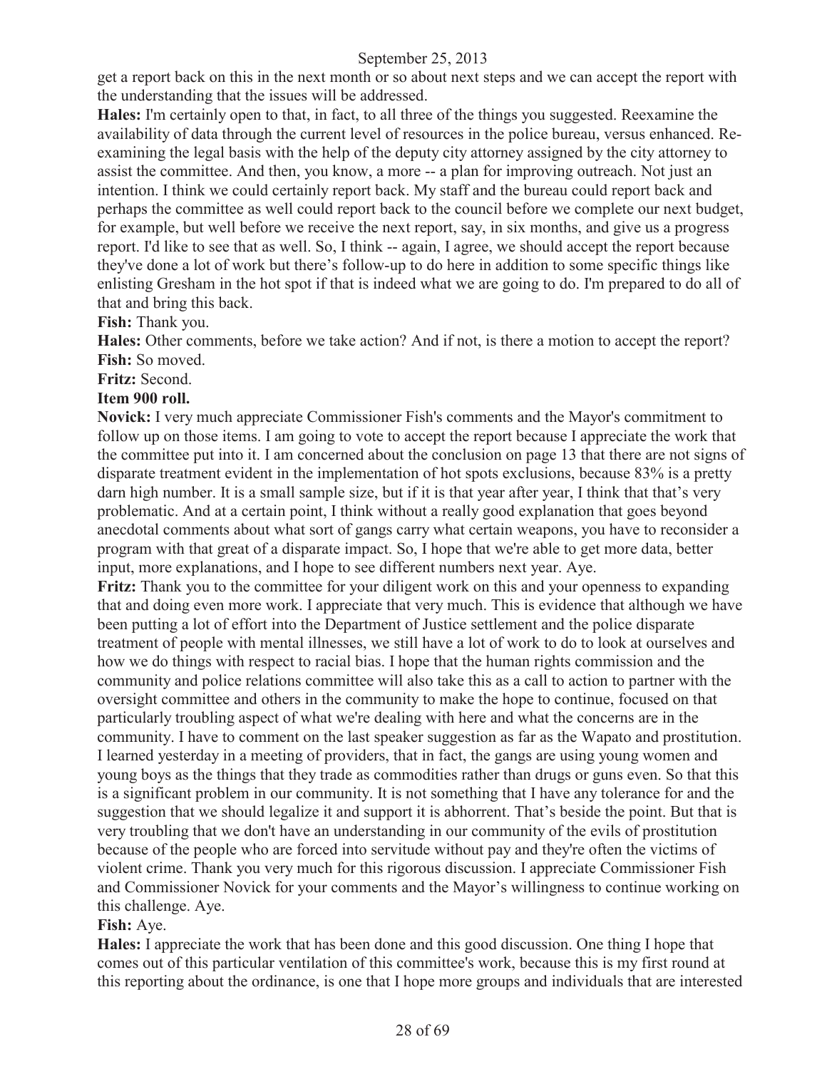get a report back on this in the next month or so about next steps and we can accept the report with the understanding that the issues will be addressed.

**Hales:** I'm certainly open to that, in fact, to all three of the things you suggested. Reexamine the availability of data through the current level of resources in the police bureau, versus enhanced. Re-examining the legal basis with the help of the deputy city attorney assigned by the city attorney to assist the committee. And then, you know, a more -- a plan for improving outreach. Not just an intention. I think we could certainly report back. My staff and the bureau could report back and perhaps the committee as well could report back to the council before we complete our next budget, for example, but well before we receive the next report, say, in six months, and give us a progress report. I'd like to see that as well. So, I think -- again, I agree, we should accept the report because they've done a lot of work but there's follow-up to do here in addition to some specific things like enlisting Gresham in the hot spot if that is indeed what we are going to do. I'm prepared to do all of that and bring this back.

**Fish:** Thank you.

**Hales:** Other comments, before we take action? And if not, is there a motion to accept the report?

**Fish:** So moved.

**Fritz:** Second.

**Item 900 roll.**

**Novick:** I very much appreciate Commissioner Fish's comments and the Mayor's commitment to follow up on those items. I am going to vote to accept the report because I appreciate the work that the committee put into it. I am concerned about the conclusion on page 13 that there are not signs of disparate treatment evident in the implementation of hot spots exclusions, because 83% is a pretty darn high number. It is a small sample size, but if it is that year after year, I think that that's very problematic. And at a certain point, I think without a really good explanation that goes beyond anecdotal comments about what sort of gangs carry what certain weapons, you have to reconsider a program with that great of a disparate impact. So, I hope that we're able to get more data, better input, more explanations, and I hope to see different numbers next year. Aye.

**Fritz:** Thank you to the committee for your diligent work on this and your openness to expanding that and doing even more work. I appreciate that very much. This is evidence that although we have been putting a lot of effort into the Department of Justice settlement and the police disparate treatment of people with mental illnesses, we still have a lot of work to do to look at ourselves and how we do things with respect to racial bias. I hope that the human rights commission and the community and police relations committee will also take this as a call to action to partner with the oversight committee and others in the community to make the hope to continue, focused on that particularly troubling aspect of what we're dealing with here and what the concerns are in the community. I have to comment on the last speaker suggestion as far as the Wapato and prostitution. I learned yesterday in a meeting of providers, that in fact, the gangs are using young women and young boys as the things that they trade as commodities rather than drugs or guns even. So that this is a significant problem in our community. It is not something that I have any tolerance for and the suggestion that we should legalize it and support it is abhorrent. That's beside the point. But that is very troubling that we don't have an understanding in our community of the evils of prostitution because of the people who are forced into servitude without pay and they're often the victims of violent crime. Thank you very much for this rigorous discussion. I appreciate Commissioner Fish and Commissioner Novick for your comments and the Mayor's willingness to continue working on this challenge. Aye.

**Fish:** Aye.

**Hales:** I appreciate the work that has been done and this good discussion. One thing I hope that comes out of this particular ventilation of this committee's work, because this is my first round at this reporting about the ordinance, is one that I hope more groups and individuals that are interested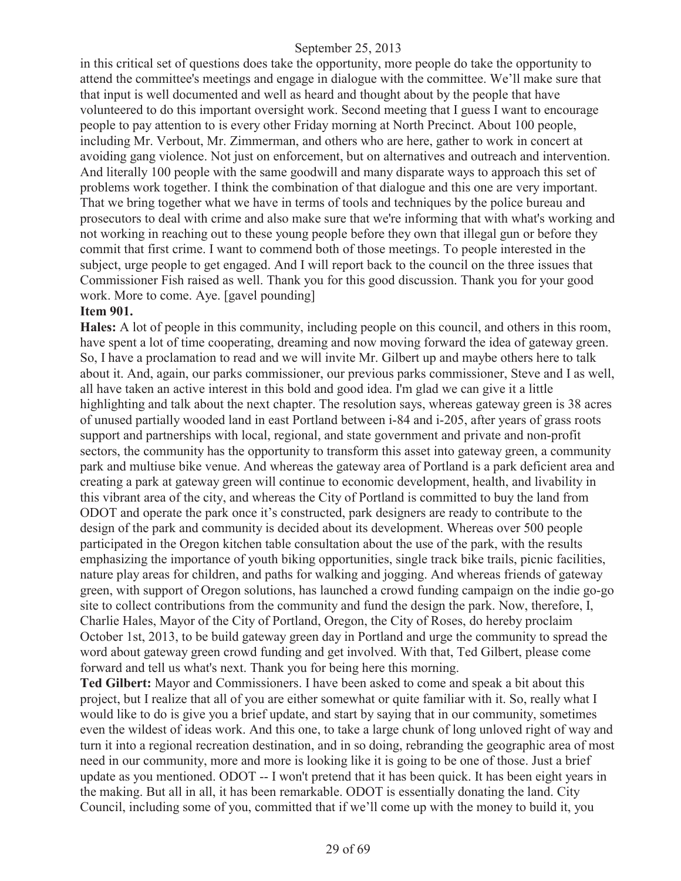in this critical set of questions does take the opportunity, more people do take the opportunity to attend the committee's meetings and engage in dialogue with the committee. We'll make sure that that input is well documented and well as heard and thought about by the people that have volunteered to do this important oversight work. Second meeting that I guess I want to encourage people to pay attention to is every other Friday morning at North Precinct. About 100 people, including Mr. Verbout, Mr. Zimmerman, and others who are here, gather to work in concert at avoiding gang violence. Not just on enforcement, but on alternatives and outreach and intervention. And literally 100 people with the same goodwill and many disparate ways to approach this set of problems work together. I think the combination of that dialogue and this one are very important. That we bring together what we have in terms of tools and techniques by the police bureau and prosecutors to deal with crime and also make sure that we're informing that with what's working and not working in reaching out to these young people before they own that illegal gun or before they commit that first crime. I want to commend both of those meetings. To people interested in the subject, urge people to get engaged. And I will report back to the council on the three issues that Commissioner Fish raised as well. Thank you for this good discussion. Thank you for your good work. More to come. Aye. [gavel pounding]

**Item 901.**

**Hales:** A lot of people in this community, including people on this council, and others in this room, have spent a lot of time cooperating, dreaming and now moving forward the idea of gateway green. So, I have a proclamation to read and we will invite Mr. Gilbert up and maybe others here to talk about it. And, again, our parks commissioner, our previous parks commissioner, Steve and I as well, all have taken an active interest in this bold and good idea. I'm glad we can give it a little highlighting and talk about the next chapter. The resolution says, whereas gateway green is 38 acres of unused partially wooded land in east Portland between i-84 and i-205, after years of grass roots support and partnerships with local, regional, and state government and private and non-profit sectors, the community has the opportunity to transform this asset into gateway green, a community park and multiuse bike venue. And whereas the gateway area of Portland is a park deficient area and creating a park at gateway green will continue to economic development, health, and livability in this vibrant area of the city, and whereas the City of Portland is committed to buy the land from ODOT and operate the park once it's constructed, park designers are ready to contribute to the design of the park and community is decided about its development. Whereas over 500 people participated in the Oregon kitchen table consultation about the use of the park, with the results emphasizing the importance of youth biking opportunities, single track bike trails, picnic facilities, nature play areas for children, and paths for walking and jogging. And whereas friends of gateway green, with support of Oregon solutions, has launched a crowd funding campaign on the indie go-go site to collect contributions from the community and fund the design the park. Now, therefore, I, Charlie Hales, Mayor of the City of Portland, Oregon, the City of Roses, do hereby proclaim October 1st, 2013, to be build gateway green day in Portland and urge the community to spread the word about gateway green crowd funding and get involved. With that, Ted Gilbert, please come forward and tell us what's next. Thank you for being here this morning.

**Ted Gilbert:** Mayor and Commissioners. I have been asked to come and speak a bit about this project, but I realize that all of you are either somewhat or quite familiar with it. So, really what I would like to do is give you a brief update, and start by saying that in our community, sometimes even the wildest of ideas work. And this one, to take a large chunk of long unloved right of way and turn it into a regional recreation destination, and in so doing, rebranding the geographic area of most need in our community, more and more is looking like it is going to be one of those. Just a brief update as you mentioned. ODOT -- I won't pretend that it has been quick. It has been eight years in the making. But all in all, it has been remarkable. ODOT is essentially donating the land. City Council, including some of you, committed that if we'll come up with the money to build it, you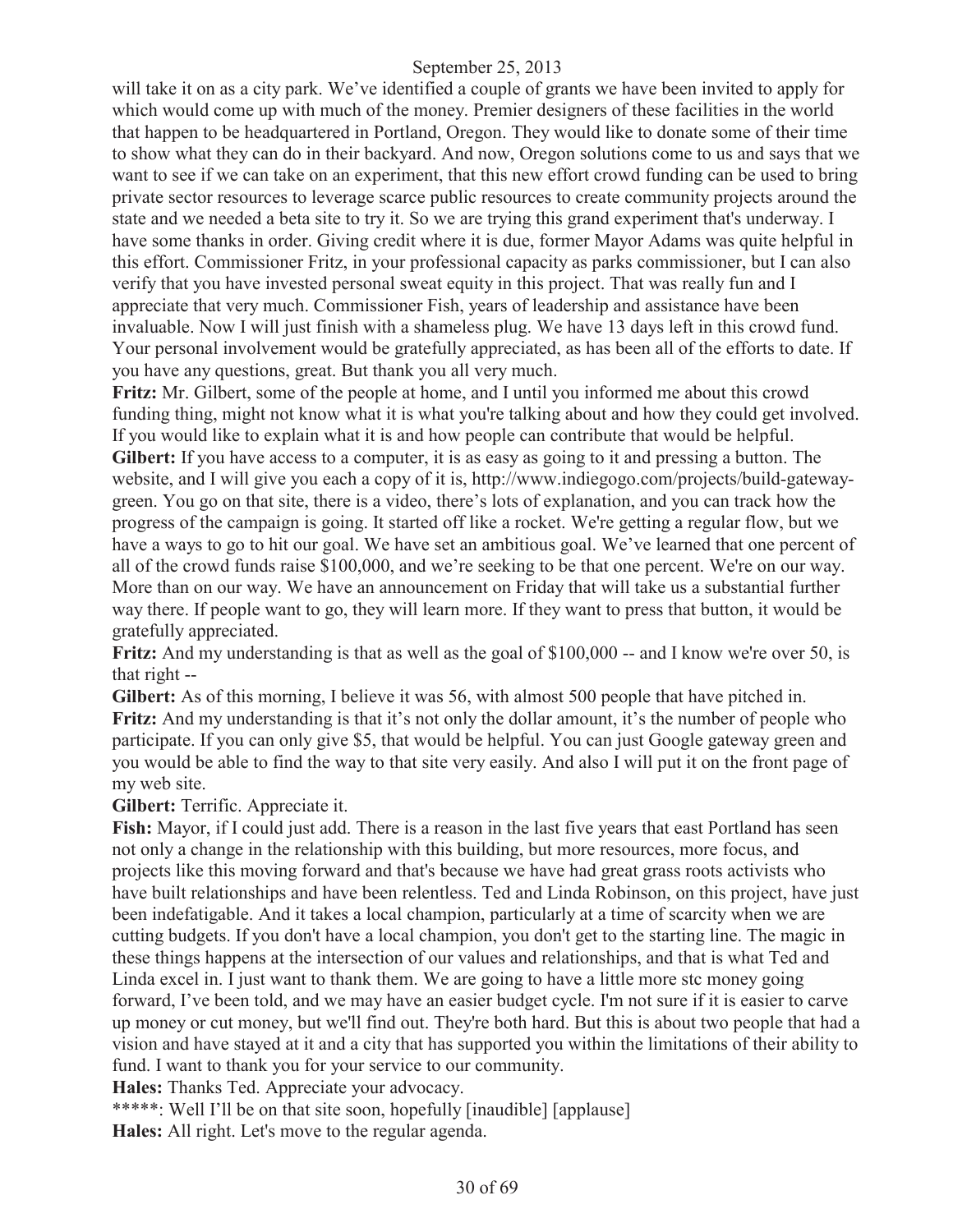will take it on as a city park. We've identified a couple of grants we have been invited to apply for which would come up with much of the money. Premier designers of these facilities in the world that happen to be headquartered in Portland, Oregon. They would like to donate some of their time to show what they can do in their backyard. And now, Oregon solutions come to us and says that we want to see if we can take on an experiment, that this new effort crowd funding can be used to bring private sector resources to leverage scarce public resources to create community projects around the state and we needed a beta site to try it. So we are trying this grand experiment that's underway. I have some thanks in order. Giving credit where it is due, former Mayor Adams was quite helpful in this effort. Commissioner Fritz, in your professional capacity as parks commissioner, but I can also verify that you have invested personal sweat equity in this project. That was really fun and I appreciate that very much. Commissioner Fish, years of leadership and assistance have been invaluable. Now I will just finish with a shameless plug. We have 13 days left in this crowd fund. Your personal involvement would be gratefully appreciated, as has been all of the efforts to date. If you have any questions, great. But thank you all very much.

**Fritz:** Mr. Gilbert, some of the people at home, and I until you informed me about this crowd funding thing, might not know what it is what you're talking about and how they could get involved. If you would like to explain what it is and how people can contribute that would be helpful.

**Gilbert:** If you have access to a computer, it is as easy as going to it and pressing a button. The website, and I will give you each a copy of it is, http://www.indiegogo.com/projects/build-gateway-green. You go on that site, there is a video, there's lots of explanation, and you can track how the progress of the campaign is going. It started off like a rocket. We're getting a regular flow, but we have a ways to go to hit our goal. We have set an ambitious goal. We've learned that one percent of all of the crowd funds raise $100,000, and we're seeking to be that one percent. We're on our way. More than on our way. We have an announcement on Friday that will take us a substantial further way there. If people want to go, they will learn more. If they want to press that button, it would be gratefully appreciated.

**Fritz:** And my understanding is that as well as the goal of $100,000 -- and I know we're over 50, is that right --

**Gilbert:** As of this morning, I believe it was 56, with almost 500 people that have pitched in.

**Fritz:** And my understanding is that it's not only the dollar amount, it's the number of people who participate. If you can only give $5, that would be helpful. You can just Google gateway green and you would be able to find the way to that site very easily. And also I will put it on the front page of my web site.

**Gilbert:** Terrific. Appreciate it.

**Fish:** Mayor, if I could just add. There is a reason in the last five years that east Portland has seen not only a change in the relationship with this building, but more resources, more focus, and projects like this moving forward and that's because we have had great grass roots activists who have built relationships and have been relentless. Ted and Linda Robinson, on this project, have just been indefatigable. And it takes a local champion, particularly at a time of scarcity when we are cutting budgets. If you don't have a local champion, you don't get to the starting line. The magic in these things happens at the intersection of our values and relationships, and that is what Ted and Linda excel in. I just want to thank them. We are going to have a little more stc money going forward, I've been told, and we may have an easier budget cycle. I'm not sure if it is easier to carve up money or cut money, but we'll find out. They're both hard. But this is about two people that had a vision and have stayed at it and a city that has supported you within the limitations of their ability to fund. I want to thank you for your service to our community.

**Hales:** Thanks Ted. Appreciate your advocacy.

*****: Well I'll be on that site soon, hopefully [inaudible] [applause]

**Hales:** All right. Let's move to the regular agenda.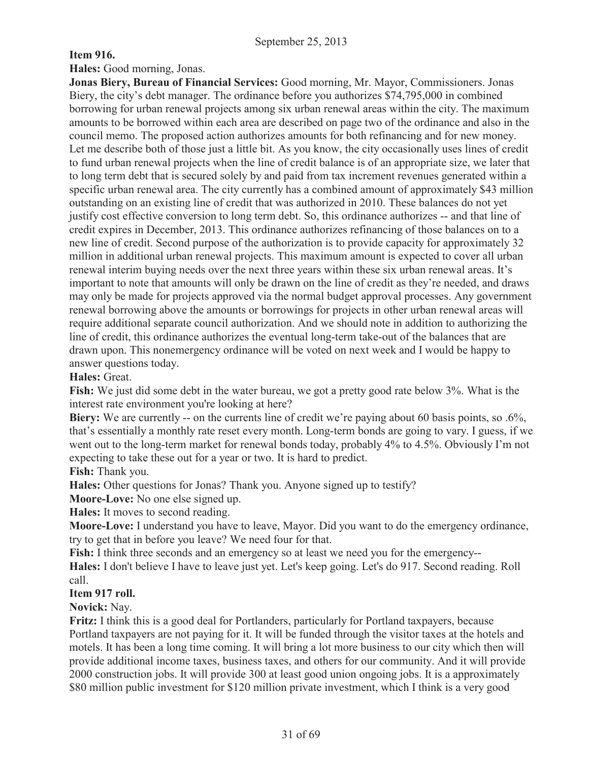**Item 916.**

**Hales:** Good morning, Jonas.

**Jonas Biery, Bureau of Financial Services:** Good morning, Mr. Mayor, Commissioners. Jonas Biery, the city's debt manager. The ordinance before you authorizes $74,795,000 in combined borrowing for urban renewal projects among six urban renewal areas within the city. The maximum amounts to be borrowed within each area are described on page two of the ordinance and also in the council memo. The proposed action authorizes amounts for both refinancing and for new money. Let me describe both of those just a little bit. As you know, the city occasionally uses lines of credit to fund urban renewal projects when the line of credit balance is of an appropriate size, we later that to long term debt that is secured solely by and paid from tax increment revenues generated within a specific urban renewal area. The city currently has a combined amount of approximately $43 million outstanding on an existing line of credit that was authorized in 2010. These balances do not yet justify cost effective conversion to long term debt. So, this ordinance authorizes -- and that line of credit expires in December, 2013. This ordinance authorizes refinancing of those balances on to a new line of credit. Second purpose of the authorization is to provide capacity for approximately 32 million in additional urban renewal projects. This maximum amount is expected to cover all urban renewal interim buying needs over the next three years within these six urban renewal areas. It's important to note that amounts will only be drawn on the line of credit as they're needed, and draws may only be made for projects approved via the normal budget approval processes. Any government renewal borrowing above the amounts or borrowings for projects in other urban renewal areas will require additional separate council authorization. And we should note in addition to authorizing the line of credit, this ordinance authorizes the eventual long-term take-out of the balances that are drawn upon. This nonemergency ordinance will be voted on next week and I would be happy to answer questions today.

**Hales:** Great.

**Fish:** We just did some debt in the water bureau, we got a pretty good rate below 3%. What is the interest rate environment you're looking at here?

**Biery:** We are currently -- on the currents line of credit we're paying about 60 basis points, so .6%, that's essentially a monthly rate reset every month. Long-term bonds are going to vary. I guess, if we went out to the long-term market for renewal bonds today, probably 4% to 4.5%. Obviously I'm not expecting to take these out for a year or two. It is hard to predict.

**Fish:** Thank you.

**Hales:** Other questions for Jonas? Thank you. Anyone signed up to testify?

**Moore-Love:** No one else signed up.

**Hales:** It moves to second reading.

**Moore-Love:** I understand you have to leave, Mayor. Did you want to do the emergency ordinance, try to get that in before you leave? We need four for that.

**Fish:** I think three seconds and an emergency so at least we need you for the emergency--

**Hales:** I don't believe I have to leave just yet. Let's keep going. Let's do 917. Second reading. Roll call.

**Item 917 roll.**

**Novick:** Nay.

**Fritz:** I think this is a good deal for Portlanders, particularly for Portland taxpayers, because Portland taxpayers are not paying for it. It will be funded through the visitor taxes at the hotels and motels. It has been a long time coming. It will bring a lot more business to our city which then will provide additional income taxes, business taxes, and others for our community. And it will provide 2000 construction jobs. It will provide 300 at least good union ongoing jobs. It is a approximately $80 million public investment for $120 million private investment, which I think is a very good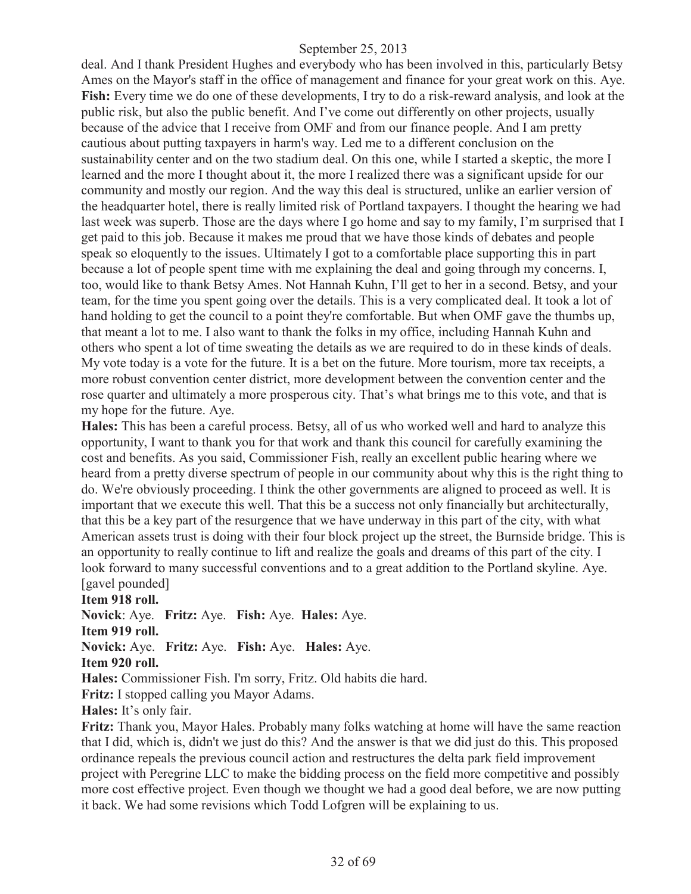deal. And I thank President Hughes and everybody who has been involved in this, particularly Betsy Ames on the Mayor's staff in the office of management and finance for your great work on this. Aye.

**Fish:** Every time we do one of these developments, I try to do a risk-reward analysis, and look at the public risk, but also the public benefit. And I've come out differently on other projects, usually because of the advice that I receive from OMF and from our finance people. And I am pretty cautious about putting taxpayers in harm's way. Led me to a different conclusion on the sustainability center and on the two stadium deal. On this one, while I started a skeptic, the more I learned and the more I thought about it, the more I realized there was a significant upside for our community and mostly our region. And the way this deal is structured, unlike an earlier version of the headquarter hotel, there is really limited risk of Portland taxpayers. I thought the hearing we had last week was superb. Those are the days where I go home and say to my family, I'm surprised that I get paid to this job. Because it makes me proud that we have those kinds of debates and people speak so eloquently to the issues. Ultimately I got to a comfortable place supporting this in part because a lot of people spent time with me explaining the deal and going through my concerns. I, too, would like to thank Betsy Ames. Not Hannah Kuhn, I'll get to her in a second. Betsy, and your team, for the time you spent going over the details. This is a very complicated deal. It took a lot of hand holding to get the council to a point they're comfortable. But when OMF gave the thumbs up, that meant a lot to me. I also want to thank the folks in my office, including Hannah Kuhn and others who spent a lot of time sweating the details as we are required to do in these kinds of deals. My vote today is a vote for the future. It is a bet on the future. More tourism, more tax receipts, a more robust convention center district, more development between the convention center and the rose quarter and ultimately a more prosperous city. That's what brings me to this vote, and that is my hope for the future. Aye.

**Hales:** This has been a careful process. Betsy, all of us who worked well and hard to analyze this opportunity, I want to thank you for that work and thank this council for carefully examining the cost and benefits. As you said, Commissioner Fish, really an excellent public hearing where we heard from a pretty diverse spectrum of people in our community about why this is the right thing to do. We're obviously proceeding. I think the other governments are aligned to proceed as well. It is important that we execute this well. That this be a success not only financially but architecturally, that this be a key part of the resurgence that we have underway in this part of the city, with what American assets trust is doing with their four block project up the street, the Burnside bridge. This is an opportunity to really continue to lift and realize the goals and dreams of this part of the city. I look forward to many successful conventions and to a great addition to the Portland skyline. Aye. [gavel pounded]

**Item 918 roll.**

**Novick**: Aye. **Fritz:** Aye. **Fish:** Aye. **Hales:** Aye.

**Item 919 roll.**

**Novick:** Aye. **Fritz:** Aye. **Fish:** Aye. **Hales:** Aye.

**Item 920 roll.**

**Hales:** Commissioner Fish. I'm sorry, Fritz. Old habits die hard.

**Fritz:** I stopped calling you Mayor Adams.

**Hales:** It's only fair.

**Fritz:** Thank you, Mayor Hales. Probably many folks watching at home will have the same reaction that I did, which is, didn't we just do this? And the answer is that we did just do this. This proposed ordinance repeals the previous council action and restructures the delta park field improvement project with Peregrine LLC to make the bidding process on the field more competitive and possibly more cost effective project. Even though we thought we had a good deal before, we are now putting it back. We had some revisions which Todd Lofgren will be explaining to us.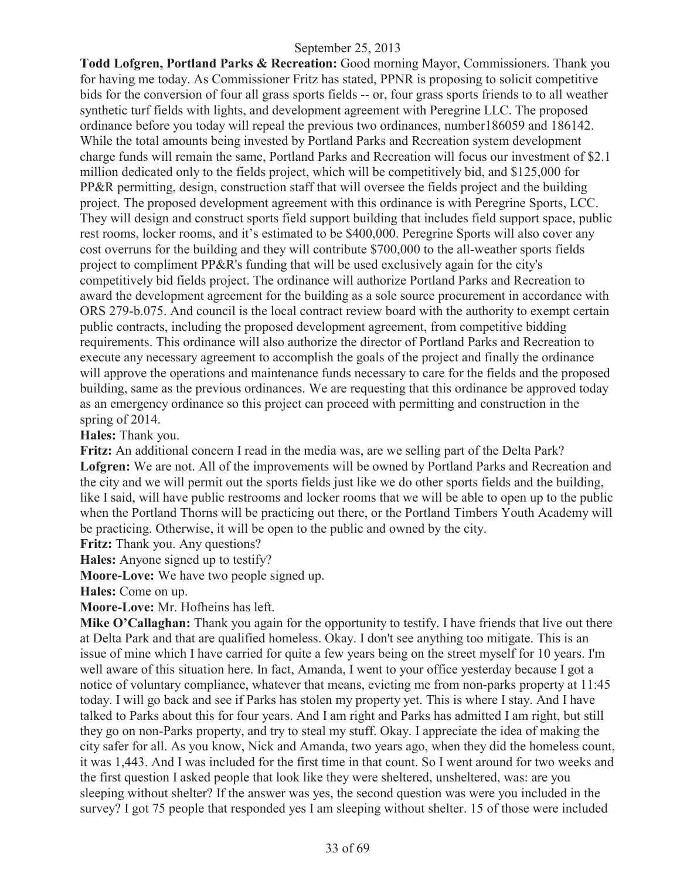**Todd Lofgren, Portland Parks & Recreation:** Good morning Mayor, Commissioners. Thank you for having me today. As Commissioner Fritz has stated, PPNR is proposing to solicit competitive bids for the conversion of four all grass sports fields -- or, four grass sports friends to to all weather synthetic turf fields with lights, and development agreement with Peregrine LLC. The proposed ordinance before you today will repeal the previous two ordinances, number186059 and 186142. While the total amounts being invested by Portland Parks and Recreation system development charge funds will remain the same, Portland Parks and Recreation will focus our investment of $2.1 million dedicated only to the fields project, which will be competitively bid, and $125,000 for PP&R permitting, design, construction staff that will oversee the fields project and the building project. The proposed development agreement with this ordinance is with Peregrine Sports, LCC. They will design and construct sports field support building that includes field support space, public rest rooms, locker rooms, and it's estimated to be $400,000. Peregrine Sports will also cover any cost overruns for the building and they will contribute $700,000 to the all-weather sports fields project to compliment PP&R's funding that will be used exclusively again for the city's competitively bid fields project. The ordinance will authorize Portland Parks and Recreation to award the development agreement for the building as a sole source procurement in accordance with ORS 279-b.075. And council is the local contract review board with the authority to exempt certain public contracts, including the proposed development agreement, from competitive bidding requirements. This ordinance will also authorize the director of Portland Parks and Recreation to execute any necessary agreement to accomplish the goals of the project and finally the ordinance will approve the operations and maintenance funds necessary to care for the fields and the proposed building, same as the previous ordinances. We are requesting that this ordinance be approved today as an emergency ordinance so this project can proceed with permitting and construction in the spring of 2014.

**Hales:** Thank you.

**Fritz:** An additional concern I read in the media was, are we selling part of the Delta Park?

**Lofgren:** We are not. All of the improvements will be owned by Portland Parks and Recreation and the city and we will permit out the sports fields just like we do other sports fields and the building, like I said, will have public restrooms and locker rooms that we will be able to open up to the public when the Portland Thorns will be practicing out there, or the Portland Timbers Youth Academy will be practicing. Otherwise, it will be open to the public and owned by the city.

**Fritz:** Thank you. Any questions?

**Hales:** Anyone signed up to testify?

**Moore-Love:** We have two people signed up.

**Hales:** Come on up.

**Moore-Love:** Mr. Hofheins has left.

**Mike O'Callaghan:** Thank you again for the opportunity to testify. I have friends that live out there at Delta Park and that are qualified homeless. Okay. I don't see anything too mitigate. This is an issue of mine which I have carried for quite a few years being on the street myself for 10 years. I'm well aware of this situation here. In fact, Amanda, I went to your office yesterday because I got a notice of voluntary compliance, whatever that means, evicting me from non-parks property at 11:45 today. I will go back and see if Parks has stolen my property yet. This is where I stay. And I have talked to Parks about this for four years. And I am right and Parks has admitted I am right, but still they go on non-Parks property, and try to steal my stuff. Okay. I appreciate the idea of making the city safer for all. As you know, Nick and Amanda, two years ago, when they did the homeless count, it was 1,443. And I was included for the first time in that count. So I went around for two weeks and the first question I asked people that look like they were sheltered, unsheltered, was: are you sleeping without shelter? If the answer was yes, the second question was were you included in the survey? I got 75 people that responded yes I am sleeping without shelter. 15 of those were included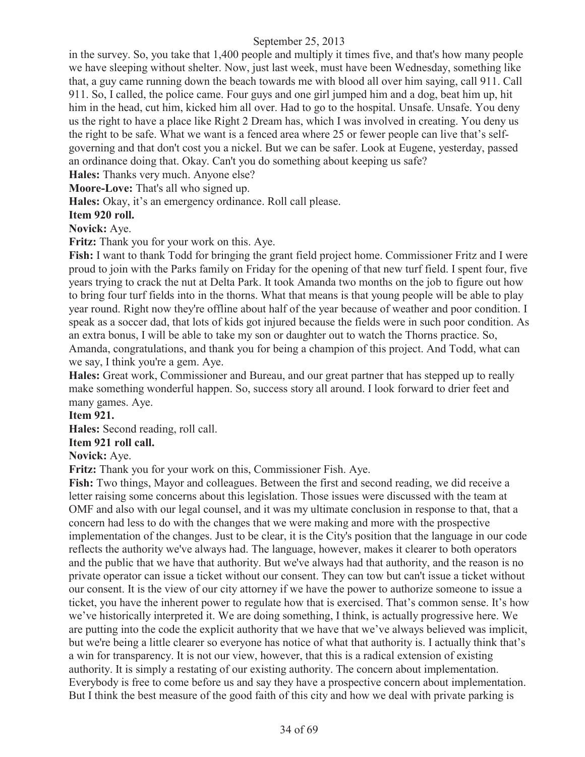in the survey. So, you take that 1,400 people and multiply it times five, and that's how many people we have sleeping without shelter. Now, just last week, must have been Wednesday, something like that, a guy came running down the beach towards me with blood all over him saying, call 911. Call 911. So, I called, the police came. Four guys and one girl jumped him and a dog, beat him up, hit him in the head, cut him, kicked him all over. Had to go to the hospital. Unsafe. Unsafe. You deny us the right to have a place like Right 2 Dream has, which I was involved in creating. You deny us the right to be safe. What we want is a fenced area where 25 or fewer people can live that's self-governing and that don't cost you a nickel. But we can be safer. Look at Eugene, yesterday, passed an ordinance doing that. Okay. Can't you do something about keeping us safe?

**Hales:** Thanks very much. Anyone else?

**Moore-Love:** That's all who signed up.

**Hales:** Okay, it's an emergency ordinance. Roll call please.

**Item 920 roll.**

**Novick:** Aye.

**Fritz:** Thank you for your work on this. Aye.

**Fish:** I want to thank Todd for bringing the grant field project home. Commissioner Fritz and I were proud to join with the Parks family on Friday for the opening of that new turf field. I spent four, five years trying to crack the nut at Delta Park. It took Amanda two months on the job to figure out how to bring four turf fields into in the thorns. What that means is that young people will be able to play year round. Right now they're offline about half of the year because of weather and poor condition. I speak as a soccer dad, that lots of kids got injured because the fields were in such poor condition. As an extra bonus, I will be able to take my son or daughter out to watch the Thorns practice. So, Amanda, congratulations, and thank you for being a champion of this project. And Todd, what can we say, I think you're a gem. Aye.

**Hales:** Great work, Commissioner and Bureau, and our great partner that has stepped up to really make something wonderful happen. So, success story all around. I look forward to drier feet and many games. Aye.

**Item 921.**

**Hales:** Second reading, roll call.

**Item 921 roll call.**

**Novick:** Aye.

**Fritz:** Thank you for your work on this, Commissioner Fish. Aye.

**Fish:** Two things, Mayor and colleagues. Between the first and second reading, we did receive a letter raising some concerns about this legislation. Those issues were discussed with the team at OMF and also with our legal counsel, and it was my ultimate conclusion in response to that, that a concern had less to do with the changes that we were making and more with the prospective implementation of the changes. Just to be clear, it is the City's position that the language in our code reflects the authority we've always had. The language, however, makes it clearer to both operators and the public that we have that authority. But we've always had that authority, and the reason is no private operator can issue a ticket without our consent. They can tow but can't issue a ticket without our consent. It is the view of our city attorney if we have the power to authorize someone to issue a ticket, you have the inherent power to regulate how that is exercised. That's common sense. It's how we've historically interpreted it. We are doing something, I think, is actually progressive here. We are putting into the code the explicit authority that we have that we've always believed was implicit, but we're being a little clearer so everyone has notice of what that authority is. I actually think that's a win for transparency. It is not our view, however, that this is a radical extension of existing authority. It is simply a restating of our existing authority. The concern about implementation. Everybody is free to come before us and say they have a prospective concern about implementation. But I think the best measure of the good faith of this city and how we deal with private parking is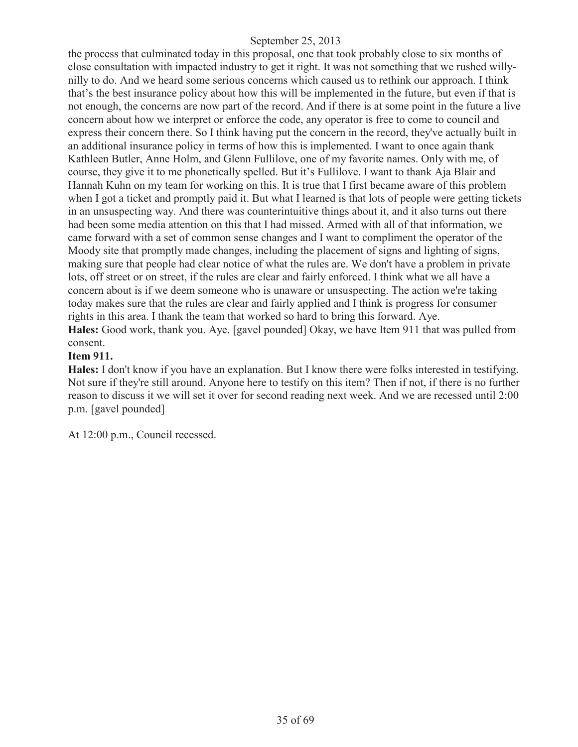the process that culminated today in this proposal, one that took probably close to six months of close consultation with impacted industry to get it right. It was not something that we rushed willy-nilly to do. And we heard some serious concerns which caused us to rethink our approach. I think that's the best insurance policy about how this will be implemented in the future, but even if that is not enough, the concerns are now part of the record. And if there is at some point in the future a live concern about how we interpret or enforce the code, any operator is free to come to council and express their concern there. So I think having put the concern in the record, they've actually built in an additional insurance policy in terms of how this is implemented. I want to once again thank Kathleen Butler, Anne Holm, and Glenn Fullilove, one of my favorite names. Only with me, of course, they give it to me phonetically spelled. But it's Fullilove. I want to thank Aja Blair and Hannah Kuhn on my team for working on this. It is true that I first became aware of this problem when I got a ticket and promptly paid it. But what I learned is that lots of people were getting tickets in an unsuspecting way. And there was counterintuitive things about it, and it also turns out there had been some media attention on this that I had missed. Armed with all of that information, we came forward with a set of common sense changes and I want to compliment the operator of the Moody site that promptly made changes, including the placement of signs and lighting of signs, making sure that people had clear notice of what the rules are. We don't have a problem in private lots, off street or on street, if the rules are clear and fairly enforced. I think what we all have a concern about is if we deem someone who is unaware or unsuspecting. The action we're taking today makes sure that the rules are clear and fairly applied and I think is progress for consumer rights in this area. I thank the team that worked so hard to bring this forward. Aye.

**Hales:** Good work, thank you. Aye. [gavel pounded] Okay, we have Item 911 that was pulled from consent.

**Item 911.**

**Hales:** I don't know if you have an explanation. But I know there were folks interested in testifying. Not sure if they're still around. Anyone here to testify on this item? Then if not, if there is no further reason to discuss it we will set it over for second reading next week. And we are recessed until 2:00 p.m. [gavel pounded]

At 12:00 p.m., Council recessed.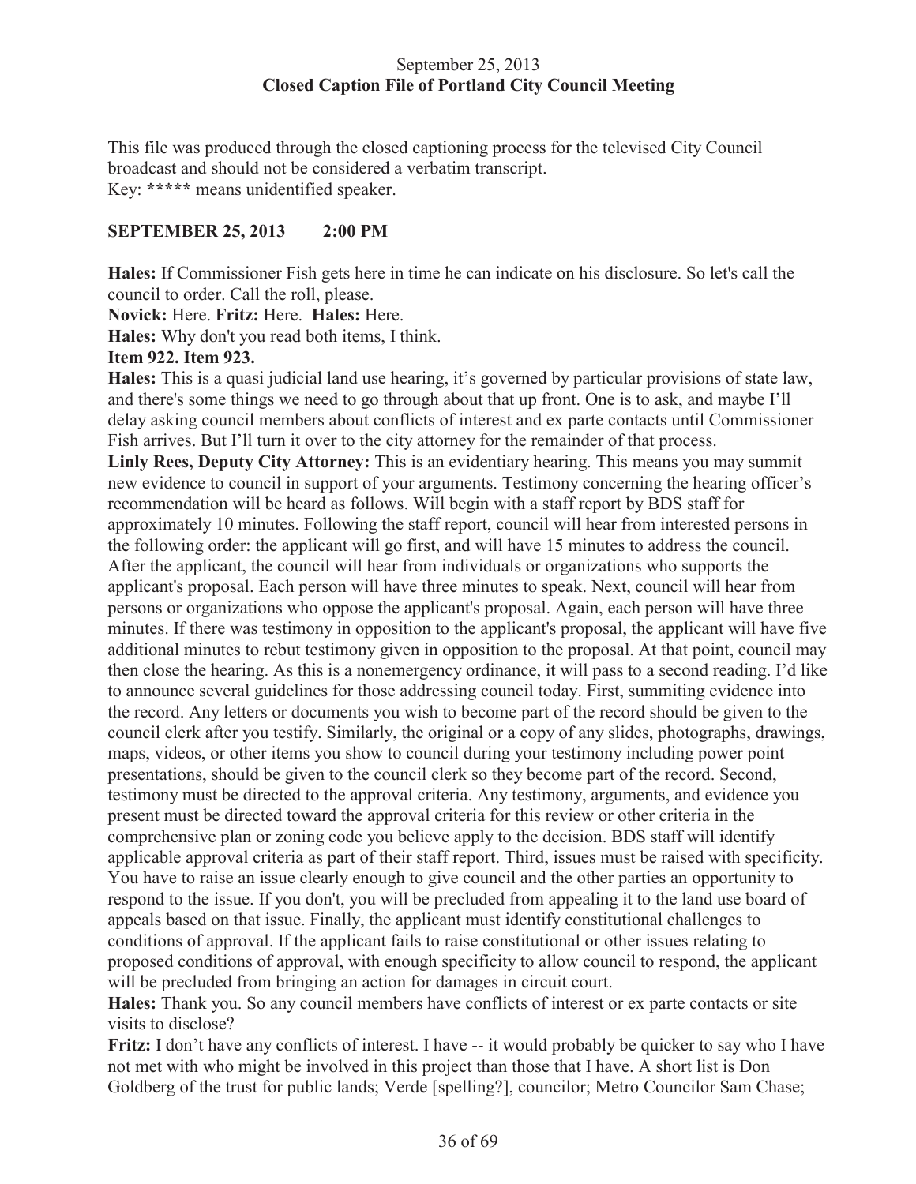September 25, 2013
**Closed Caption File of Portland City Council Meeting**

This file was produced through the closed captioning process for the televised City Council broadcast and should not be considered a verbatim transcript.
Key: ***** means unidentified speaker.

**SEPTEMBER 25, 2013 2:00 PM**

**Hales:** If Commissioner Fish gets here in time he can indicate on his disclosure. So let's call the council to order. Call the roll, please.
**Novick:** Here. **Fritz:** Here. **Hales:** Here.
**Hales:** Why don't you read both items, I think.
**Item 922. Item 923.**
**Hales:** This is a quasi judicial land use hearing, it's governed by particular provisions of state law, and there's some things we need to go through about that up front. One is to ask, and maybe I'll delay asking council members about conflicts of interest and ex parte contacts until Commissioner Fish arrives. But I'll turn it over to the city attorney for the remainder of that process.
**Linly Rees, Deputy City Attorney:** This is an evidentiary hearing. This means you may summit new evidence to council in support of your arguments. Testimony concerning the hearing officer's recommendation will be heard as follows. Will begin with a staff report by BDS staff for approximately 10 minutes. Following the staff report, council will hear from interested persons in the following order: the applicant will go first, and will have 15 minutes to address the council. After the applicant, the council will hear from individuals or organizations who supports the applicant's proposal. Each person will have three minutes to speak. Next, council will hear from persons or organizations who oppose the applicant's proposal. Again, each person will have three minutes. If there was testimony in opposition to the applicant's proposal, the applicant will have five additional minutes to rebut testimony given in opposition to the proposal. At that point, council may then close the hearing. As this is a nonemergency ordinance, it will pass to a second reading. I'd like to announce several guidelines for those addressing council today. First, summiting evidence into the record. Any letters or documents you wish to become part of the record should be given to the council clerk after you testify. Similarly, the original or a copy of any slides, photographs, drawings, maps, videos, or other items you show to council during your testimony including power point presentations, should be given to the council clerk so they become part of the record. Second, testimony must be directed to the approval criteria. Any testimony, arguments, and evidence you present must be directed toward the approval criteria for this review or other criteria in the comprehensive plan or zoning code you believe apply to the decision. BDS staff will identify applicable approval criteria as part of their staff report. Third, issues must be raised with specificity. You have to raise an issue clearly enough to give council and the other parties an opportunity to respond to the issue. If you don't, you will be precluded from appealing it to the land use board of appeals based on that issue. Finally, the applicant must identify constitutional challenges to conditions of approval. If the applicant fails to raise constitutional or other issues relating to proposed conditions of approval, with enough specificity to allow council to respond, the applicant will be precluded from bringing an action for damages in circuit court.
**Hales:** Thank you. So any council members have conflicts of interest or ex parte contacts or site visits to disclose?
**Fritz:** I don't have any conflicts of interest. I have -- it would probably be quicker to say who I have not met with who might be involved in this project than those that I have. A short list is Don Goldberg of the trust for public lands; Verde [spelling?], councilor; Metro Councilor Sam Chase;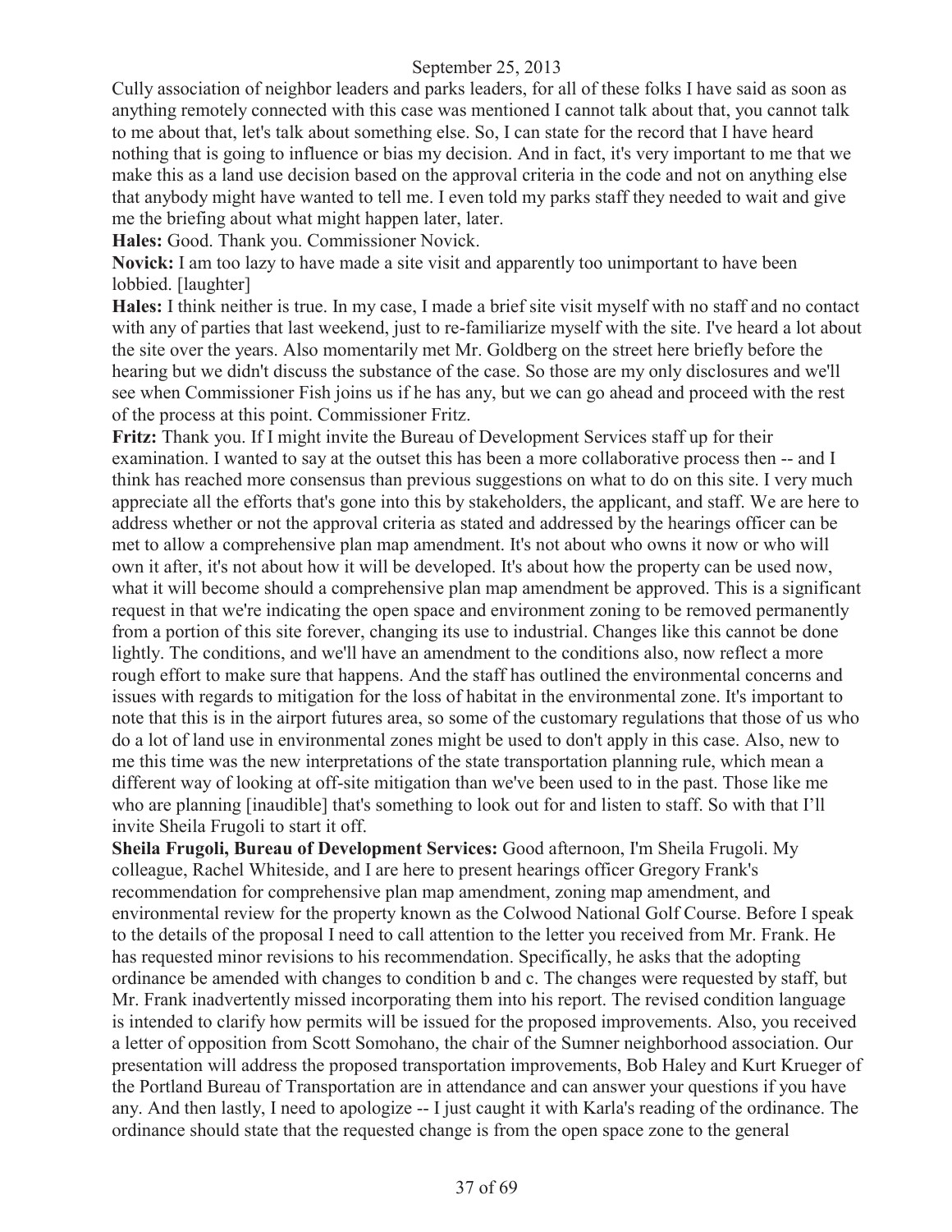Cully association of neighbor leaders and parks leaders, for all of these folks I have said as soon as anything remotely connected with this case was mentioned I cannot talk about that, you cannot talk to me about that, let's talk about something else. So, I can state for the record that I have heard nothing that is going to influence or bias my decision. And in fact, it's very important to me that we make this as a land use decision based on the approval criteria in the code and not on anything else that anybody might have wanted to tell me. I even told my parks staff they needed to wait and give me the briefing about what might happen later, later.

**Hales:** Good. Thank you. Commissioner Novick.

**Novick:** I am too lazy to have made a site visit and apparently too unimportant to have been lobbied. [laughter]

**Hales:** I think neither is true. In my case, I made a brief site visit myself with no staff and no contact with any of parties that last weekend, just to re-familiarize myself with the site. I've heard a lot about the site over the years. Also momentarily met Mr. Goldberg on the street here briefly before the hearing but we didn't discuss the substance of the case. So those are my only disclosures and we'll see when Commissioner Fish joins us if he has any, but we can go ahead and proceed with the rest of the process at this point. Commissioner Fritz.

**Fritz:** Thank you. If I might invite the Bureau of Development Services staff up for their examination. I wanted to say at the outset this has been a more collaborative process then -- and I think has reached more consensus than previous suggestions on what to do on this site. I very much appreciate all the efforts that's gone into this by stakeholders, the applicant, and staff. We are here to address whether or not the approval criteria as stated and addressed by the hearings officer can be met to allow a comprehensive plan map amendment. It's not about who owns it now or who will own it after, it's not about how it will be developed. It's about how the property can be used now, what it will become should a comprehensive plan map amendment be approved. This is a significant request in that we're indicating the open space and environment zoning to be removed permanently from a portion of this site forever, changing its use to industrial. Changes like this cannot be done lightly. The conditions, and we'll have an amendment to the conditions also, now reflect a more rough effort to make sure that happens. And the staff has outlined the environmental concerns and issues with regards to mitigation for the loss of habitat in the environmental zone. It's important to note that this is in the airport futures area, so some of the customary regulations that those of us who do a lot of land use in environmental zones might be used to don't apply in this case. Also, new to me this time was the new interpretations of the state transportation planning rule, which mean a different way of looking at off-site mitigation than we've been used to in the past. Those like me who are planning [inaudible] that's something to look out for and listen to staff. So with that I'll invite Sheila Frugoli to start it off.

**Sheila Frugoli, Bureau of Development Services:** Good afternoon, I'm Sheila Frugoli. My colleague, Rachel Whiteside, and I are here to present hearings officer Gregory Frank's recommendation for comprehensive plan map amendment, zoning map amendment, and environmental review for the property known as the Colwood National Golf Course. Before I speak to the details of the proposal I need to call attention to the letter you received from Mr. Frank. He has requested minor revisions to his recommendation. Specifically, he asks that the adopting ordinance be amended with changes to condition b and c. The changes were requested by staff, but Mr. Frank inadvertently missed incorporating them into his report. The revised condition language is intended to clarify how permits will be issued for the proposed improvements. Also, you received a letter of opposition from Scott Somohano, the chair of the Sumner neighborhood association. Our presentation will address the proposed transportation improvements, Bob Haley and Kurt Krueger of the Portland Bureau of Transportation are in attendance and can answer your questions if you have any. And then lastly, I need to apologize -- I just caught it with Karla's reading of the ordinance. The ordinance should state that the requested change is from the open space zone to the general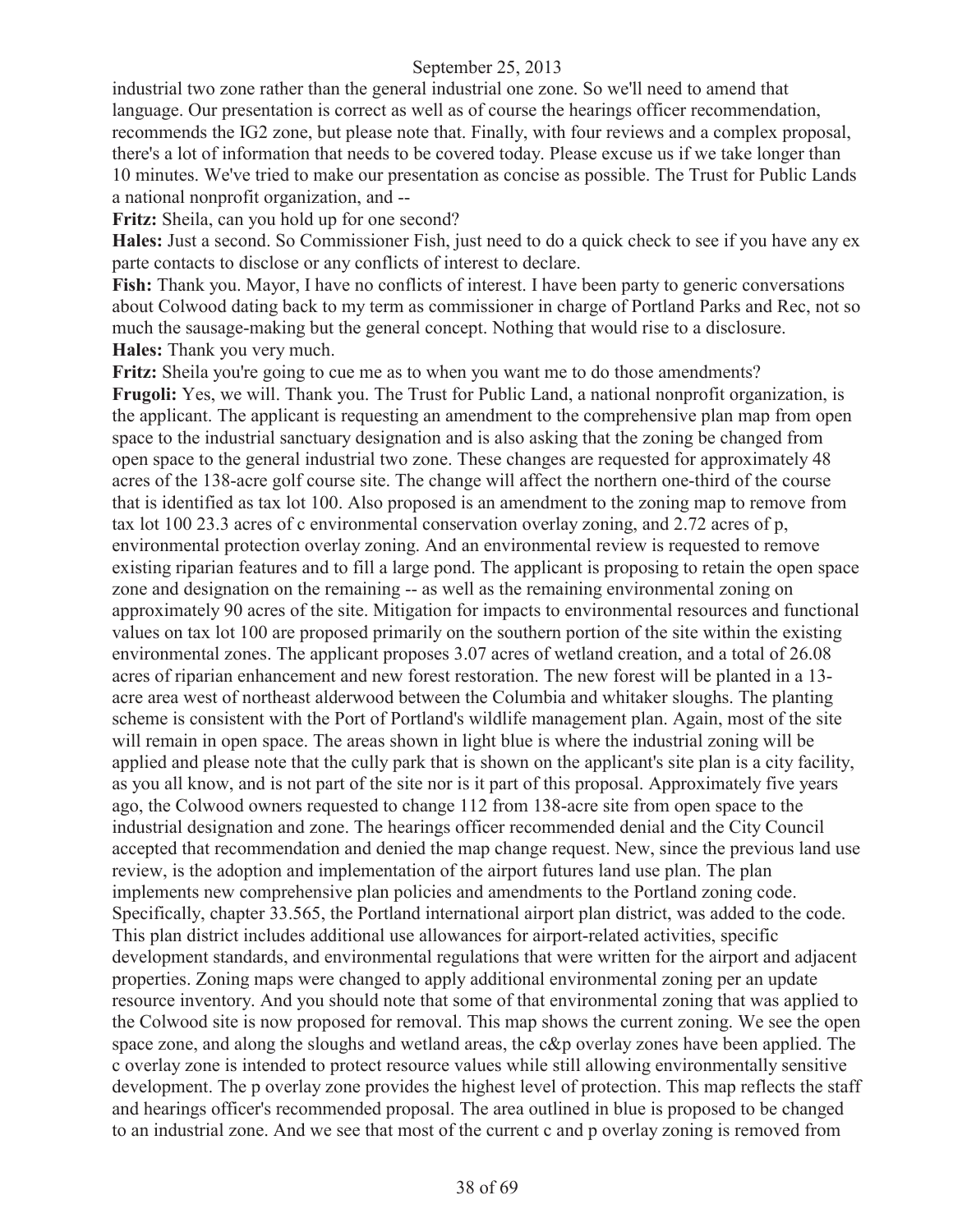industrial two zone rather than the general industrial one zone. So we'll need to amend that language. Our presentation is correct as well as of course the hearings officer recommendation, recommends the IG2 zone, but please note that. Finally, with four reviews and a complex proposal, there's a lot of information that needs to be covered today. Please excuse us if we take longer than 10 minutes. We've tried to make our presentation as concise as possible. The Trust for Public Lands a national nonprofit organization, and --

**Fritz:** Sheila, can you hold up for one second?

**Hales:** Just a second. So Commissioner Fish, just need to do a quick check to see if you have any ex parte contacts to disclose or any conflicts of interest to declare.

**Fish:** Thank you. Mayor, I have no conflicts of interest. I have been party to generic conversations about Colwood dating back to my term as commissioner in charge of Portland Parks and Rec, not so much the sausage-making but the general concept. Nothing that would rise to a disclosure.

**Hales:** Thank you very much.

**Fritz:** Sheila you're going to cue me as to when you want me to do those amendments?

**Frugoli:** Yes, we will. Thank you. The Trust for Public Land, a national nonprofit organization, is the applicant. The applicant is requesting an amendment to the comprehensive plan map from open space to the industrial sanctuary designation and is also asking that the zoning be changed from open space to the general industrial two zone. These changes are requested for approximately 48 acres of the 138-acre golf course site. The change will affect the northern one-third of the course that is identified as tax lot 100. Also proposed is an amendment to the zoning map to remove from tax lot 100 23.3 acres of c environmental conservation overlay zoning, and 2.72 acres of p, environmental protection overlay zoning. And an environmental review is requested to remove existing riparian features and to fill a large pond. The applicant is proposing to retain the open space zone and designation on the remaining -- as well as the remaining environmental zoning on approximately 90 acres of the site. Mitigation for impacts to environmental resources and functional values on tax lot 100 are proposed primarily on the southern portion of the site within the existing environmental zones. The applicant proposes 3.07 acres of wetland creation, and a total of 26.08 acres of riparian enhancement and new forest restoration. The new forest will be planted in a 13-acre area west of northeast alderwood between the Columbia and whitaker sloughs. The planting scheme is consistent with the Port of Portland's wildlife management plan. Again, most of the site will remain in open space. The areas shown in light blue is where the industrial zoning will be applied and please note that the cully park that is shown on the applicant's site plan is a city facility, as you all know, and is not part of the site nor is it part of this proposal. Approximately five years ago, the Colwood owners requested to change 112 from 138-acre site from open space to the industrial designation and zone. The hearings officer recommended denial and the City Council accepted that recommendation and denied the map change request. New, since the previous land use review, is the adoption and implementation of the airport futures land use plan. The plan implements new comprehensive plan policies and amendments to the Portland zoning code. Specifically, chapter 33.565, the Portland international airport plan district, was added to the code. This plan district includes additional use allowances for airport-related activities, specific development standards, and environmental regulations that were written for the airport and adjacent properties. Zoning maps were changed to apply additional environmental zoning per an update resource inventory. And you should note that some of that environmental zoning that was applied to the Colwood site is now proposed for removal. This map shows the current zoning. We see the open space zone, and along the sloughs and wetland areas, the c&p overlay zones have been applied. The c overlay zone is intended to protect resource values while still allowing environmentally sensitive development. The p overlay zone provides the highest level of protection. This map reflects the staff and hearings officer's recommended proposal. The area outlined in blue is proposed to be changed to an industrial zone. And we see that most of the current c and p overlay zoning is removed from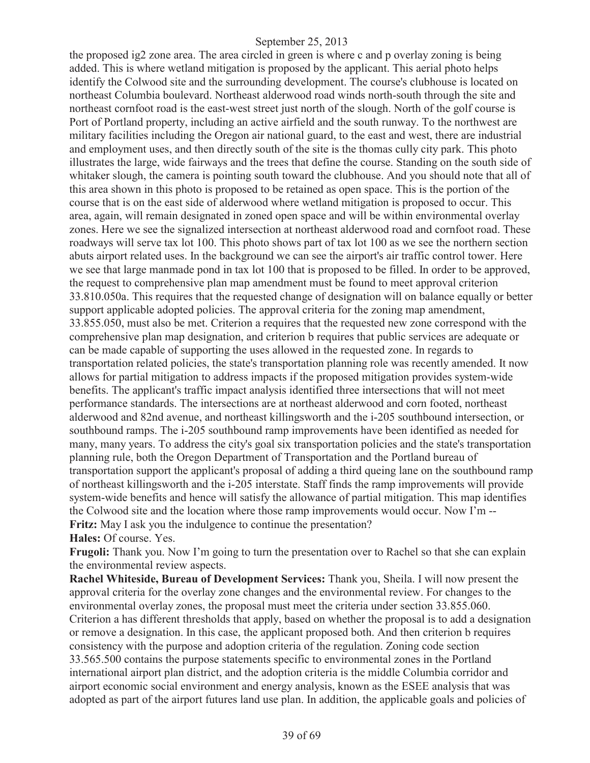the proposed ig2 zone area. The area circled in green is where c and p overlay zoning is being added. This is where wetland mitigation is proposed by the applicant. This aerial photo helps identify the Colwood site and the surrounding development. The course's clubhouse is located on northeast Columbia boulevard. Northeast alderwood road winds north-south through the site and northeast cornfoot road is the east-west street just north of the slough. North of the golf course is Port of Portland property, including an active airfield and the south runway. To the northwest are military facilities including the Oregon air national guard, to the east and west, there are industrial and employment uses, and then directly south of the site is the thomas cully city park. This photo illustrates the large, wide fairways and the trees that define the course. Standing on the south side of whitaker slough, the camera is pointing south toward the clubhouse. And you should note that all of this area shown in this photo is proposed to be retained as open space. This is the portion of the course that is on the east side of alderwood where wetland mitigation is proposed to occur. This area, again, will remain designated in zoned open space and will be within environmental overlay zones. Here we see the signalized intersection at northeast alderwood road and cornfoot road. These roadways will serve tax lot 100. This photo shows part of tax lot 100 as we see the northern section abuts airport related uses. In the background we can see the airport's air traffic control tower. Here we see that large manmade pond in tax lot 100 that is proposed to be filled. In order to be approved, the request to comprehensive plan map amendment must be found to meet approval criterion 33.810.050a. This requires that the requested change of designation will on balance equally or better support applicable adopted policies. The approval criteria for the zoning map amendment, 33.855.050, must also be met. Criterion a requires that the requested new zone correspond with the comprehensive plan map designation, and criterion b requires that public services are adequate or can be made capable of supporting the uses allowed in the requested zone. In regards to transportation related policies, the state's transportation planning role was recently amended. It now allows for partial mitigation to address impacts if the proposed mitigation provides system-wide benefits. The applicant's traffic impact analysis identified three intersections that will not meet performance standards. The intersections are at northeast alderwood and corn footed, northeast alderwood and 82nd avenue, and northeast killingsworth and the i-205 southbound intersection, or southbound ramps. The i-205 southbound ramp improvements have been identified as needed for many, many years. To address the city's goal six transportation policies and the state's transportation planning rule, both the Oregon Department of Transportation and the Portland bureau of transportation support the applicant's proposal of adding a third queing lane on the southbound ramp of northeast killingsworth and the i-205 interstate. Staff finds the ramp improvements will provide system-wide benefits and hence will satisfy the allowance of partial mitigation. This map identifies the Colwood site and the location where those ramp improvements would occur. Now I'm --

**Fritz:** May I ask you the indulgence to continue the presentation?

**Hales:** Of course. Yes.

**Frugoli:** Thank you. Now I'm going to turn the presentation over to Rachel so that she can explain the environmental review aspects.

**Rachel Whiteside, Bureau of Development Services:** Thank you, Sheila. I will now present the approval criteria for the overlay zone changes and the environmental review. For changes to the environmental overlay zones, the proposal must meet the criteria under section 33.855.060. Criterion a has different thresholds that apply, based on whether the proposal is to add a designation or remove a designation. In this case, the applicant proposed both. And then criterion b requires consistency with the purpose and adoption criteria of the regulation. Zoning code section 33.565.500 contains the purpose statements specific to environmental zones in the Portland international airport plan district, and the adoption criteria is the middle Columbia corridor and airport economic social environment and energy analysis, known as the ESEE analysis that was adopted as part of the airport futures land use plan. In addition, the applicable goals and policies of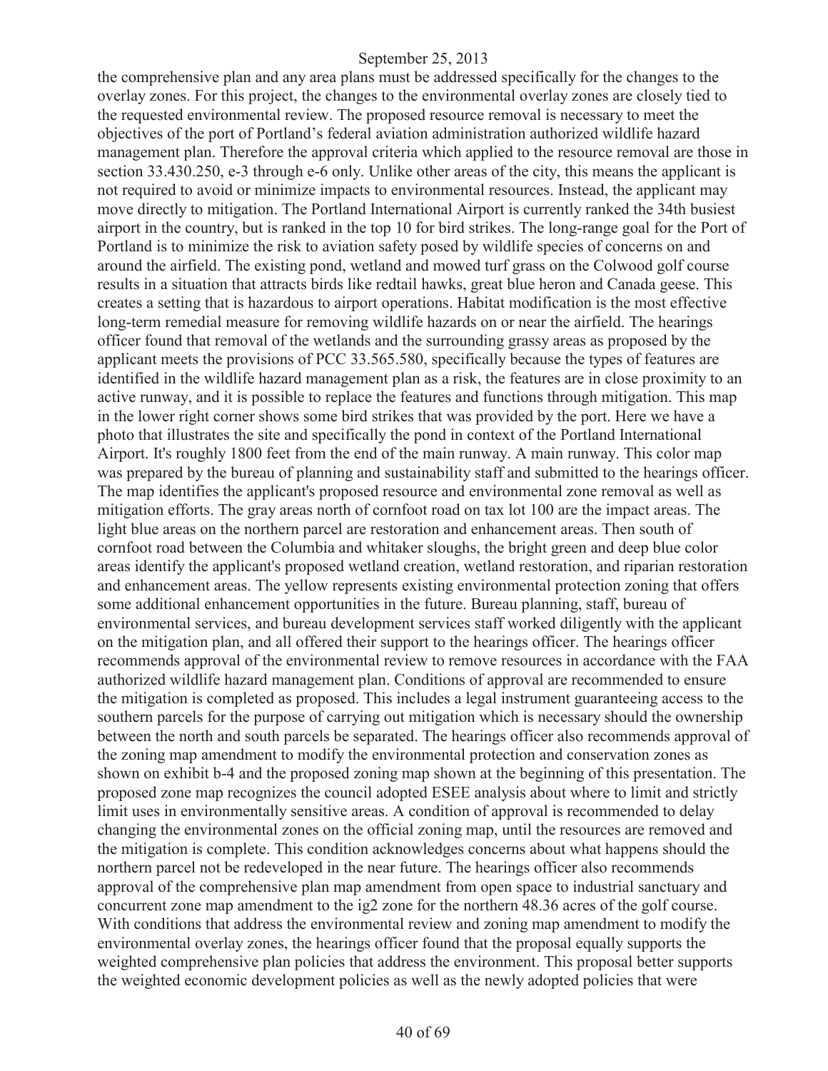the comprehensive plan and any area plans must be addressed specifically for the changes to the overlay zones. For this project, the changes to the environmental overlay zones are closely tied to the requested environmental review. The proposed resource removal is necessary to meet the objectives of the port of Portland's federal aviation administration authorized wildlife hazard management plan. Therefore the approval criteria which applied to the resource removal are those in section 33.430.250, e-3 through e-6 only. Unlike other areas of the city, this means the applicant is not required to avoid or minimize impacts to environmental resources. Instead, the applicant may move directly to mitigation. The Portland International Airport is currently ranked the 34th busiest airport in the country, but is ranked in the top 10 for bird strikes. The long-range goal for the Port of Portland is to minimize the risk to aviation safety posed by wildlife species of concerns on and around the airfield. The existing pond, wetland and mowed turf grass on the Colwood golf course results in a situation that attracts birds like redtail hawks, great blue heron and Canada geese. This creates a setting that is hazardous to airport operations. Habitat modification is the most effective long-term remedial measure for removing wildlife hazards on or near the airfield. The hearings officer found that removal of the wetlands and the surrounding grassy areas as proposed by the applicant meets the provisions of PCC 33.565.580, specifically because the types of features are identified in the wildlife hazard management plan as a risk, the features are in close proximity to an active runway, and it is possible to replace the features and functions through mitigation. This map in the lower right corner shows some bird strikes that was provided by the port. Here we have a photo that illustrates the site and specifically the pond in context of the Portland International Airport. It's roughly 1800 feet from the end of the main runway. A main runway. This color map was prepared by the bureau of planning and sustainability staff and submitted to the hearings officer. The map identifies the applicant's proposed resource and environmental zone removal as well as mitigation efforts. The gray areas north of cornfoot road on tax lot 100 are the impact areas. The light blue areas on the northern parcel are restoration and enhancement areas. Then south of cornfoot road between the Columbia and whitaker sloughs, the bright green and deep blue color areas identify the applicant's proposed wetland creation, wetland restoration, and riparian restoration and enhancement areas. The yellow represents existing environmental protection zoning that offers some additional enhancement opportunities in the future. Bureau planning, staff, bureau of environmental services, and bureau development services staff worked diligently with the applicant on the mitigation plan, and all offered their support to the hearings officer. The hearings officer recommends approval of the environmental review to remove resources in accordance with the FAA authorized wildlife hazard management plan. Conditions of approval are recommended to ensure the mitigation is completed as proposed. This includes a legal instrument guaranteeing access to the southern parcels for the purpose of carrying out mitigation which is necessary should the ownership between the north and south parcels be separated. The hearings officer also recommends approval of the zoning map amendment to modify the environmental protection and conservation zones as shown on exhibit b-4 and the proposed zoning map shown at the beginning of this presentation. The proposed zone map recognizes the council adopted ESEE analysis about where to limit and strictly limit uses in environmentally sensitive areas. A condition of approval is recommended to delay changing the environmental zones on the official zoning map, until the resources are removed and the mitigation is complete. This condition acknowledges concerns about what happens should the northern parcel not be redeveloped in the near future. The hearings officer also recommends approval of the comprehensive plan map amendment from open space to industrial sanctuary and concurrent zone map amendment to the ig2 zone for the northern 48.36 acres of the golf course. With conditions that address the environmental review and zoning map amendment to modify the environmental overlay zones, the hearings officer found that the proposal equally supports the weighted comprehensive plan policies that address the environment. This proposal better supports the weighted economic development policies as well as the newly adopted policies that were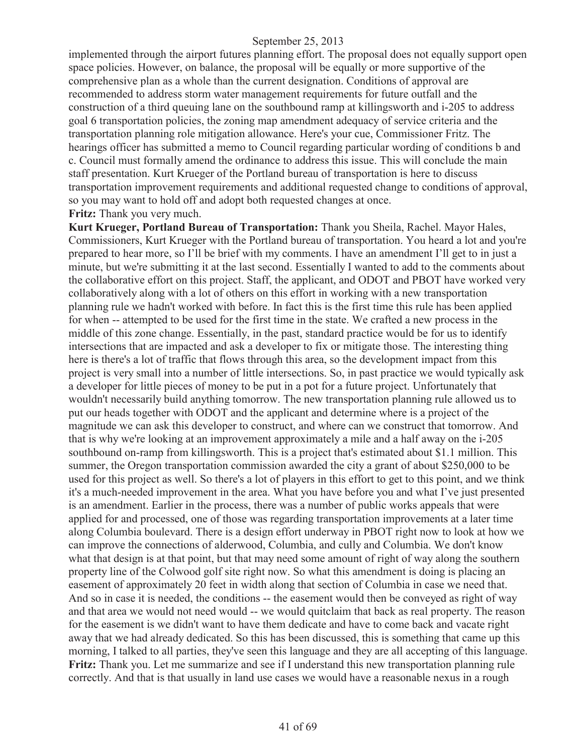implemented through the airport futures planning effort. The proposal does not equally support open space policies. However, on balance, the proposal will be equally or more supportive of the comprehensive plan as a whole than the current designation. Conditions of approval are recommended to address storm water management requirements for future outfall and the construction of a third queuing lane on the southbound ramp at killingsworth and i-205 to address goal 6 transportation policies, the zoning map amendment adequacy of service criteria and the transportation planning role mitigation allowance. Here's your cue, Commissioner Fritz. The hearings officer has submitted a memo to Council regarding particular wording of conditions b and c. Council must formally amend the ordinance to address this issue. This will conclude the main staff presentation. Kurt Krueger of the Portland bureau of transportation is here to discuss transportation improvement requirements and additional requested change to conditions of approval, so you may want to hold off and adopt both requested changes at once.

**Fritz:** Thank you very much.

**Kurt Krueger, Portland Bureau of Transportation:** Thank you Sheila, Rachel. Mayor Hales, Commissioners, Kurt Krueger with the Portland bureau of transportation. You heard a lot and you're prepared to hear more, so I'll be brief with my comments. I have an amendment I'll get to in just a minute, but we're submitting it at the last second. Essentially I wanted to add to the comments about the collaborative effort on this project. Staff, the applicant, and ODOT and PBOT have worked very collaboratively along with a lot of others on this effort in working with a new transportation planning rule we hadn't worked with before. In fact this is the first time this rule has been applied for when -- attempted to be used for the first time in the state. We crafted a new process in the middle of this zone change. Essentially, in the past, standard practice would be for us to identify intersections that are impacted and ask a developer to fix or mitigate those. The interesting thing here is there's a lot of traffic that flows through this area, so the development impact from this project is very small into a number of little intersections. So, in past practice we would typically ask a developer for little pieces of money to be put in a pot for a future project. Unfortunately that wouldn't necessarily build anything tomorrow. The new transportation planning rule allowed us to put our heads together with ODOT and the applicant and determine where is a project of the magnitude we can ask this developer to construct, and where can we construct that tomorrow. And that is why we're looking at an improvement approximately a mile and a half away on the i-205 southbound on-ramp from killingsworth. This is a project that's estimated about $1.1 million. This summer, the Oregon transportation commission awarded the city a grant of about $250,000 to be used for this project as well. So there's a lot of players in this effort to get to this point, and we think it's a much-needed improvement in the area. What you have before you and what I've just presented is an amendment. Earlier in the process, there was a number of public works appeals that were applied for and processed, one of those was regarding transportation improvements at a later time along Columbia boulevard. There is a design effort underway in PBOT right now to look at how we can improve the connections of alderwood, Columbia, and cully and Columbia. We don't know what that design is at that point, but that may need some amount of right of way along the southern property line of the Colwood golf site right now. So what this amendment is doing is placing an easement of approximately 20 feet in width along that section of Columbia in case we need that. And so in case it is needed, the conditions -- the easement would then be conveyed as right of way and that area we would not need would -- we would quitclaim that back as real property. The reason for the easement is we didn't want to have them dedicate and have to come back and vacate right away that we had already dedicated. So this has been discussed, this is something that came up this morning, I talked to all parties, they've seen this language and they are all accepting of this language.

**Fritz:** Thank you. Let me summarize and see if I understand this new transportation planning rule correctly. And that is that usually in land use cases we would have a reasonable nexus in a rough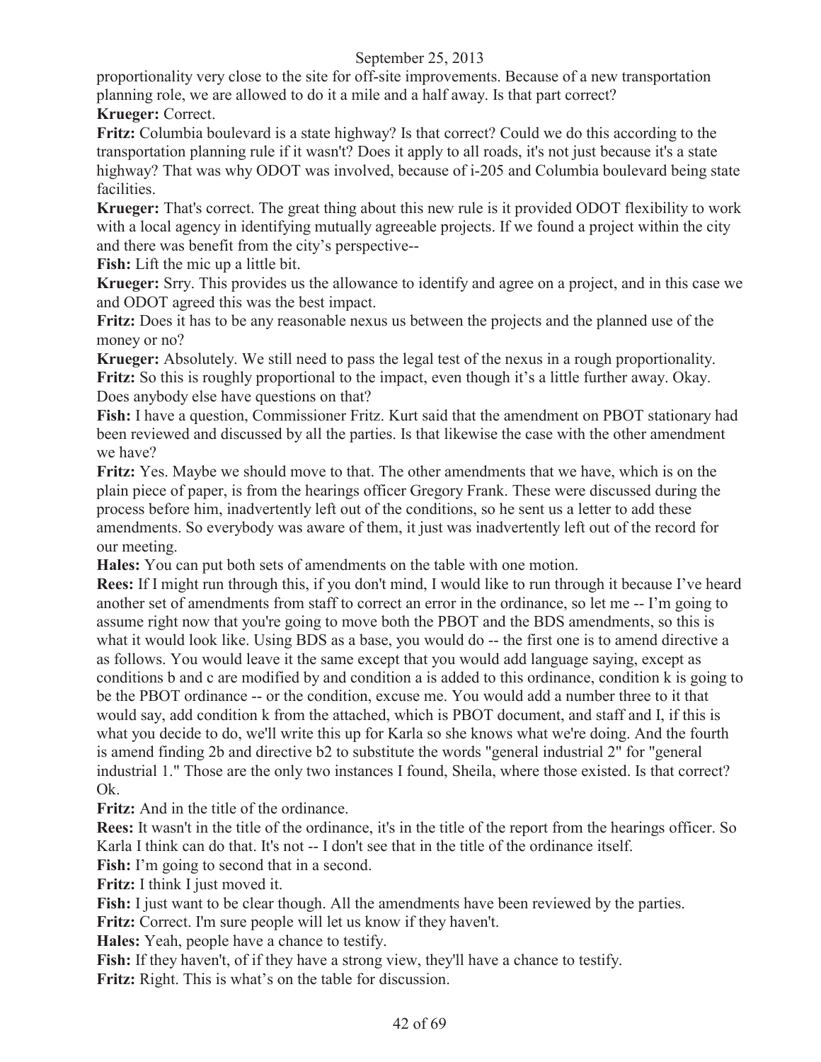proportionality very close to the site for off-site improvements. Because of a new transportation planning role, we are allowed to do it a mile and a half away. Is that part correct?

**Krueger:** Correct.

**Fritz:** Columbia boulevard is a state highway? Is that correct? Could we do this according to the transportation planning rule if it wasn't? Does it apply to all roads, it's not just because it's a state highway? That was why ODOT was involved, because of i-205 and Columbia boulevard being state facilities.

**Krueger:** That's correct. The great thing about this new rule is it provided ODOT flexibility to work with a local agency in identifying mutually agreeable projects. If we found a project within the city and there was benefit from the city's perspective--

**Fish:** Lift the mic up a little bit.

**Krueger:** Srry. This provides us the allowance to identify and agree on a project, and in this case we and ODOT agreed this was the best impact.

**Fritz:** Does it has to be any reasonable nexus us between the projects and the planned use of the money or no?

**Krueger:** Absolutely. We still need to pass the legal test of the nexus in a rough proportionality.

**Fritz:** So this is roughly proportional to the impact, even though it's a little further away. Okay. Does anybody else have questions on that?

**Fish:** I have a question, Commissioner Fritz. Kurt said that the amendment on PBOT stationary had been reviewed and discussed by all the parties. Is that likewise the case with the other amendment we have?

**Fritz:** Yes. Maybe we should move to that. The other amendments that we have, which is on the plain piece of paper, is from the hearings officer Gregory Frank. These were discussed during the process before him, inadvertently left out of the conditions, so he sent us a letter to add these amendments. So everybody was aware of them, it just was inadvertently left out of the record for our meeting.

**Hales:** You can put both sets of amendments on the table with one motion.

**Rees:** If I might run through this, if you don't mind, I would like to run through it because I've heard another set of amendments from staff to correct an error in the ordinance, so let me -- I'm going to assume right now that you're going to move both the PBOT and the BDS amendments, so this is what it would look like. Using BDS as a base, you would do -- the first one is to amend directive a as follows. You would leave it the same except that you would add language saying, except as conditions b and c are modified by and condition a is added to this ordinance, condition k is going to be the PBOT ordinance -- or the condition, excuse me. You would add a number three to it that would say, add condition k from the attached, which is PBOT document, and staff and I, if this is what you decide to do, we'll write this up for Karla so she knows what we're doing. And the fourth is amend finding 2b and directive b2 to substitute the words "general industrial 2" for "general industrial 1." Those are the only two instances I found, Sheila, where those existed. Is that correct? Ok.

**Fritz:** And in the title of the ordinance.

**Rees:** It wasn't in the title of the ordinance, it's in the title of the report from the hearings officer. So Karla I think can do that. It's not -- I don't see that in the title of the ordinance itself.

**Fish:** I'm going to second that in a second.

**Fritz:** I think I just moved it.

**Fish:** I just want to be clear though. All the amendments have been reviewed by the parties.

**Fritz:** Correct. I'm sure people will let us know if they haven't.

**Hales:** Yeah, people have a chance to testify.

**Fish:** If they haven't, of if they have a strong view, they'll have a chance to testify.

**Fritz:** Right. This is what's on the table for discussion.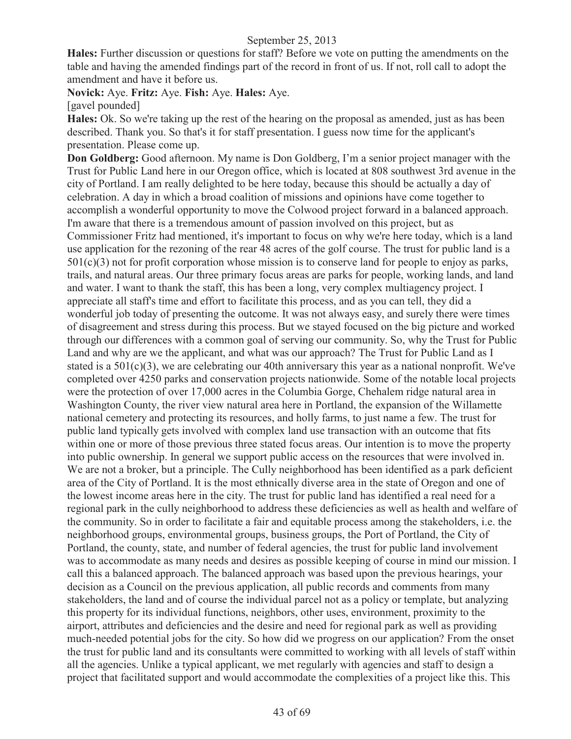**Hales:** Further discussion or questions for staff? Before we vote on putting the amendments on the table and having the amended findings part of the record in front of us. If not, roll call to adopt the amendment and have it before us.

**Novick:** Aye. **Fritz:** Aye. **Fish:** Aye. **Hales:** Aye.

[gavel pounded]

**Hales:** Ok. So we're taking up the rest of the hearing on the proposal as amended, just as has been described. Thank you. So that's it for staff presentation. I guess now time for the applicant's presentation. Please come up.

**Don Goldberg:** Good afternoon. My name is Don Goldberg, I'm a senior project manager with the Trust for Public Land here in our Oregon office, which is located at 808 southwest 3rd avenue in the city of Portland. I am really delighted to be here today, because this should be actually a day of celebration. A day in which a broad coalition of missions and opinions have come together to accomplish a wonderful opportunity to move the Colwood project forward in a balanced approach. I'm aware that there is a tremendous amount of passion involved on this project, but as Commissioner Fritz had mentioned, it's important to focus on why we're here today, which is a land use application for the rezoning of the rear 48 acres of the golf course. The trust for public land is a 501(c)(3) not for profit corporation whose mission is to conserve land for people to enjoy as parks, trails, and natural areas. Our three primary focus areas are parks for people, working lands, and land and water. I want to thank the staff, this has been a long, very complex multiagency project. I appreciate all staff's time and effort to facilitate this process, and as you can tell, they did a wonderful job today of presenting the outcome. It was not always easy, and surely there were times of disagreement and stress during this process. But we stayed focused on the big picture and worked through our differences with a common goal of serving our community. So, why the Trust for Public Land and why are we the applicant, and what was our approach? The Trust for Public Land as I stated is a 501(c)(3), we are celebrating our 40th anniversary this year as a national nonprofit. We've completed over 4250 parks and conservation projects nationwide. Some of the notable local projects were the protection of over 17,000 acres in the Columbia Gorge, Chehalem ridge natural area in Washington County, the river view natural area here in Portland, the expansion of the Willamette national cemetery and protecting its resources, and holly farms, to just name a few. The trust for public land typically gets involved with complex land use transaction with an outcome that fits within one or more of those previous three stated focus areas. Our intention is to move the property into public ownership. In general we support public access on the resources that were involved in. We are not a broker, but a principle. The Cully neighborhood has been identified as a park deficient area of the City of Portland. It is the most ethnically diverse area in the state of Oregon and one of the lowest income areas here in the city. The trust for public land has identified a real need for a regional park in the cully neighborhood to address these deficiencies as well as health and welfare of the community. So in order to facilitate a fair and equitable process among the stakeholders, i.e. the neighborhood groups, environmental groups, business groups, the Port of Portland, the City of Portland, the county, state, and number of federal agencies, the trust for public land involvement was to accommodate as many needs and desires as possible keeping of course in mind our mission. I call this a balanced approach. The balanced approach was based upon the previous hearings, your decision as a Council on the previous application, all public records and comments from many stakeholders, the land and of course the individual parcel not as a policy or template, but analyzing this property for its individual functions, neighbors, other uses, environment, proximity to the airport, attributes and deficiencies and the desire and need for regional park as well as providing much-needed potential jobs for the city. So how did we progress on our application? From the onset the trust for public land and its consultants were committed to working with all levels of staff within all the agencies. Unlike a typical applicant, we met regularly with agencies and staff to design a project that facilitated support and would accommodate the complexities of a project like this. This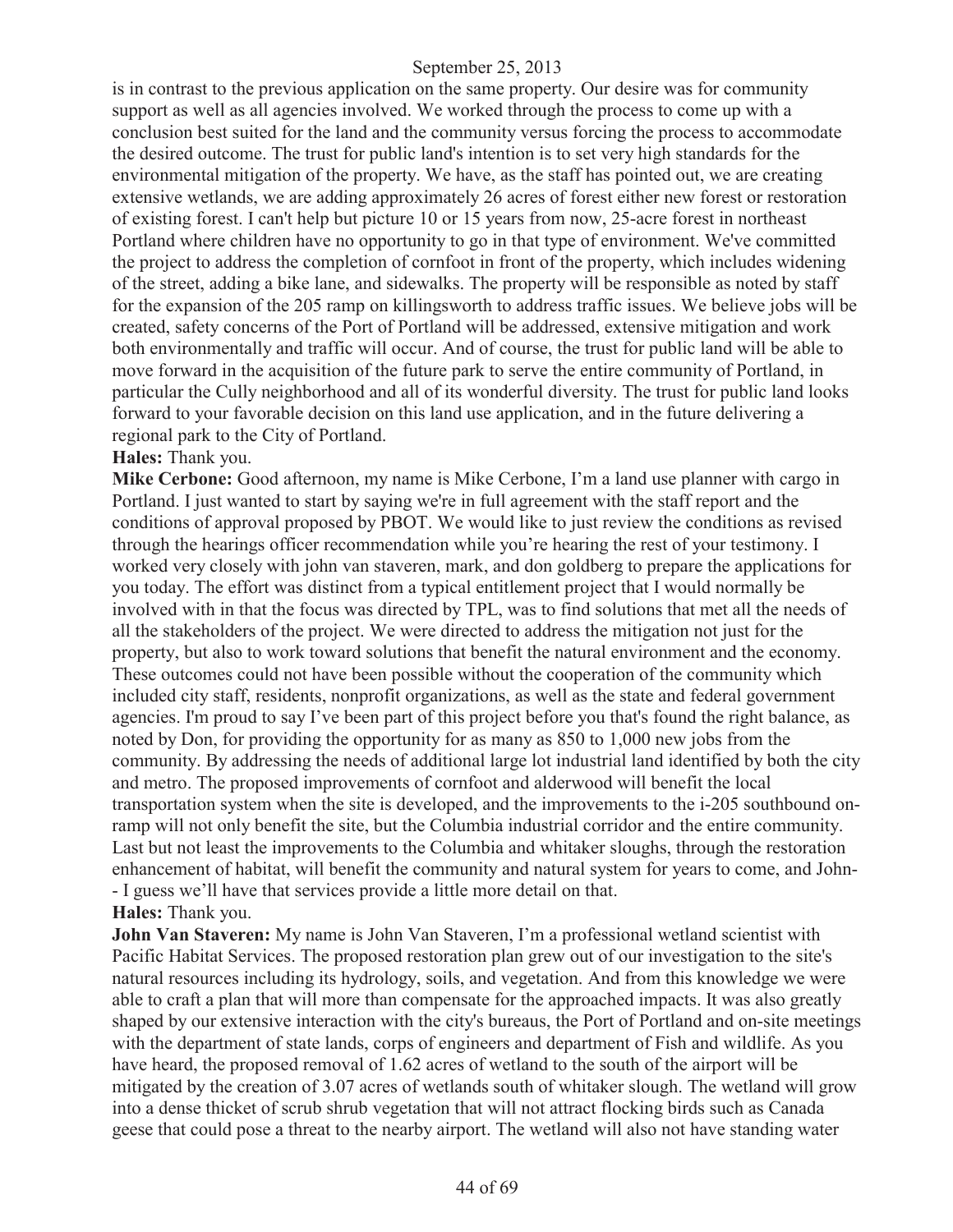is in contrast to the previous application on the same property. Our desire was for community support as well as all agencies involved. We worked through the process to come up with a conclusion best suited for the land and the community versus forcing the process to accommodate the desired outcome. The trust for public land's intention is to set very high standards for the environmental mitigation of the property. We have, as the staff has pointed out, we are creating extensive wetlands, we are adding approximately 26 acres of forest either new forest or restoration of existing forest. I can't help but picture 10 or 15 years from now, 25-acre forest in northeast Portland where children have no opportunity to go in that type of environment. We've committed the project to address the completion of cornfoot in front of the property, which includes widening of the street, adding a bike lane, and sidewalks. The property will be responsible as noted by staff for the expansion of the 205 ramp on killingsworth to address traffic issues. We believe jobs will be created, safety concerns of the Port of Portland will be addressed, extensive mitigation and work both environmentally and traffic will occur. And of course, the trust for public land will be able to move forward in the acquisition of the future park to serve the entire community of Portland, in particular the Cully neighborhood and all of its wonderful diversity. The trust for public land looks forward to your favorable decision on this land use application, and in the future delivering a regional park to the City of Portland.

**Hales:** Thank you.

**Mike Cerbone:** Good afternoon, my name is Mike Cerbone, I'm a land use planner with cargo in Portland. I just wanted to start by saying we're in full agreement with the staff report and the conditions of approval proposed by PBOT. We would like to just review the conditions as revised through the hearings officer recommendation while you're hearing the rest of your testimony. I worked very closely with john van staveren, mark, and don goldberg to prepare the applications for you today. The effort was distinct from a typical entitlement project that I would normally be involved with in that the focus was directed by TPL, was to find solutions that met all the needs of all the stakeholders of the project. We were directed to address the mitigation not just for the property, but also to work toward solutions that benefit the natural environment and the economy. These outcomes could not have been possible without the cooperation of the community which included city staff, residents, nonprofit organizations, as well as the state and federal government agencies. I'm proud to say I've been part of this project before you that's found the right balance, as noted by Don, for providing the opportunity for as many as 850 to 1,000 new jobs from the community. By addressing the needs of additional large lot industrial land identified by both the city and metro. The proposed improvements of cornfoot and alderwood will benefit the local transportation system when the site is developed, and the improvements to the i-205 southbound on-ramp will not only benefit the site, but the Columbia industrial corridor and the entire community. Last but not least the improvements to the Columbia and whitaker sloughs, through the restoration enhancement of habitat, will benefit the community and natural system for years to come, and John-- I guess we'll have that services provide a little more detail on that.

**Hales:** Thank you.

**John Van Staveren:** My name is John Van Staveren, I'm a professional wetland scientist with Pacific Habitat Services. The proposed restoration plan grew out of our investigation to the site's natural resources including its hydrology, soils, and vegetation. And from this knowledge we were able to craft a plan that will more than compensate for the approached impacts. It was also greatly shaped by our extensive interaction with the city's bureaus, the Port of Portland and on-site meetings with the department of state lands, corps of engineers and department of Fish and wildlife. As you have heard, the proposed removal of 1.62 acres of wetland to the south of the airport will be mitigated by the creation of 3.07 acres of wetlands south of whitaker slough. The wetland will grow into a dense thicket of scrub shrub vegetation that will not attract flocking birds such as Canada geese that could pose a threat to the nearby airport. The wetland will also not have standing water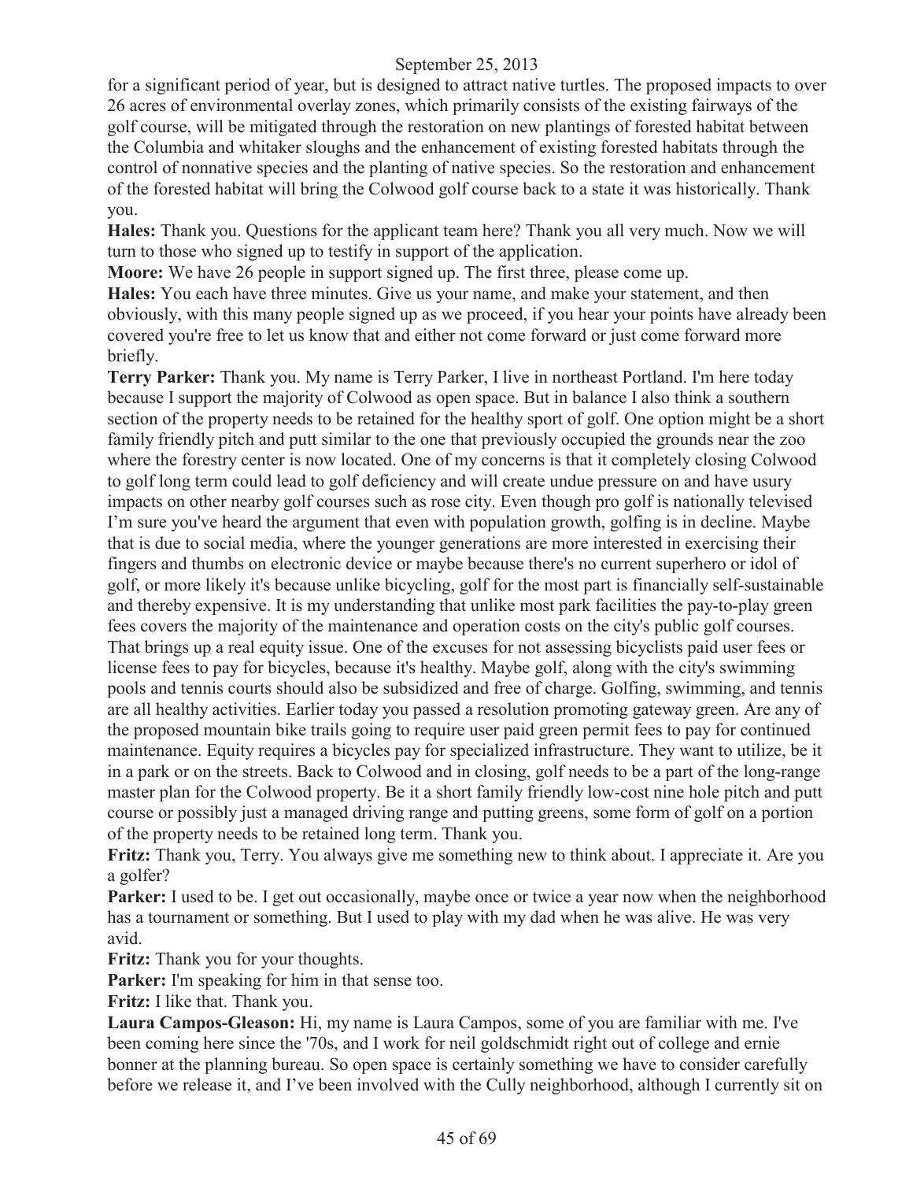for a significant period of year, but is designed to attract native turtles. The proposed impacts to over 26 acres of environmental overlay zones, which primarily consists of the existing fairways of the golf course, will be mitigated through the restoration on new plantings of forested habitat between the Columbia and whitaker sloughs and the enhancement of existing forested habitats through the control of nonnative species and the planting of native species. So the restoration and enhancement of the forested habitat will bring the Colwood golf course back to a state it was historically. Thank you.

**Hales:** Thank you. Questions for the applicant team here? Thank you all very much. Now we will turn to those who signed up to testify in support of the application.

**Moore:** We have 26 people in support signed up. The first three, please come up.

**Hales:** You each have three minutes. Give us your name, and make your statement, and then obviously, with this many people signed up as we proceed, if you hear your points have already been covered you're free to let us know that and either not come forward or just come forward more briefly.

**Terry Parker:** Thank you. My name is Terry Parker, I live in northeast Portland. I'm here today because I support the majority of Colwood as open space. But in balance I also think a southern section of the property needs to be retained for the healthy sport of golf. One option might be a short family friendly pitch and putt similar to the one that previously occupied the grounds near the zoo where the forestry center is now located. One of my concerns is that it completely closing Colwood to golf long term could lead to golf deficiency and will create undue pressure on and have usury impacts on other nearby golf courses such as rose city. Even though pro golf is nationally televised I'm sure you've heard the argument that even with population growth, golfing is in decline. Maybe that is due to social media, where the younger generations are more interested in exercising their fingers and thumbs on electronic device or maybe because there's no current superhero or idol of golf, or more likely it's because unlike bicycling, golf for the most part is financially self-sustainable and thereby expensive. It is my understanding that unlike most park facilities the pay-to-play green fees covers the majority of the maintenance and operation costs on the city's public golf courses. That brings up a real equity issue. One of the excuses for not assessing bicyclists paid user fees or license fees to pay for bicycles, because it's healthy. Maybe golf, along with the city's swimming pools and tennis courts should also be subsidized and free of charge. Golfing, swimming, and tennis are all healthy activities. Earlier today you passed a resolution promoting gateway green. Are any of the proposed mountain bike trails going to require user paid green permit fees to pay for continued maintenance. Equity requires a bicycles pay for specialized infrastructure. They want to utilize, be it in a park or on the streets. Back to Colwood and in closing, golf needs to be a part of the long-range master plan for the Colwood property. Be it a short family friendly low-cost nine hole pitch and putt course or possibly just a managed driving range and putting greens, some form of golf on a portion of the property needs to be retained long term. Thank you.

**Fritz:** Thank you, Terry. You always give me something new to think about. I appreciate it. Are you a golfer?

**Parker:** I used to be. I get out occasionally, maybe once or twice a year now when the neighborhood has a tournament or something. But I used to play with my dad when he was alive. He was very avid.

**Fritz:** Thank you for your thoughts.

**Parker:** I'm speaking for him in that sense too.

**Fritz:** I like that. Thank you.

**Laura Campos-Gleason:** Hi, my name is Laura Campos, some of you are familiar with me. I've been coming here since the '70s, and I work for neil goldschmidt right out of college and ernie bonner at the planning bureau. So open space is certainly something we have to consider carefully before we release it, and I've been involved with the Cully neighborhood, although I currently sit on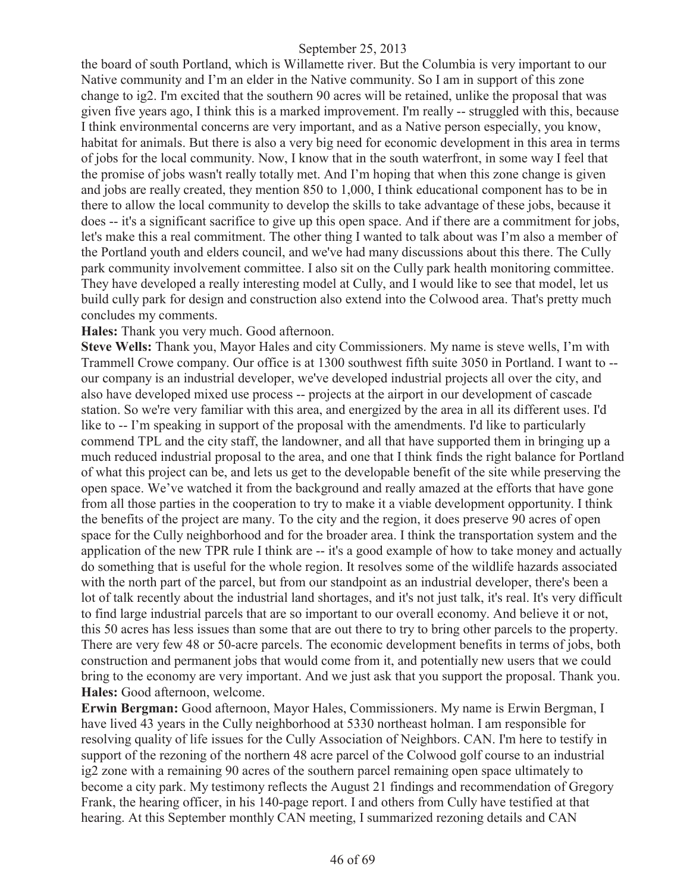the board of south Portland, which is Willamette river. But the Columbia is very important to our Native community and I'm an elder in the Native community. So I am in support of this zone change to ig2. I'm excited that the southern 90 acres will be retained, unlike the proposal that was given five years ago, I think this is a marked improvement. I'm really -- struggled with this, because I think environmental concerns are very important, and as a Native person especially, you know, habitat for animals. But there is also a very big need for economic development in this area in terms of jobs for the local community. Now, I know that in the south waterfront, in some way I feel that the promise of jobs wasn't really totally met. And I'm hoping that when this zone change is given and jobs are really created, they mention 850 to 1,000, I think educational component has to be in there to allow the local community to develop the skills to take advantage of these jobs, because it does -- it's a significant sacrifice to give up this open space. And if there are a commitment for jobs, let's make this a real commitment. The other thing I wanted to talk about was I'm also a member of the Portland youth and elders council, and we've had many discussions about this there. The Cully park community involvement committee. I also sit on the Cully park health monitoring committee. They have developed a really interesting model at Cully, and I would like to see that model, let us build cully park for design and construction also extend into the Colwood area. That's pretty much concludes my comments.

**Hales:** Thank you very much. Good afternoon.

**Steve Wells:** Thank you, Mayor Hales and city Commissioners. My name is steve wells, I'm with Trammell Crowe company. Our office is at 1300 southwest fifth suite 3050 in Portland. I want to -- our company is an industrial developer, we've developed industrial projects all over the city, and also have developed mixed use process -- projects at the airport in our development of cascade station. So we're very familiar with this area, and energized by the area in all its different uses. I'd like to -- I'm speaking in support of the proposal with the amendments. I'd like to particularly commend TPL and the city staff, the landowner, and all that have supported them in bringing up a much reduced industrial proposal to the area, and one that I think finds the right balance for Portland of what this project can be, and lets us get to the developable benefit of the site while preserving the open space. We've watched it from the background and really amazed at the efforts that have gone from all those parties in the cooperation to try to make it a viable development opportunity. I think the benefits of the project are many. To the city and the region, it does preserve 90 acres of open space for the Cully neighborhood and for the broader area. I think the transportation system and the application of the new TPR rule I think are -- it's a good example of how to take money and actually do something that is useful for the whole region. It resolves some of the wildlife hazards associated with the north part of the parcel, but from our standpoint as an industrial developer, there's been a lot of talk recently about the industrial land shortages, and it's not just talk, it's real. It's very difficult to find large industrial parcels that are so important to our overall economy. And believe it or not, this 50 acres has less issues than some that are out there to try to bring other parcels to the property. There are very few 48 or 50-acre parcels. The economic development benefits in terms of jobs, both construction and permanent jobs that would come from it, and potentially new users that we could bring to the economy are very important. And we just ask that you support the proposal. Thank you.

**Hales:** Good afternoon, welcome.

**Erwin Bergman:** Good afternoon, Mayor Hales, Commissioners. My name is Erwin Bergman, I have lived 43 years in the Cully neighborhood at 5330 northeast holman. I am responsible for resolving quality of life issues for the Cully Association of Neighbors. CAN. I'm here to testify in support of the rezoning of the northern 48 acre parcel of the Colwood golf course to an industrial ig2 zone with a remaining 90 acres of the southern parcel remaining open space ultimately to become a city park. My testimony reflects the August 21 findings and recommendation of Gregory Frank, the hearing officer, in his 140-page report. I and others from Cully have testified at that hearing. At this September monthly CAN meeting, I summarized rezoning details and CAN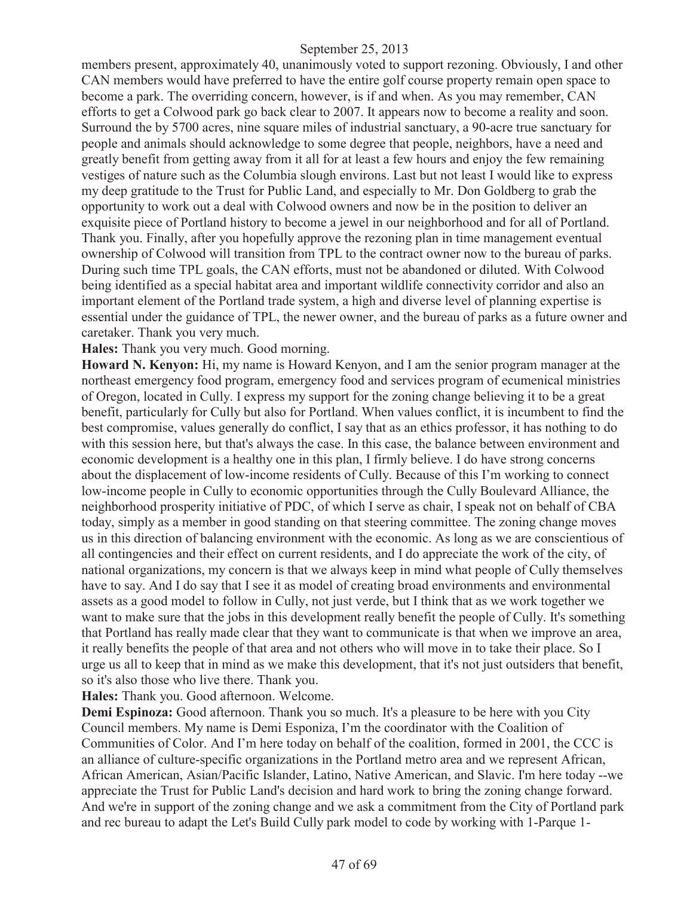members present, approximately 40, unanimously voted to support rezoning. Obviously, I and other CAN members would have preferred to have the entire golf course property remain open space to become a park. The overriding concern, however, is if and when. As you may remember, CAN efforts to get a Colwood park go back clear to 2007. It appears now to become a reality and soon. Surround the by 5700 acres, nine square miles of industrial sanctuary, a 90-acre true sanctuary for people and animals should acknowledge to some degree that people, neighbors, have a need and greatly benefit from getting away from it all for at least a few hours and enjoy the few remaining vestiges of nature such as the Columbia slough environs. Last but not least I would like to express my deep gratitude to the Trust for Public Land, and especially to Mr. Don Goldberg to grab the opportunity to work out a deal with Colwood owners and now be in the position to deliver an exquisite piece of Portland history to become a jewel in our neighborhood and for all of Portland. Thank you. Finally, after you hopefully approve the rezoning plan in time management eventual ownership of Colwood will transition from TPL to the contract owner now to the bureau of parks. During such time TPL goals, the CAN efforts, must not be abandoned or diluted. With Colwood being identified as a special habitat area and important wildlife connectivity corridor and also an important element of the Portland trade system, a high and diverse level of planning expertise is essential under the guidance of TPL, the newer owner, and the bureau of parks as a future owner and caretaker. Thank you very much.

**Hales:** Thank you very much. Good morning.

**Howard N. Kenyon:** Hi, my name is Howard Kenyon, and I am the senior program manager at the northeast emergency food program, emergency food and services program of ecumenical ministries of Oregon, located in Cully. I express my support for the zoning change believing it to be a great benefit, particularly for Cully but also for Portland. When values conflict, it is incumbent to find the best compromise, values generally do conflict, I say that as an ethics professor, it has nothing to do with this session here, but that's always the case. In this case, the balance between environment and economic development is a healthy one in this plan, I firmly believe. I do have strong concerns about the displacement of low-income residents of Cully. Because of this I'm working to connect low-income people in Cully to economic opportunities through the Cully Boulevard Alliance, the neighborhood prosperity initiative of PDC, of which I serve as chair, I speak not on behalf of CBA today, simply as a member in good standing on that steering committee. The zoning change moves us in this direction of balancing environment with the economic. As long as we are conscientious of all contingencies and their effect on current residents, and I do appreciate the work of the city, of national organizations, my concern is that we always keep in mind what people of Cully themselves have to say. And I do say that I see it as model of creating broad environments and environmental assets as a good model to follow in Cully, not just verde, but I think that as we work together we want to make sure that the jobs in this development really benefit the people of Cully. It's something that Portland has really made clear that they want to communicate is that when we improve an area, it really benefits the people of that area and not others who will move in to take their place. So I urge us all to keep that in mind as we make this development, that it's not just outsiders that benefit, so it's also those who live there. Thank you.

**Hales:** Thank you. Good afternoon. Welcome.

**Demi Espinoza:** Good afternoon. Thank you so much. It's a pleasure to be here with you City Council members. My name is Demi Esponiza, I'm the coordinator with the Coalition of Communities of Color. And I'm here today on behalf of the coalition, formed in 2001, the CCC is an alliance of culture-specific organizations in the Portland metro area and we represent African, African American, Asian/Pacific Islander, Latino, Native American, and Slavic. I'm here today --we appreciate the Trust for Public Land's decision and hard work to bring the zoning change forward. And we're in support of the zoning change and we ask a commitment from the City of Portland park and rec bureau to adapt the Let's Build Cully park model to code by working with 1-Parque 1-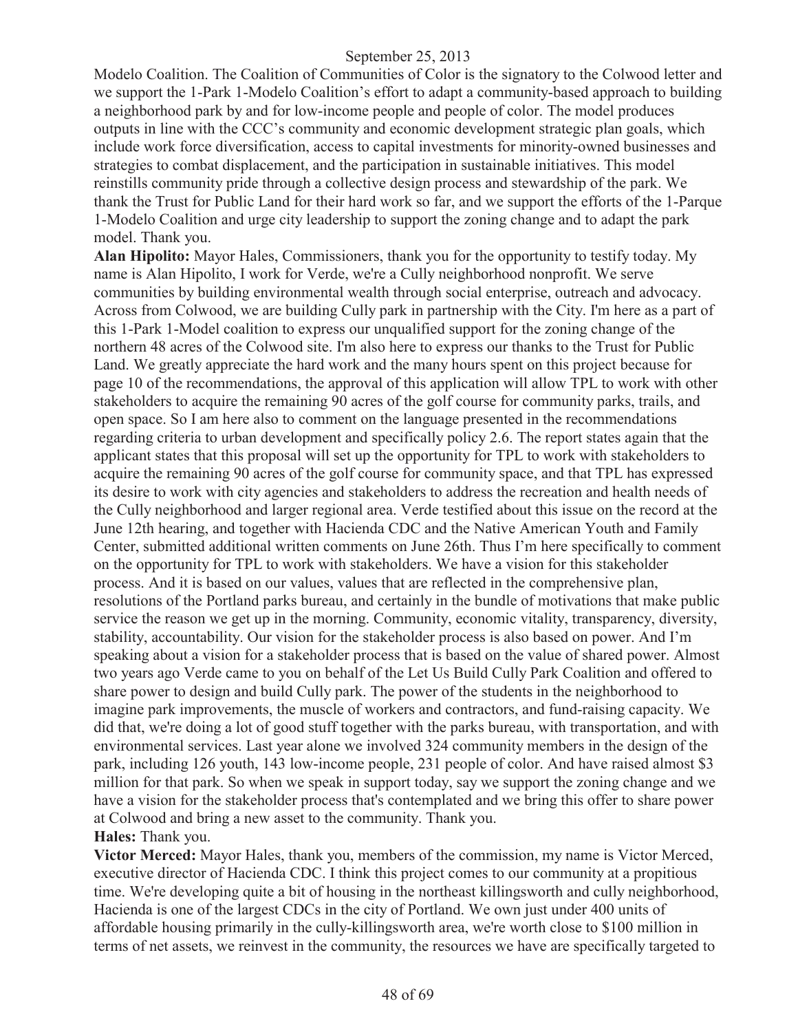Modelo Coalition. The Coalition of Communities of Color is the signatory to the Colwood letter and we support the 1-Park 1-Modelo Coalition's effort to adapt a community-based approach to building a neighborhood park by and for low-income people and people of color. The model produces outputs in line with the CCC's community and economic development strategic plan goals, which include work force diversification, access to capital investments for minority-owned businesses and strategies to combat displacement, and the participation in sustainable initiatives. This model reinstills community pride through a collective design process and stewardship of the park. We thank the Trust for Public Land for their hard work so far, and we support the efforts of the 1-Parque 1-Modelo Coalition and urge city leadership to support the zoning change and to adapt the park model. Thank you.

**Alan Hipolito:** Mayor Hales, Commissioners, thank you for the opportunity to testify today. My name is Alan Hipolito, I work for Verde, we're a Cully neighborhood nonprofit. We serve communities by building environmental wealth through social enterprise, outreach and advocacy. Across from Colwood, we are building Cully park in partnership with the City. I'm here as a part of this 1-Park 1-Model coalition to express our unqualified support for the zoning change of the northern 48 acres of the Colwood site. I'm also here to express our thanks to the Trust for Public Land. We greatly appreciate the hard work and the many hours spent on this project because for page 10 of the recommendations, the approval of this application will allow TPL to work with other stakeholders to acquire the remaining 90 acres of the golf course for community parks, trails, and open space. So I am here also to comment on the language presented in the recommendations regarding criteria to urban development and specifically policy 2.6. The report states again that the applicant states that this proposal will set up the opportunity for TPL to work with stakeholders to acquire the remaining 90 acres of the golf course for community space, and that TPL has expressed its desire to work with city agencies and stakeholders to address the recreation and health needs of the Cully neighborhood and larger regional area. Verde testified about this issue on the record at the June 12th hearing, and together with Hacienda CDC and the Native American Youth and Family Center, submitted additional written comments on June 26th. Thus I'm here specifically to comment on the opportunity for TPL to work with stakeholders. We have a vision for this stakeholder process. And it is based on our values, values that are reflected in the comprehensive plan, resolutions of the Portland parks bureau, and certainly in the bundle of motivations that make public service the reason we get up in the morning. Community, economic vitality, transparency, diversity, stability, accountability. Our vision for the stakeholder process is also based on power. And I'm speaking about a vision for a stakeholder process that is based on the value of shared power. Almost two years ago Verde came to you on behalf of the Let Us Build Cully Park Coalition and offered to share power to design and build Cully park. The power of the students in the neighborhood to imagine park improvements, the muscle of workers and contractors, and fund-raising capacity. We did that, we're doing a lot of good stuff together with the parks bureau, with transportation, and with environmental services. Last year alone we involved 324 community members in the design of the park, including 126 youth, 143 low-income people, 231 people of color. And have raised almost $3 million for that park. So when we speak in support today, say we support the zoning change and we have a vision for the stakeholder process that's contemplated and we bring this offer to share power at Colwood and bring a new asset to the community. Thank you.

**Hales:** Thank you.

**Victor Merced:** Mayor Hales, thank you, members of the commission, my name is Victor Merced, executive director of Hacienda CDC. I think this project comes to our community at a propitious time. We're developing quite a bit of housing in the northeast killingsworth and cully neighborhood, Hacienda is one of the largest CDCs in the city of Portland. We own just under 400 units of affordable housing primarily in the cully-killingsworth area, we're worth close to $100 million in terms of net assets, we reinvest in the community, the resources we have are specifically targeted to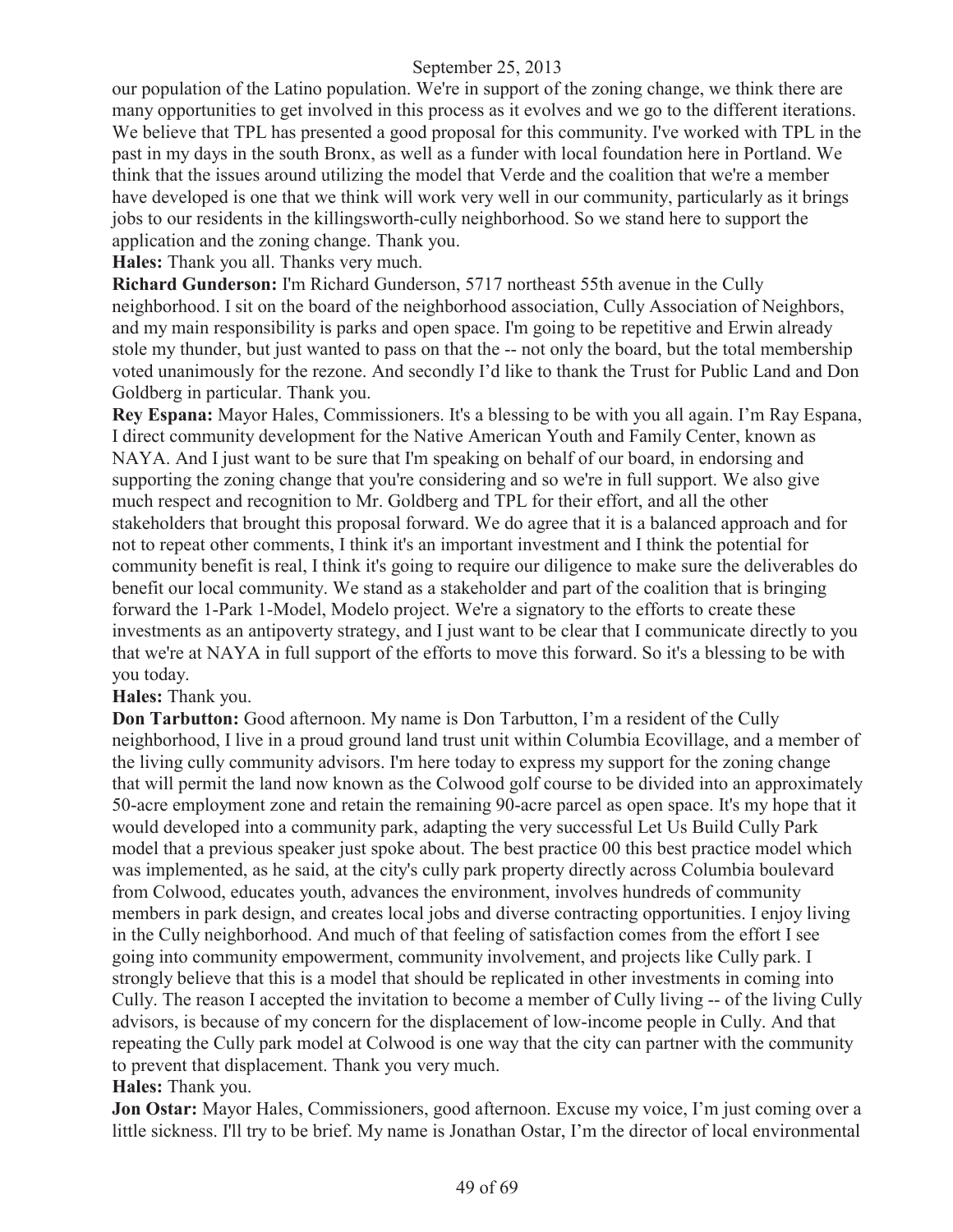our population of the Latino population. We're in support of the zoning change, we think there are many opportunities to get involved in this process as it evolves and we go to the different iterations. We believe that TPL has presented a good proposal for this community. I've worked with TPL in the past in my days in the south Bronx, as well as a funder with local foundation here in Portland. We think that the issues around utilizing the model that Verde and the coalition that we're a member have developed is one that we think will work very well in our community, particularly as it brings jobs to our residents in the killingsworth-cully neighborhood. So we stand here to support the application and the zoning change. Thank you.

**Hales:** Thank you all. Thanks very much.

**Richard Gunderson:** I'm Richard Gunderson, 5717 northeast 55th avenue in the Cully neighborhood. I sit on the board of the neighborhood association, Cully Association of Neighbors, and my main responsibility is parks and open space. I'm going to be repetitive and Erwin already stole my thunder, but just wanted to pass on that the -- not only the board, but the total membership voted unanimously for the rezone. And secondly I'd like to thank the Trust for Public Land and Don Goldberg in particular. Thank you.

**Rey Espana:** Mayor Hales, Commissioners. It's a blessing to be with you all again. I'm Ray Espana, I direct community development for the Native American Youth and Family Center, known as NAYA. And I just want to be sure that I'm speaking on behalf of our board, in endorsing and supporting the zoning change that you're considering and so we're in full support. We also give much respect and recognition to Mr. Goldberg and TPL for their effort, and all the other stakeholders that brought this proposal forward. We do agree that it is a balanced approach and for not to repeat other comments, I think it's an important investment and I think the potential for community benefit is real, I think it's going to require our diligence to make sure the deliverables do benefit our local community. We stand as a stakeholder and part of the coalition that is bringing forward the 1-Park 1-Model, Modelo project. We're a signatory to the efforts to create these investments as an antipoverty strategy, and I just want to be clear that I communicate directly to you that we're at NAYA in full support of the efforts to move this forward. So it's a blessing to be with you today.

**Hales:** Thank you.

**Don Tarbutton:** Good afternoon. My name is Don Tarbutton, I'm a resident of the Cully neighborhood, I live in a proud ground land trust unit within Columbia Ecovillage, and a member of the living cully community advisors. I'm here today to express my support for the zoning change that will permit the land now known as the Colwood golf course to be divided into an approximately 50-acre employment zone and retain the remaining 90-acre parcel as open space. It's my hope that it would developed into a community park, adapting the very successful Let Us Build Cully Park model that a previous speaker just spoke about. The best practice 00 this best practice model which was implemented, as he said, at the city's cully park property directly across Columbia boulevard from Colwood, educates youth, advances the environment, involves hundreds of community members in park design, and creates local jobs and diverse contracting opportunities. I enjoy living in the Cully neighborhood. And much of that feeling of satisfaction comes from the effort I see going into community empowerment, community involvement, and projects like Cully park. I strongly believe that this is a model that should be replicated in other investments in coming into Cully. The reason I accepted the invitation to become a member of Cully living -- of the living Cully advisors, is because of my concern for the displacement of low-income people in Cully. And that repeating the Cully park model at Colwood is one way that the city can partner with the community to prevent that displacement. Thank you very much.

**Hales:** Thank you.

**Jon Ostar:** Mayor Hales, Commissioners, good afternoon. Excuse my voice, I'm just coming over a little sickness. I'll try to be brief. My name is Jonathan Ostar, I'm the director of local environmental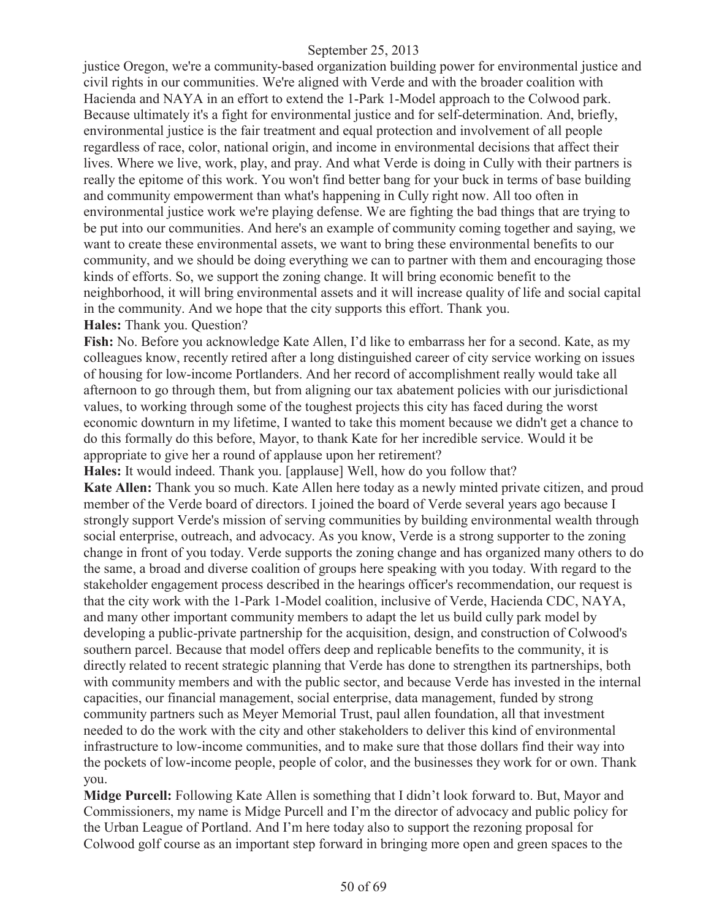justice Oregon, we're a community-based organization building power for environmental justice and civil rights in our communities. We're aligned with Verde and with the broader coalition with Hacienda and NAYA in an effort to extend the 1-Park 1-Model approach to the Colwood park. Because ultimately it's a fight for environmental justice and for self-determination. And, briefly, environmental justice is the fair treatment and equal protection and involvement of all people regardless of race, color, national origin, and income in environmental decisions that affect their lives. Where we live, work, play, and pray. And what Verde is doing in Cully with their partners is really the epitome of this work. You won't find better bang for your buck in terms of base building and community empowerment than what's happening in Cully right now. All too often in environmental justice work we're playing defense. We are fighting the bad things that are trying to be put into our communities. And here's an example of community coming together and saying, we want to create these environmental assets, we want to bring these environmental benefits to our community, and we should be doing everything we can to partner with them and encouraging those kinds of efforts. So, we support the zoning change. It will bring economic benefit to the neighborhood, it will bring environmental assets and it will increase quality of life and social capital in the community. And we hope that the city supports this effort. Thank you.

**Hales:** Thank you. Question?

**Fish:** No. Before you acknowledge Kate Allen, I'd like to embarrass her for a second. Kate, as my colleagues know, recently retired after a long distinguished career of city service working on issues of housing for low-income Portlanders. And her record of accomplishment really would take all afternoon to go through them, but from aligning our tax abatement policies with our jurisdictional values, to working through some of the toughest projects this city has faced during the worst economic downturn in my lifetime, I wanted to take this moment because we didn't get a chance to do this formally do this before, Mayor, to thank Kate for her incredible service. Would it be appropriate to give her a round of applause upon her retirement?

**Hales:** It would indeed. Thank you. [applause] Well, how do you follow that?

**Kate Allen:** Thank you so much. Kate Allen here today as a newly minted private citizen, and proud member of the Verde board of directors. I joined the board of Verde several years ago because I strongly support Verde's mission of serving communities by building environmental wealth through social enterprise, outreach, and advocacy. As you know, Verde is a strong supporter to the zoning change in front of you today. Verde supports the zoning change and has organized many others to do the same, a broad and diverse coalition of groups here speaking with you today. With regard to the stakeholder engagement process described in the hearings officer's recommendation, our request is that the city work with the 1-Park 1-Model coalition, inclusive of Verde, Hacienda CDC, NAYA, and many other important community members to adapt the let us build cully park model by developing a public-private partnership for the acquisition, design, and construction of Colwood's southern parcel. Because that model offers deep and replicable benefits to the community, it is directly related to recent strategic planning that Verde has done to strengthen its partnerships, both with community members and with the public sector, and because Verde has invested in the internal capacities, our financial management, social enterprise, data management, funded by strong community partners such as Meyer Memorial Trust, paul allen foundation, all that investment needed to do the work with the city and other stakeholders to deliver this kind of environmental infrastructure to low-income communities, and to make sure that those dollars find their way into the pockets of low-income people, people of color, and the businesses they work for or own. Thank you.

**Midge Purcell:** Following Kate Allen is something that I didn't look forward to. But, Mayor and Commissioners, my name is Midge Purcell and I'm the director of advocacy and public policy for the Urban League of Portland. And I'm here today also to support the rezoning proposal for Colwood golf course as an important step forward in bringing more open and green spaces to the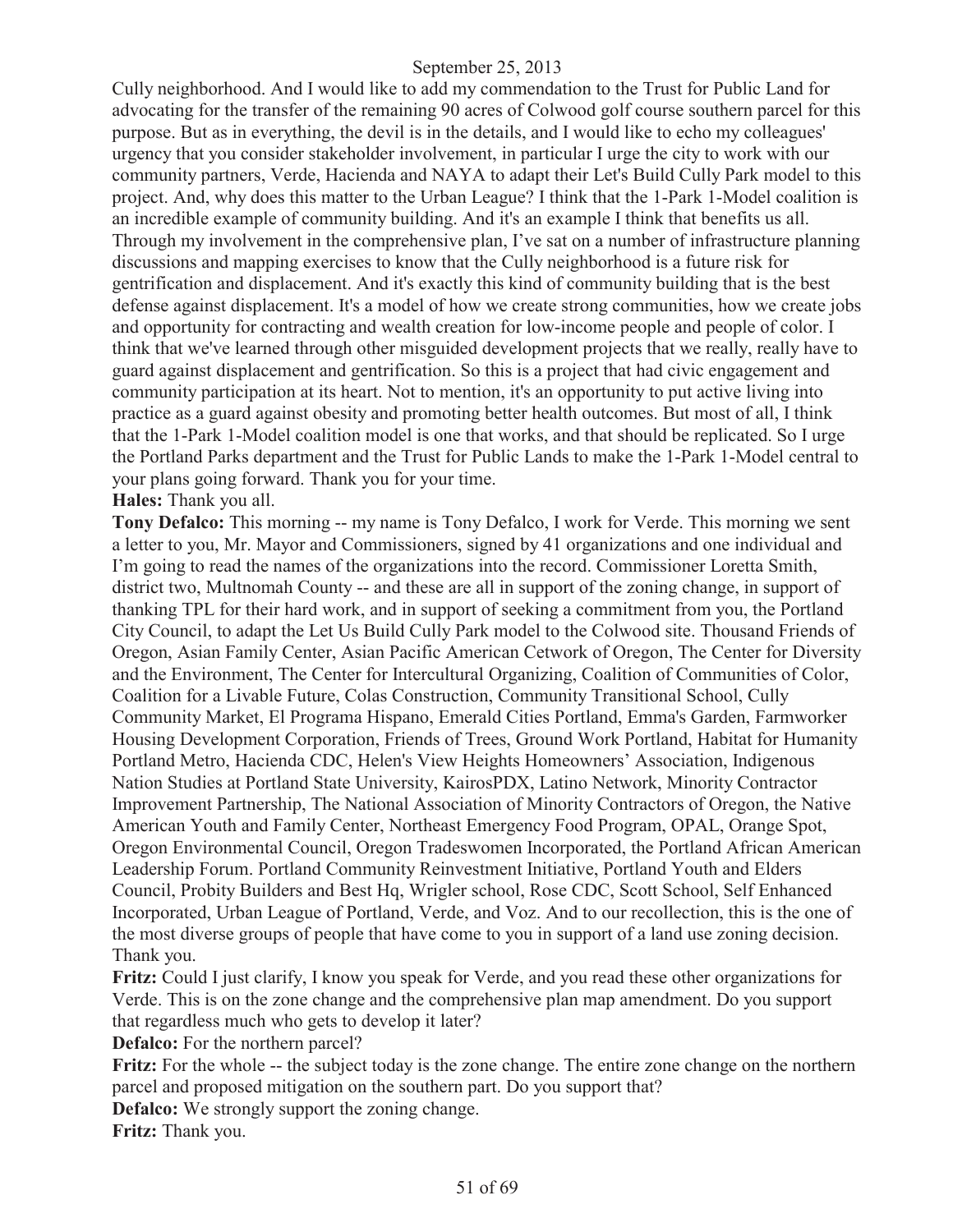Cully neighborhood. And I would like to add my commendation to the Trust for Public Land for advocating for the transfer of the remaining 90 acres of Colwood golf course southern parcel for this purpose. But as in everything, the devil is in the details, and I would like to echo my colleagues' urgency that you consider stakeholder involvement, in particular I urge the city to work with our community partners, Verde, Hacienda and NAYA to adapt their Let's Build Cully Park model to this project. And, why does this matter to the Urban League? I think that the 1-Park 1-Model coalition is an incredible example of community building. And it's an example I think that benefits us all. Through my involvement in the comprehensive plan, I've sat on a number of infrastructure planning discussions and mapping exercises to know that the Cully neighborhood is a future risk for gentrification and displacement. And it's exactly this kind of community building that is the best defense against displacement. It's a model of how we create strong communities, how we create jobs and opportunity for contracting and wealth creation for low-income people and people of color. I think that we've learned through other misguided development projects that we really, really have to guard against displacement and gentrification. So this is a project that had civic engagement and community participation at its heart. Not to mention, it's an opportunity to put active living into practice as a guard against obesity and promoting better health outcomes. But most of all, I think that the 1-Park 1-Model coalition model is one that works, and that should be replicated. So I urge the Portland Parks department and the Trust for Public Lands to make the 1-Park 1-Model central to your plans going forward. Thank you for your time.

**Hales:** Thank you all.

**Tony Defalco:** This morning -- my name is Tony Defalco, I work for Verde. This morning we sent a letter to you, Mr. Mayor and Commissioners, signed by 41 organizations and one individual and I'm going to read the names of the organizations into the record. Commissioner Loretta Smith, district two, Multnomah County -- and these are all in support of the zoning change, in support of thanking TPL for their hard work, and in support of seeking a commitment from you, the Portland City Council, to adapt the Let Us Build Cully Park model to the Colwood site. Thousand Friends of Oregon, Asian Family Center, Asian Pacific American Cetwork of Oregon, The Center for Diversity and the Environment, The Center for Intercultural Organizing, Coalition of Communities of Color, Coalition for a Livable Future, Colas Construction, Community Transitional School, Cully Community Market, El Programa Hispano, Emerald Cities Portland, Emma's Garden, Farmworker Housing Development Corporation, Friends of Trees, Ground Work Portland, Habitat for Humanity Portland Metro, Hacienda CDC, Helen's View Heights Homeowners' Association, Indigenous Nation Studies at Portland State University, KairosPDX, Latino Network, Minority Contractor Improvement Partnership, The National Association of Minority Contractors of Oregon, the Native American Youth and Family Center, Northeast Emergency Food Program, OPAL, Orange Spot, Oregon Environmental Council, Oregon Tradeswomen Incorporated, the Portland African American Leadership Forum. Portland Community Reinvestment Initiative, Portland Youth and Elders Council, Probity Builders and Best Hq, Wrigler school, Rose CDC, Scott School, Self Enhanced Incorporated, Urban League of Portland, Verde, and Voz. And to our recollection, this is the one of the most diverse groups of people that have come to you in support of a land use zoning decision. Thank you.

**Fritz:** Could I just clarify, I know you speak for Verde, and you read these other organizations for Verde. This is on the zone change and the comprehensive plan map amendment. Do you support that regardless much who gets to develop it later?

**Defalco:** For the northern parcel?

**Fritz:** For the whole -- the subject today is the zone change. The entire zone change on the northern parcel and proposed mitigation on the southern part. Do you support that?

**Defalco:** We strongly support the zoning change.

**Fritz:** Thank you.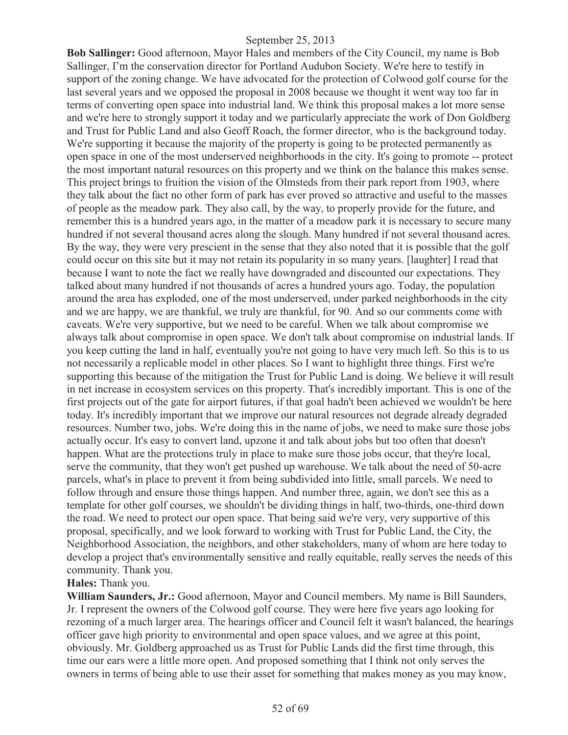**Bob Sallinger:** Good afternoon, Mayor Hales and members of the City Council, my name is Bob Sallinger, I'm the conservation director for Portland Audubon Society. We're here to testify in support of the zoning change. We have advocated for the protection of Colwood golf course for the last several years and we opposed the proposal in 2008 because we thought it went way too far in terms of converting open space into industrial land. We think this proposal makes a lot more sense and we're here to strongly support it today and we particularly appreciate the work of Don Goldberg and Trust for Public Land and also Geoff Roach, the former director, who is the background today. We're supporting it because the majority of the property is going to be protected permanently as open space in one of the most underserved neighborhoods in the city. It's going to promote -- protect the most important natural resources on this property and we think on the balance this makes sense. This project brings to fruition the vision of the Olmsteds from their park report from 1903, where they talk about the fact no other form of park has ever proved so attractive and useful to the masses of people as the meadow park. They also call, by the way, to properly provide for the future, and remember this is a hundred years ago, in the matter of a meadow park it is necessary to secure many hundred if not several thousand acres along the slough. Many hundred if not several thousand acres. By the way, they were very prescient in the sense that they also noted that it is possible that the golf could occur on this site but it may not retain its popularity in so many years. [laughter] I read that because I want to note the fact we really have downgraded and discounted our expectations. They talked about many hundred if not thousands of acres a hundred yours ago. Today, the population around the area has exploded, one of the most underserved, under parked neighborhoods in the city and we are happy, we are thankful, we truly are thankful, for 90. And so our comments come with caveats. We're very supportive, but we need to be careful. When we talk about compromise we always talk about compromise in open space. We don't talk about compromise on industrial lands. If you keep cutting the land in half, eventually you're not going to have very much left. So this is to us not necessarily a replicable model in other places. So I want to highlight three things. First we're supporting this because of the mitigation the Trust for Public Land is doing. We believe it will result in net increase in ecosystem services on this property. That's incredibly important. This is one of the first projects out of the gate for airport futures, if that goal hadn't been achieved we wouldn't be here today. It's incredibly important that we improve our natural resources not degrade already degraded resources. Number two, jobs. We're doing this in the name of jobs, we need to make sure those jobs actually occur. It's easy to convert land, upzone it and talk about jobs but too often that doesn't happen. What are the protections truly in place to make sure those jobs occur, that they're local, serve the community, that they won't get pushed up warehouse. We talk about the need of 50-acre parcels, what's in place to prevent it from being subdivided into little, small parcels. We need to follow through and ensure those things happen. And number three, again, we don't see this as a template for other golf courses, we shouldn't be dividing things in half, two-thirds, one-third down the road. We need to protect our open space. That being said we're very, very supportive of this proposal, specifically, and we look forward to working with Trust for Public Land, the City, the Neighborhood Association, the neighbors, and other stakeholders, many of whom are here today to develop a project that's environmentally sensitive and really equitable, really serves the needs of this community. Thank you.

**Hales:** Thank you.

**William Saunders, Jr.:** Good afternoon, Mayor and Council members. My name is Bill Saunders, Jr. I represent the owners of the Colwood golf course. They were here five years ago looking for rezoning of a much larger area. The hearings officer and Council felt it wasn't balanced, the hearings officer gave high priority to environmental and open space values, and we agree at this point, obviously. Mr. Goldberg approached us as Trust for Public Lands did the first time through, this time our ears were a little more open. And proposed something that I think not only serves the owners in terms of being able to use their asset for something that makes money as you may know,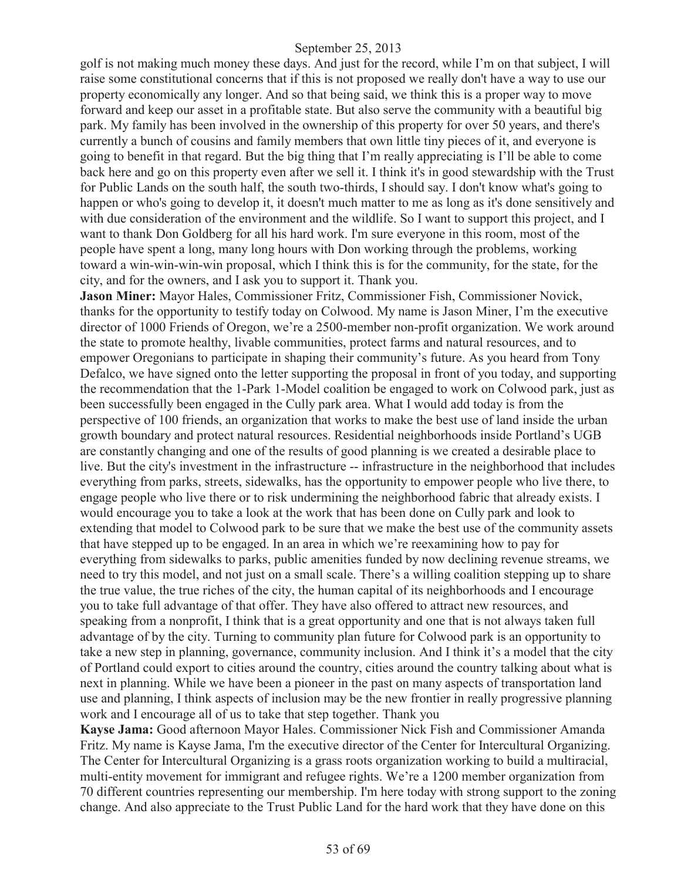golf is not making much money these days. And just for the record, while I'm on that subject, I will raise some constitutional concerns that if this is not proposed we really don't have a way to use our property economically any longer. And so that being said, we think this is a proper way to move forward and keep our asset in a profitable state. But also serve the community with a beautiful big park. My family has been involved in the ownership of this property for over 50 years, and there's currently a bunch of cousins and family members that own little tiny pieces of it, and everyone is going to benefit in that regard. But the big thing that I'm really appreciating is I'll be able to come back here and go on this property even after we sell it. I think it's in good stewardship with the Trust for Public Lands on the south half, the south two-thirds, I should say. I don't know what's going to happen or who's going to develop it, it doesn't much matter to me as long as it's done sensitively and with due consideration of the environment and the wildlife. So I want to support this project, and I want to thank Don Goldberg for all his hard work. I'm sure everyone in this room, most of the people have spent a long, many long hours with Don working through the problems, working toward a win-win-win-win proposal, which I think this is for the community, for the state, for the city, and for the owners, and I ask you to support it. Thank you.

**Jason Miner:** Mayor Hales, Commissioner Fritz, Commissioner Fish, Commissioner Novick, thanks for the opportunity to testify today on Colwood. My name is Jason Miner, I'm the executive director of 1000 Friends of Oregon, we're a 2500-member non-profit organization. We work around the state to promote healthy, livable communities, protect farms and natural resources, and to empower Oregonians to participate in shaping their community's future. As you heard from Tony Defalco, we have signed onto the letter supporting the proposal in front of you today, and supporting the recommendation that the 1-Park 1-Model coalition be engaged to work on Colwood park, just as been successfully been engaged in the Cully park area. What I would add today is from the perspective of 100 friends, an organization that works to make the best use of land inside the urban growth boundary and protect natural resources. Residential neighborhoods inside Portland's UGB are constantly changing and one of the results of good planning is we created a desirable place to live. But the city's investment in the infrastructure -- infrastructure in the neighborhood that includes everything from parks, streets, sidewalks, has the opportunity to empower people who live there, to engage people who live there or to risk undermining the neighborhood fabric that already exists. I would encourage you to take a look at the work that has been done on Cully park and look to extending that model to Colwood park to be sure that we make the best use of the community assets that have stepped up to be engaged. In an area in which we're reexamining how to pay for everything from sidewalks to parks, public amenities funded by now declining revenue streams, we need to try this model, and not just on a small scale. There's a willing coalition stepping up to share the true value, the true riches of the city, the human capital of its neighborhoods and I encourage you to take full advantage of that offer. They have also offered to attract new resources, and speaking from a nonprofit, I think that is a great opportunity and one that is not always taken full advantage of by the city. Turning to community plan future for Colwood park is an opportunity to take a new step in planning, governance, community inclusion. And I think it's a model that the city of Portland could export to cities around the country, cities around the country talking about what is next in planning. While we have been a pioneer in the past on many aspects of transportation land use and planning, I think aspects of inclusion may be the new frontier in really progressive planning work and I encourage all of us to take that step together. Thank you

**Kayse Jama:** Good afternoon Mayor Hales. Commissioner Nick Fish and Commissioner Amanda Fritz. My name is Kayse Jama, I'm the executive director of the Center for Intercultural Organizing. The Center for Intercultural Organizing is a grass roots organization working to build a multiracial, multi-entity movement for immigrant and refugee rights. We're a 1200 member organization from 70 different countries representing our membership. I'm here today with strong support to the zoning change. And also appreciate to the Trust Public Land for the hard work that they have done on this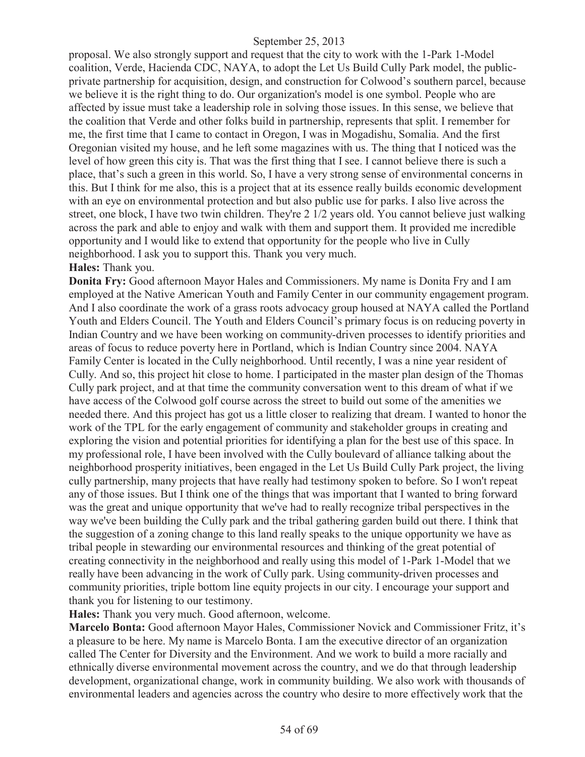proposal. We also strongly support and request that the city to work with the 1-Park 1-Model coalition, Verde, Hacienda CDC, NAYA, to adopt the Let Us Build Cully Park model, the public-private partnership for acquisition, design, and construction for Colwood's southern parcel, because we believe it is the right thing to do. Our organization's model is one symbol. People who are affected by issue must take a leadership role in solving those issues. In this sense, we believe that the coalition that Verde and other folks build in partnership, represents that split. I remember for me, the first time that I came to contact in Oregon, I was in Mogadishu, Somalia. And the first Oregonian visited my house, and he left some magazines with us. The thing that I noticed was the level of how green this city is. That was the first thing that I see. I cannot believe there is such a place, that's such a green in this world. So, I have a very strong sense of environmental concerns in this. But I think for me also, this is a project that at its essence really builds economic development with an eye on environmental protection and but also public use for parks. I also live across the street, one block, I have two twin children. They're 2 1/2 years old. You cannot believe just walking across the park and able to enjoy and walk with them and support them. It provided me incredible opportunity and I would like to extend that opportunity for the people who live in Cully neighborhood. I ask you to support this. Thank you very much.

**Hales:** Thank you.

**Donita Fry:** Good afternoon Mayor Hales and Commissioners. My name is Donita Fry and I am employed at the Native American Youth and Family Center in our community engagement program. And I also coordinate the work of a grass roots advocacy group housed at NAYA called the Portland Youth and Elders Council. The Youth and Elders Council's primary focus is on reducing poverty in Indian Country and we have been working on community-driven processes to identify priorities and areas of focus to reduce poverty here in Portland, which is Indian Country since 2004. NAYA Family Center is located in the Cully neighborhood. Until recently, I was a nine year resident of Cully. And so, this project hit close to home. I participated in the master plan design of the Thomas Cully park project, and at that time the community conversation went to this dream of what if we have access of the Colwood golf course across the street to build out some of the amenities we needed there. And this project has got us a little closer to realizing that dream. I wanted to honor the work of the TPL for the early engagement of community and stakeholder groups in creating and exploring the vision and potential priorities for identifying a plan for the best use of this space. In my professional role, I have been involved with the Cully boulevard of alliance talking about the neighborhood prosperity initiatives, been engaged in the Let Us Build Cully Park project, the living cully partnership, many projects that have really had testimony spoken to before. So I won't repeat any of those issues. But I think one of the things that was important that I wanted to bring forward was the great and unique opportunity that we've had to really recognize tribal perspectives in the way we've been building the Cully park and the tribal gathering garden build out there. I think that the suggestion of a zoning change to this land really speaks to the unique opportunity we have as tribal people in stewarding our environmental resources and thinking of the great potential of creating connectivity in the neighborhood and really using this model of 1-Park 1-Model that we really have been advancing in the work of Cully park. Using community-driven processes and community priorities, triple bottom line equity projects in our city. I encourage your support and thank you for listening to our testimony.

**Hales:** Thank you very much. Good afternoon, welcome.

**Marcelo Bonta:** Good afternoon Mayor Hales, Commissioner Novick and Commissioner Fritz, it's a pleasure to be here. My name is Marcelo Bonta. I am the executive director of an organization called The Center for Diversity and the Environment. And we work to build a more racially and ethnically diverse environmental movement across the country, and we do that through leadership development, organizational change, work in community building. We also work with thousands of environmental leaders and agencies across the country who desire to more effectively work that the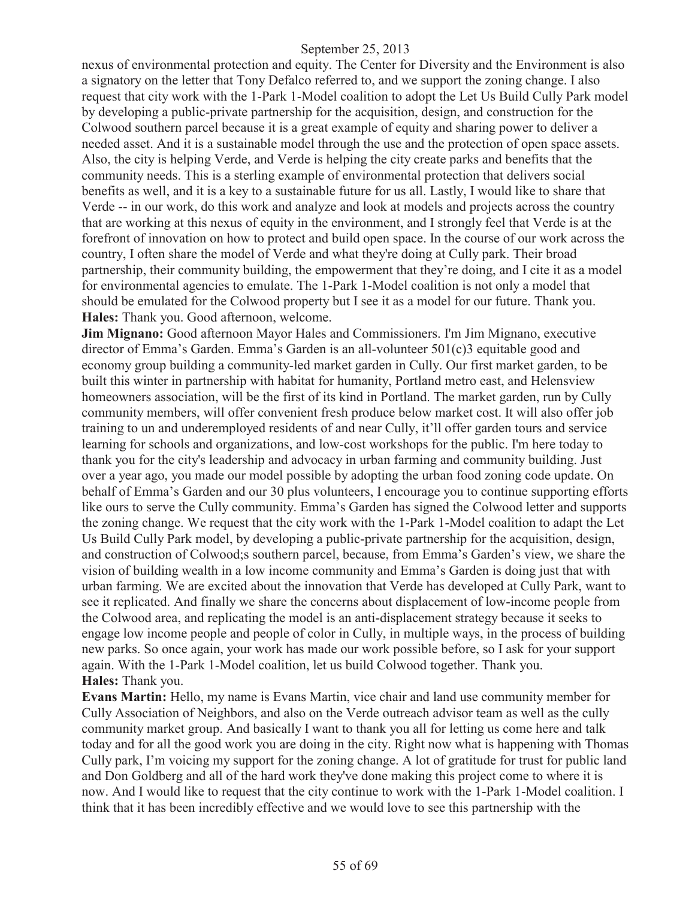nexus of environmental protection and equity. The Center for Diversity and the Environment is also a signatory on the letter that Tony Defalco referred to, and we support the zoning change. I also request that city work with the 1-Park 1-Model coalition to adopt the Let Us Build Cully Park model by developing a public-private partnership for the acquisition, design, and construction for the Colwood southern parcel because it is a great example of equity and sharing power to deliver a needed asset. And it is a sustainable model through the use and the protection of open space assets. Also, the city is helping Verde, and Verde is helping the city create parks and benefits that the community needs. This is a sterling example of environmental protection that delivers social benefits as well, and it is a key to a sustainable future for us all. Lastly, I would like to share that Verde -- in our work, do this work and analyze and look at models and projects across the country that are working at this nexus of equity in the environment, and I strongly feel that Verde is at the forefront of innovation on how to protect and build open space. In the course of our work across the country, I often share the model of Verde and what they're doing at Cully park. Their broad partnership, their community building, the empowerment that they're doing, and I cite it as a model for environmental agencies to emulate. The 1-Park 1-Model coalition is not only a model that should be emulated for the Colwood property but I see it as a model for our future. Thank you.

**Hales:** Thank you. Good afternoon, welcome.

**Jim Mignano:** Good afternoon Mayor Hales and Commissioners. I'm Jim Mignano, executive director of Emma's Garden. Emma's Garden is an all-volunteer 501(c)3 equitable good and economy group building a community-led market garden in Cully. Our first market garden, to be built this winter in partnership with habitat for humanity, Portland metro east, and Helensview homeowners association, will be the first of its kind in Portland. The market garden, run by Cully community members, will offer convenient fresh produce below market cost. It will also offer job training to un and underemployed residents of and near Cully, it'll offer garden tours and service learning for schools and organizations, and low-cost workshops for the public. I'm here today to thank you for the city's leadership and advocacy in urban farming and community building. Just over a year ago, you made our model possible by adopting the urban food zoning code update. On behalf of Emma's Garden and our 30 plus volunteers, I encourage you to continue supporting efforts like ours to serve the Cully community. Emma's Garden has signed the Colwood letter and supports the zoning change. We request that the city work with the 1-Park 1-Model coalition to adapt the Let Us Build Cully Park model, by developing a public-private partnership for the acquisition, design, and construction of Colwood;s southern parcel, because, from Emma's Garden's view, we share the vision of building wealth in a low income community and Emma's Garden is doing just that with urban farming. We are excited about the innovation that Verde has developed at Cully Park, want to see it replicated. And finally we share the concerns about displacement of low-income people from the Colwood area, and replicating the model is an anti-displacement strategy because it seeks to engage low income people and people of color in Cully, in multiple ways, in the process of building new parks. So once again, your work has made our work possible before, so I ask for your support again. With the 1-Park 1-Model coalition, let us build Colwood together. Thank you.

**Hales:** Thank you.

**Evans Martin:** Hello, my name is Evans Martin, vice chair and land use community member for Cully Association of Neighbors, and also on the Verde outreach advisor team as well as the cully community market group. And basically I want to thank you all for letting us come here and talk today and for all the good work you are doing in the city. Right now what is happening with Thomas Cully park, I'm voicing my support for the zoning change. A lot of gratitude for trust for public land and Don Goldberg and all of the hard work they've done making this project come to where it is now. And I would like to request that the city continue to work with the 1-Park 1-Model coalition. I think that it has been incredibly effective and we would love to see this partnership with the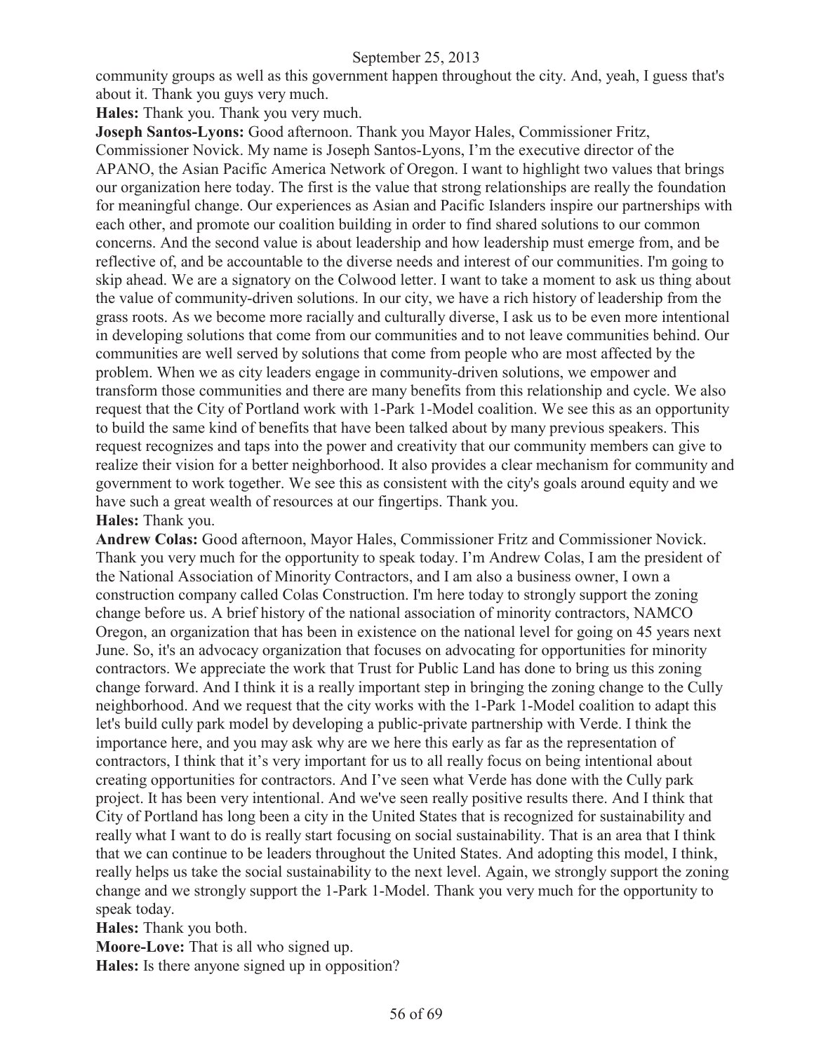community groups as well as this government happen throughout the city. And, yeah, I guess that's about it. Thank you guys very much.

**Hales:** Thank you. Thank you very much.

**Joseph Santos-Lyons:** Good afternoon. Thank you Mayor Hales, Commissioner Fritz, Commissioner Novick. My name is Joseph Santos-Lyons, I'm the executive director of the APANO, the Asian Pacific America Network of Oregon. I want to highlight two values that brings our organization here today. The first is the value that strong relationships are really the foundation for meaningful change. Our experiences as Asian and Pacific Islanders inspire our partnerships with each other, and promote our coalition building in order to find shared solutions to our common concerns. And the second value is about leadership and how leadership must emerge from, and be reflective of, and be accountable to the diverse needs and interest of our communities. I'm going to skip ahead. We are a signatory on the Colwood letter. I want to take a moment to ask us thing about the value of community-driven solutions. In our city, we have a rich history of leadership from the grass roots. As we become more racially and culturally diverse, I ask us to be even more intentional in developing solutions that come from our communities and to not leave communities behind. Our communities are well served by solutions that come from people who are most affected by the problem. When we as city leaders engage in community-driven solutions, we empower and transform those communities and there are many benefits from this relationship and cycle. We also request that the City of Portland work with 1-Park 1-Model coalition. We see this as an opportunity to build the same kind of benefits that have been talked about by many previous speakers. This request recognizes and taps into the power and creativity that our community members can give to realize their vision for a better neighborhood. It also provides a clear mechanism for community and government to work together. We see this as consistent with the city's goals around equity and we have such a great wealth of resources at our fingertips. Thank you.

**Hales:** Thank you.

**Andrew Colas:** Good afternoon, Mayor Hales, Commissioner Fritz and Commissioner Novick. Thank you very much for the opportunity to speak today. I'm Andrew Colas, I am the president of the National Association of Minority Contractors, and I am also a business owner, I own a construction company called Colas Construction. I'm here today to strongly support the zoning change before us. A brief history of the national association of minority contractors, NAMCO Oregon, an organization that has been in existence on the national level for going on 45 years next June. So, it's an advocacy organization that focuses on advocating for opportunities for minority contractors. We appreciate the work that Trust for Public Land has done to bring us this zoning change forward. And I think it is a really important step in bringing the zoning change to the Cully neighborhood. And we request that the city works with the 1-Park 1-Model coalition to adapt this let's build cully park model by developing a public-private partnership with Verde. I think the importance here, and you may ask why are we here this early as far as the representation of contractors, I think that it's very important for us to all really focus on being intentional about creating opportunities for contractors. And I've seen what Verde has done with the Cully park project. It has been very intentional. And we've seen really positive results there. And I think that City of Portland has long been a city in the United States that is recognized for sustainability and really what I want to do is really start focusing on social sustainability. That is an area that I think that we can continue to be leaders throughout the United States. And adopting this model, I think, really helps us take the social sustainability to the next level. Again, we strongly support the zoning change and we strongly support the 1-Park 1-Model. Thank you very much for the opportunity to speak today.

**Hales:** Thank you both.

**Moore-Love:** That is all who signed up.

**Hales:** Is there anyone signed up in opposition?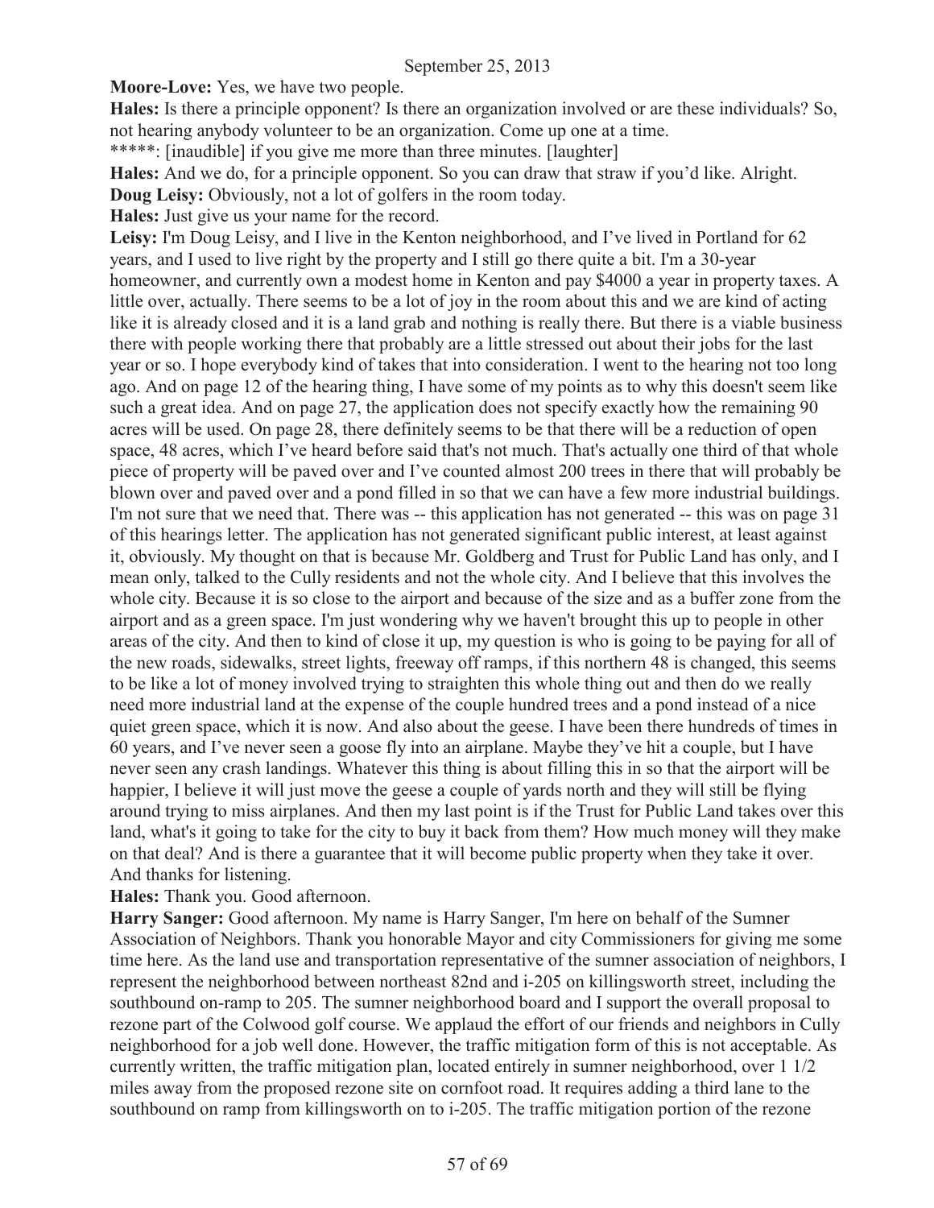**Moore-Love:** Yes, we have two people.

**Hales:** Is there a principle opponent? Is there an organization involved or are these individuals? So, not hearing anybody volunteer to be an organization. Come up one at a time.

*****: [inaudible] if you give me more than three minutes. [laughter]

**Hales:** And we do, for a principle opponent. So you can draw that straw if you'd like. Alright.

**Doug Leisy:** Obviously, not a lot of golfers in the room today.

**Hales:** Just give us your name for the record.

**Leisy:** I'm Doug Leisy, and I live in the Kenton neighborhood, and I've lived in Portland for 62 years, and I used to live right by the property and I still go there quite a bit. I'm a 30-year homeowner, and currently own a modest home in Kenton and pay $4000 a year in property taxes. A little over, actually. There seems to be a lot of joy in the room about this and we are kind of acting like it is already closed and it is a land grab and nothing is really there. But there is a viable business there with people working there that probably are a little stressed out about their jobs for the last year or so. I hope everybody kind of takes that into consideration. I went to the hearing not too long ago. And on page 12 of the hearing thing, I have some of my points as to why this doesn't seem like such a great idea. And on page 27, the application does not specify exactly how the remaining 90 acres will be used. On page 28, there definitely seems to be that there will be a reduction of open space, 48 acres, which I've heard before said that's not much. That's actually one third of that whole piece of property will be paved over and I've counted almost 200 trees in there that will probably be blown over and paved over and a pond filled in so that we can have a few more industrial buildings. I'm not sure that we need that. There was -- this application has not generated -- this was on page 31 of this hearings letter. The application has not generated significant public interest, at least against it, obviously. My thought on that is because Mr. Goldberg and Trust for Public Land has only, and I mean only, talked to the Cully residents and not the whole city. And I believe that this involves the whole city. Because it is so close to the airport and because of the size and as a buffer zone from the airport and as a green space. I'm just wondering why we haven't brought this up to people in other areas of the city. And then to kind of close it up, my question is who is going to be paying for all of the new roads, sidewalks, street lights, freeway off ramps, if this northern 48 is changed, this seems to be like a lot of money involved trying to straighten this whole thing out and then do we really need more industrial land at the expense of the couple hundred trees and a pond instead of a nice quiet green space, which it is now. And also about the geese. I have been there hundreds of times in 60 years, and I've never seen a goose fly into an airplane. Maybe they've hit a couple, but I have never seen any crash landings. Whatever this thing is about filling this in so that the airport will be happier, I believe it will just move the geese a couple of yards north and they will still be flying around trying to miss airplanes. And then my last point is if the Trust for Public Land takes over this land, what's it going to take for the city to buy it back from them? How much money will they make on that deal? And is there a guarantee that it will become public property when they take it over. And thanks for listening.

**Hales:** Thank you. Good afternoon.

**Harry Sanger:** Good afternoon. My name is Harry Sanger, I'm here on behalf of the Sumner Association of Neighbors. Thank you honorable Mayor and city Commissioners for giving me some time here. As the land use and transportation representative of the sumner association of neighbors, I represent the neighborhood between northeast 82nd and i-205 on killingsworth street, including the southbound on-ramp to 205. The sumner neighborhood board and I support the overall proposal to rezone part of the Colwood golf course. We applaud the effort of our friends and neighbors in Cully neighborhood for a job well done. However, the traffic mitigation form of this is not acceptable. As currently written, the traffic mitigation plan, located entirely in sumner neighborhood, over 1 1/2 miles away from the proposed rezone site on cornfoot road. It requires adding a third lane to the southbound on ramp from killingsworth on to i-205. The traffic mitigation portion of the rezone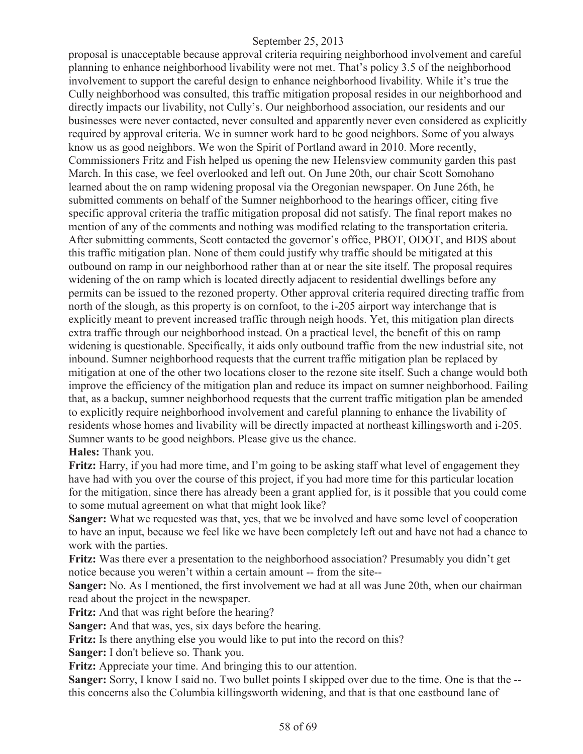proposal is unacceptable because approval criteria requiring neighborhood involvement and careful planning to enhance neighborhood livability were not met. That's policy 3.5 of the neighborhood involvement to support the careful design to enhance neighborhood livability. While it's true the Cully neighborhood was consulted, this traffic mitigation proposal resides in our neighborhood and directly impacts our livability, not Cully's. Our neighborhood association, our residents and our businesses were never contacted, never consulted and apparently never even considered as explicitly required by approval criteria. We in sumner work hard to be good neighbors. Some of you always know us as good neighbors. We won the Spirit of Portland award in 2010. More recently, Commissioners Fritz and Fish helped us opening the new Helensview community garden this past March. In this case, we feel overlooked and left out. On June 20th, our chair Scott Somohano learned about the on ramp widening proposal via the Oregonian newspaper. On June 26th, he submitted comments on behalf of the Sumner neighborhood to the hearings officer, citing five specific approval criteria the traffic mitigation proposal did not satisfy. The final report makes no mention of any of the comments and nothing was modified relating to the transportation criteria. After submitting comments, Scott contacted the governor's office, PBOT, ODOT, and BDS about this traffic mitigation plan. None of them could justify why traffic should be mitigated at this outbound on ramp in our neighborhood rather than at or near the site itself. The proposal requires widening of the on ramp which is located directly adjacent to residential dwellings before any permits can be issued to the rezoned property. Other approval criteria required directing traffic from north of the slough, as this property is on cornfoot, to the i-205 airport way interchange that is explicitly meant to prevent increased traffic through neigh hoods. Yet, this mitigation plan directs extra traffic through our neighborhood instead. On a practical level, the benefit of this on ramp widening is questionable. Specifically, it aids only outbound traffic from the new industrial site, not inbound. Sumner neighborhood requests that the current traffic mitigation plan be replaced by mitigation at one of the other two locations closer to the rezone site itself. Such a change would both improve the efficiency of the mitigation plan and reduce its impact on sumner neighborhood. Failing that, as a backup, sumner neighborhood requests that the current traffic mitigation plan be amended to explicitly require neighborhood involvement and careful planning to enhance the livability of residents whose homes and livability will be directly impacted at northeast killingsworth and i-205. Sumner wants to be good neighbors. Please give us the chance.

**Hales:** Thank you.

**Fritz:** Harry, if you had more time, and I'm going to be asking staff what level of engagement they have had with you over the course of this project, if you had more time for this particular location for the mitigation, since there has already been a grant applied for, is it possible that you could come to some mutual agreement on what that might look like?

**Sanger:** What we requested was that, yes, that we be involved and have some level of cooperation to have an input, because we feel like we have been completely left out and have not had a chance to work with the parties.

**Fritz:** Was there ever a presentation to the neighborhood association? Presumably you didn't get notice because you weren't within a certain amount -- from the site--

**Sanger:** No. As I mentioned, the first involvement we had at all was June 20th, when our chairman read about the project in the newspaper.

**Fritz:** And that was right before the hearing?

**Sanger:** And that was, yes, six days before the hearing.

**Fritz:** Is there anything else you would like to put into the record on this?

**Sanger:** I don't believe so. Thank you.

**Fritz:** Appreciate your time. And bringing this to our attention.

**Sanger:** Sorry, I know I said no. Two bullet points I skipped over due to the time. One is that the -- this concerns also the Columbia killingsworth widening, and that is that one eastbound lane of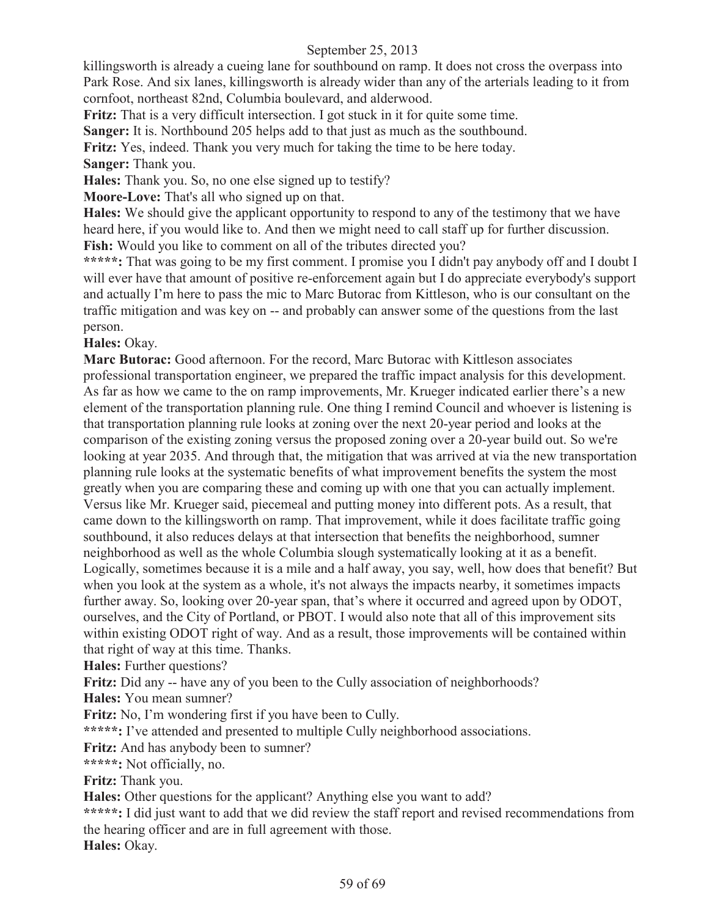killingsworth is already a cueing lane for southbound on ramp. It does not cross the overpass into Park Rose. And six lanes, killingsworth is already wider than any of the arterials leading to it from cornfoot, northeast 82nd, Columbia boulevard, and alderwood.

**Fritz:** That is a very difficult intersection. I got stuck in it for quite some time.

**Sanger:** It is. Northbound 205 helps add to that just as much as the southbound.

**Fritz:** Yes, indeed. Thank you very much for taking the time to be here today.

**Sanger:** Thank you.

**Hales:** Thank you. So, no one else signed up to testify?

**Moore-Love:** That's all who signed up on that.

**Hales:** We should give the applicant opportunity to respond to any of the testimony that we have heard here, if you would like to. And then we might need to call staff up for further discussion.

**Fish:** Would you like to comment on all of the tributes directed you?

**\*\*\*\*\*:** That was going to be my first comment. I promise you I didn't pay anybody off and I doubt I will ever have that amount of positive re-enforcement again but I do appreciate everybody's support and actually I'm here to pass the mic to Marc Butorac from Kittleson, who is our consultant on the traffic mitigation and was key on -- and probably can answer some of the questions from the last person.

**Hales:** Okay.

**Marc Butorac:** Good afternoon. For the record, Marc Butorac with Kittleson associates professional transportation engineer, we prepared the traffic impact analysis for this development. As far as how we came to the on ramp improvements, Mr. Krueger indicated earlier there's a new element of the transportation planning rule. One thing I remind Council and whoever is listening is that transportation planning rule looks at zoning over the next 20-year period and looks at the comparison of the existing zoning versus the proposed zoning over a 20-year build out. So we're looking at year 2035. And through that, the mitigation that was arrived at via the new transportation planning rule looks at the systematic benefits of what improvement benefits the system the most greatly when you are comparing these and coming up with one that you can actually implement. Versus like Mr. Krueger said, piecemeal and putting money into different pots. As a result, that came down to the killingsworth on ramp. That improvement, while it does facilitate traffic going southbound, it also reduces delays at that intersection that benefits the neighborhood, sumner neighborhood as well as the whole Columbia slough systematically looking at it as a benefit. Logically, sometimes because it is a mile and a half away, you say, well, how does that benefit? But when you look at the system as a whole, it's not always the impacts nearby, it sometimes impacts further away. So, looking over 20-year span, that's where it occurred and agreed upon by ODOT, ourselves, and the City of Portland, or PBOT. I would also note that all of this improvement sits within existing ODOT right of way. And as a result, those improvements will be contained within that right of way at this time. Thanks.

**Hales:** Further questions?

**Fritz:** Did any -- have any of you been to the Cully association of neighborhoods?

**Hales:** You mean sumner?

**Fritz:** No, I'm wondering first if you have been to Cully.

**\*\*\*\*\*:** I've attended and presented to multiple Cully neighborhood associations.

**Fritz:** And has anybody been to sumner?

**\*\*\*\*\*:** Not officially, no.

**Fritz:** Thank you.

**Hales:** Other questions for the applicant? Anything else you want to add?

**\*\*\*\*\*:** I did just want to add that we did review the staff report and revised recommendations from the hearing officer and are in full agreement with those.

**Hales:** Okay.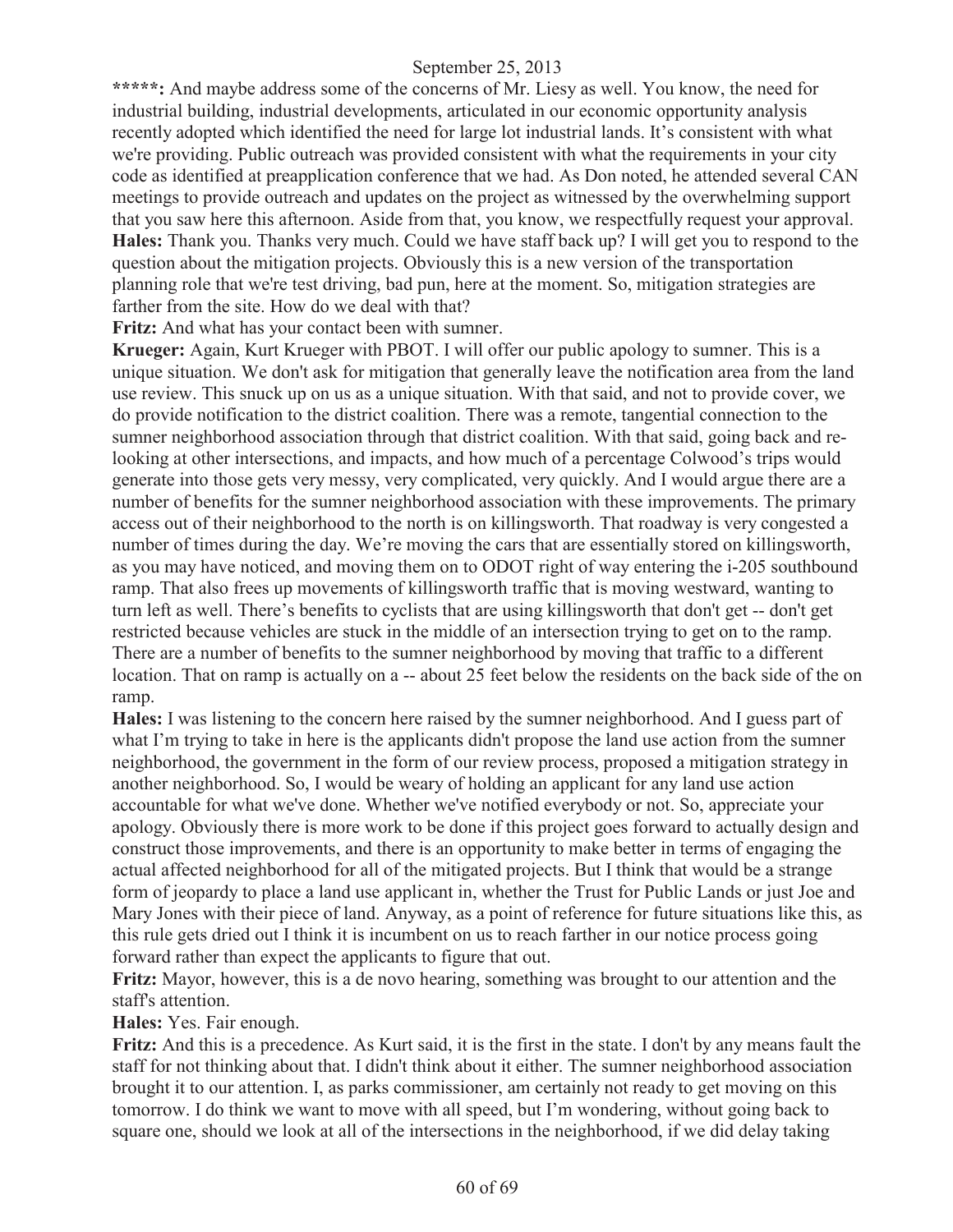**\*\*\*\*\*:** And maybe address some of the concerns of Mr. Liesy as well. You know, the need for industrial building, industrial developments, articulated in our economic opportunity analysis recently adopted which identified the need for large lot industrial lands. It's consistent with what we're providing. Public outreach was provided consistent with what the requirements in your city code as identified at preapplication conference that we had. As Don noted, he attended several CAN meetings to provide outreach and updates on the project as witnessed by the overwhelming support that you saw here this afternoon. Aside from that, you know, we respectfully request your approval.

**Hales:** Thank you. Thanks very much. Could we have staff back up? I will get you to respond to the question about the mitigation projects. Obviously this is a new version of the transportation planning role that we're test driving, bad pun, here at the moment. So, mitigation strategies are farther from the site. How do we deal with that?

**Fritz:** And what has your contact been with sumner.

**Krueger:** Again, Kurt Krueger with PBOT. I will offer our public apology to sumner. This is a unique situation. We don't ask for mitigation that generally leave the notification area from the land use review. This snuck up on us as a unique situation. With that said, and not to provide cover, we do provide notification to the district coalition. There was a remote, tangential connection to the sumner neighborhood association through that district coalition. With that said, going back and re-looking at other intersections, and impacts, and how much of a percentage Colwood's trips would generate into those gets very messy, very complicated, very quickly. And I would argue there are a number of benefits for the sumner neighborhood association with these improvements. The primary access out of their neighborhood to the north is on killingsworth. That roadway is very congested a number of times during the day. We're moving the cars that are essentially stored on killingsworth, as you may have noticed, and moving them on to ODOT right of way entering the i-205 southbound ramp. That also frees up movements of killingsworth traffic that is moving westward, wanting to turn left as well. There's benefits to cyclists that are using killingsworth that don't get -- don't get restricted because vehicles are stuck in the middle of an intersection trying to get on to the ramp. There are a number of benefits to the sumner neighborhood by moving that traffic to a different location. That on ramp is actually on a -- about 25 feet below the residents on the back side of the on ramp.

**Hales:** I was listening to the concern here raised by the sumner neighborhood. And I guess part of what I'm trying to take in here is the applicants didn't propose the land use action from the sumner neighborhood, the government in the form of our review process, proposed a mitigation strategy in another neighborhood. So, I would be weary of holding an applicant for any land use action accountable for what we've done. Whether we've notified everybody or not. So, appreciate your apology. Obviously there is more work to be done if this project goes forward to actually design and construct those improvements, and there is an opportunity to make better in terms of engaging the actual affected neighborhood for all of the mitigated projects. But I think that would be a strange form of jeopardy to place a land use applicant in, whether the Trust for Public Lands or just Joe and Mary Jones with their piece of land. Anyway, as a point of reference for future situations like this, as this rule gets dried out I think it is incumbent on us to reach farther in our notice process going forward rather than expect the applicants to figure that out.

**Fritz:** Mayor, however, this is a de novo hearing, something was brought to our attention and the staff's attention.

**Hales:** Yes. Fair enough.

**Fritz:** And this is a precedence. As Kurt said, it is the first in the state. I don't by any means fault the staff for not thinking about that. I didn't think about it either. The sumner neighborhood association brought it to our attention. I, as parks commissioner, am certainly not ready to get moving on this tomorrow. I do think we want to move with all speed, but I'm wondering, without going back to square one, should we look at all of the intersections in the neighborhood, if we did delay taking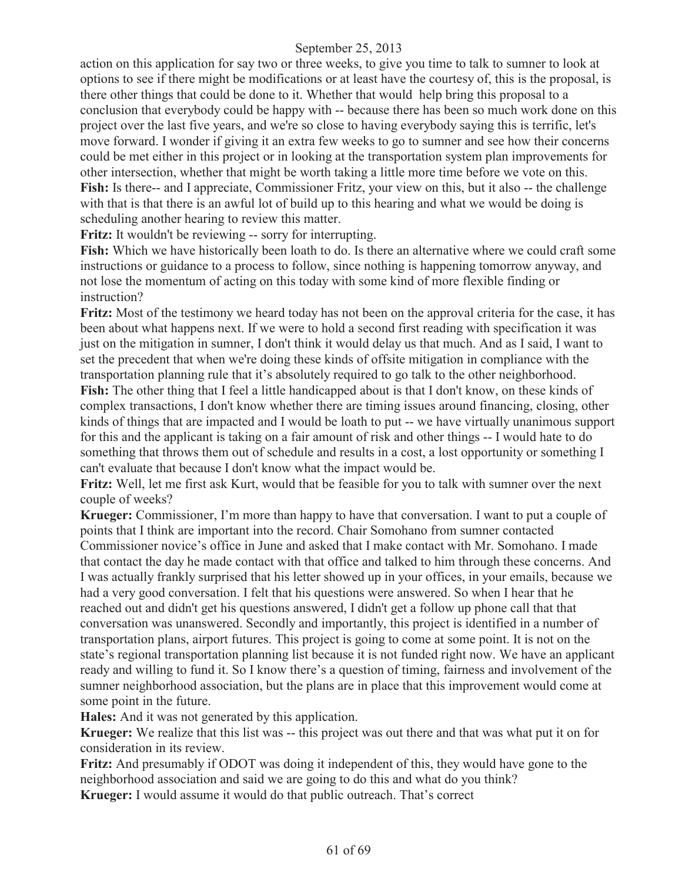action on this application for say two or three weeks, to give you time to talk to sumner to look at options to see if there might be modifications or at least have the courtesy of, this is the proposal, is there other things that could be done to it. Whether that would help bring this proposal to a conclusion that everybody could be happy with -- because there has been so much work done on this project over the last five years, and we're so close to having everybody saying this is terrific, let's move forward. I wonder if giving it an extra few weeks to go to sumner and see how their concerns could be met either in this project or in looking at the transportation system plan improvements for other intersection, whether that might be worth taking a little more time before we vote on this.

**Fish:** Is there-- and I appreciate, Commissioner Fritz, your view on this, but it also -- the challenge with that is that there is an awful lot of build up to this hearing and what we would be doing is scheduling another hearing to review this matter.

**Fritz:** It wouldn't be reviewing -- sorry for interrupting.

**Fish:** Which we have historically been loath to do. Is there an alternative where we could craft some instructions or guidance to a process to follow, since nothing is happening tomorrow anyway, and not lose the momentum of acting on this today with some kind of more flexible finding or instruction?

**Fritz:** Most of the testimony we heard today has not been on the approval criteria for the case, it has been about what happens next. If we were to hold a second first reading with specification it was just on the mitigation in sumner, I don't think it would delay us that much. And as I said, I want to set the precedent that when we're doing these kinds of offsite mitigation in compliance with the transportation planning rule that it's absolutely required to go talk to the other neighborhood.

**Fish:** The other thing that I feel a little handicapped about is that I don't know, on these kinds of complex transactions, I don't know whether there are timing issues around financing, closing, other kinds of things that are impacted and I would be loath to put -- we have virtually unanimous support for this and the applicant is taking on a fair amount of risk and other things -- I would hate to do something that throws them out of schedule and results in a cost, a lost opportunity or something I can't evaluate that because I don't know what the impact would be.

**Fritz:** Well, let me first ask Kurt, would that be feasible for you to talk with sumner over the next couple of weeks?

**Krueger:** Commissioner, I'm more than happy to have that conversation. I want to put a couple of points that I think are important into the record. Chair Somohano from sumner contacted Commissioner novice's office in June and asked that I make contact with Mr. Somohano. I made that contact the day he made contact with that office and talked to him through these concerns. And I was actually frankly surprised that his letter showed up in your offices, in your emails, because we had a very good conversation. I felt that his questions were answered. So when I hear that he reached out and didn't get his questions answered, I didn't get a follow up phone call that that conversation was unanswered. Secondly and importantly, this project is identified in a number of transportation plans, airport futures. This project is going to come at some point. It is not on the state's regional transportation planning list because it is not funded right now. We have an applicant ready and willing to fund it. So I know there's a question of timing, fairness and involvement of the sumner neighborhood association, but the plans are in place that this improvement would come at some point in the future.

**Hales:** And it was not generated by this application.

**Krueger:** We realize that this list was -- this project was out there and that was what put it on for consideration in its review.

**Fritz:** And presumably if ODOT was doing it independent of this, they would have gone to the neighborhood association and said we are going to do this and what do you think?

**Krueger:** I would assume it would do that public outreach. That's correct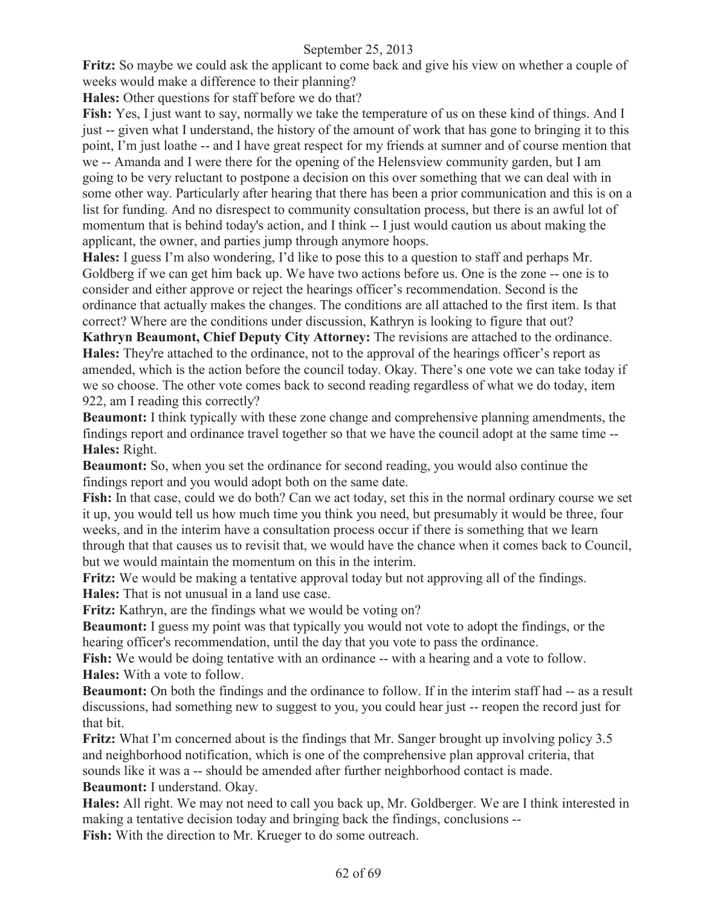**Fritz:** So maybe we could ask the applicant to come back and give his view on whether a couple of weeks would make a difference to their planning?

**Hales:** Other questions for staff before we do that?

**Fish:** Yes, I just want to say, normally we take the temperature of us on these kind of things. And I just -- given what I understand, the history of the amount of work that has gone to bringing it to this point, I'm just loathe -- and I have great respect for my friends at sumner and of course mention that we -- Amanda and I were there for the opening of the Helensview community garden, but I am going to be very reluctant to postpone a decision on this over something that we can deal with in some other way. Particularly after hearing that there has been a prior communication and this is on a list for funding. And no disrespect to community consultation process, but there is an awful lot of momentum that is behind today's action, and I think -- I just would caution us about making the applicant, the owner, and parties jump through anymore hoops.

**Hales:** I guess I'm also wondering, I'd like to pose this to a question to staff and perhaps Mr. Goldberg if we can get him back up. We have two actions before us. One is the zone -- one is to consider and either approve or reject the hearings officer's recommendation. Second is the ordinance that actually makes the changes. The conditions are all attached to the first item. Is that correct? Where are the conditions under discussion, Kathryn is looking to figure that out?

**Kathryn Beaumont, Chief Deputy City Attorney:** The revisions are attached to the ordinance.

**Hales:** They're attached to the ordinance, not to the approval of the hearings officer's report as amended, which is the action before the council today. Okay. There's one vote we can take today if we so choose. The other vote comes back to second reading regardless of what we do today, item 922, am I reading this correctly?

**Beaumont:** I think typically with these zone change and comprehensive planning amendments, the findings report and ordinance travel together so that we have the council adopt at the same time --

**Hales:** Right.

**Beaumont:** So, when you set the ordinance for second reading, you would also continue the findings report and you would adopt both on the same date.

**Fish:** In that case, could we do both? Can we act today, set this in the normal ordinary course we set it up, you would tell us how much time you think you need, but presumably it would be three, four weeks, and in the interim have a consultation process occur if there is something that we learn through that that causes us to revisit that, we would have the chance when it comes back to Council, but we would maintain the momentum on this in the interim.

**Fritz:** We would be making a tentative approval today but not approving all of the findings.

**Hales:** That is not unusual in a land use case.

**Fritz:** Kathryn, are the findings what we would be voting on?

**Beaumont:** I guess my point was that typically you would not vote to adopt the findings, or the hearing officer's recommendation, until the day that you vote to pass the ordinance.

**Fish:** We would be doing tentative with an ordinance -- with a hearing and a vote to follow.

**Hales:** With a vote to follow.

**Beaumont:** On both the findings and the ordinance to follow. If in the interim staff had -- as a result discussions, had something new to suggest to you, you could hear just -- reopen the record just for that bit.

**Fritz:** What I'm concerned about is the findings that Mr. Sanger brought up involving policy 3.5 and neighborhood notification, which is one of the comprehensive plan approval criteria, that sounds like it was a -- should be amended after further neighborhood contact is made.

**Beaumont:** I understand. Okay.

**Hales:** All right. We may not need to call you back up, Mr. Goldberger. We are I think interested in making a tentative decision today and bringing back the findings, conclusions --

**Fish:** With the direction to Mr. Krueger to do some outreach.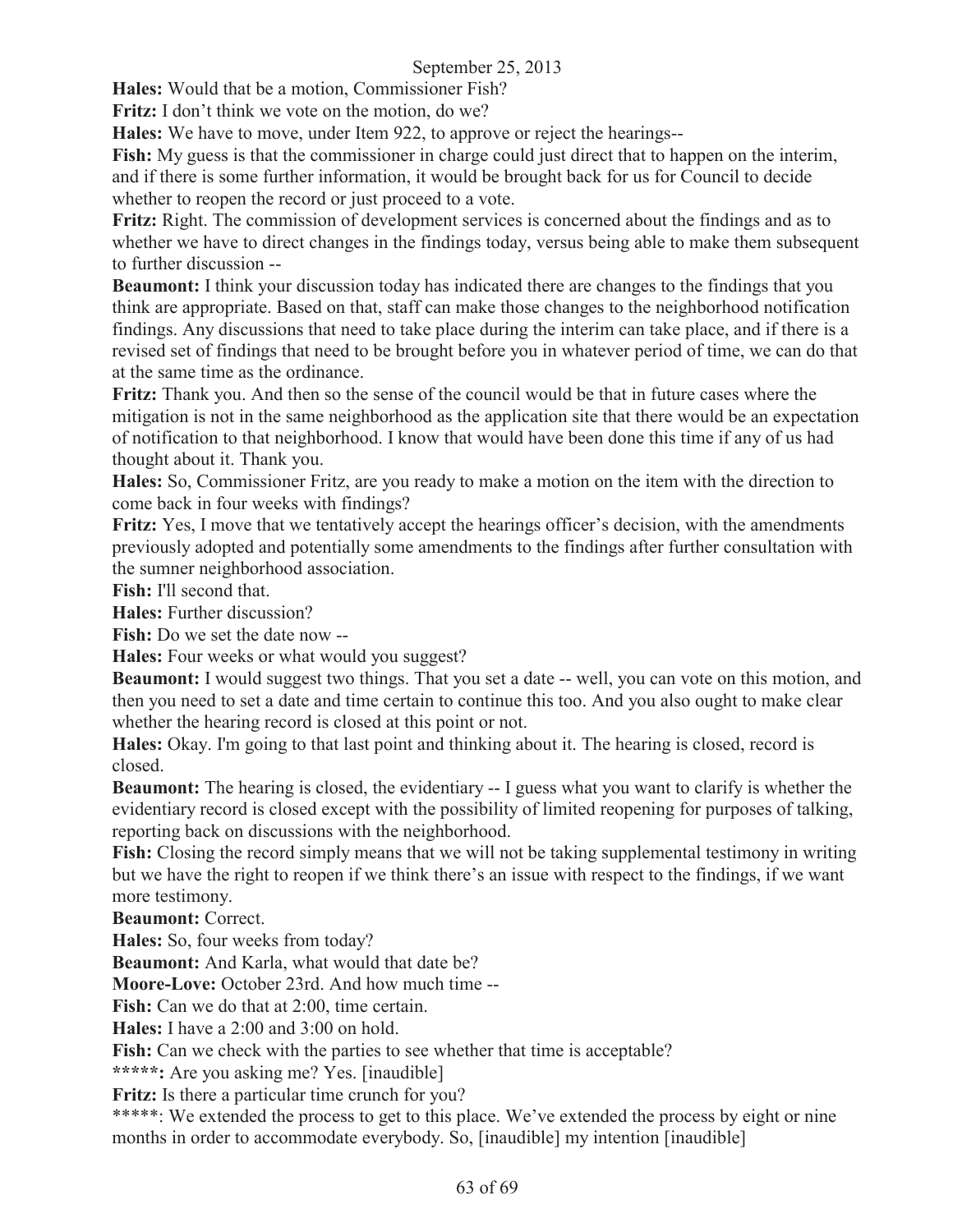**Hales:** Would that be a motion, Commissioner Fish?

**Fritz:** I don't think we vote on the motion, do we?

**Hales:** We have to move, under Item 922, to approve or reject the hearings--

**Fish:** My guess is that the commissioner in charge could just direct that to happen on the interim, and if there is some further information, it would be brought back for us for Council to decide whether to reopen the record or just proceed to a vote.

**Fritz:** Right. The commission of development services is concerned about the findings and as to whether we have to direct changes in the findings today, versus being able to make them subsequent to further discussion --

**Beaumont:** I think your discussion today has indicated there are changes to the findings that you think are appropriate. Based on that, staff can make those changes to the neighborhood notification findings. Any discussions that need to take place during the interim can take place, and if there is a revised set of findings that need to be brought before you in whatever period of time, we can do that at the same time as the ordinance.

**Fritz:** Thank you. And then so the sense of the council would be that in future cases where the mitigation is not in the same neighborhood as the application site that there would be an expectation of notification to that neighborhood. I know that would have been done this time if any of us had thought about it. Thank you.

**Hales:** So, Commissioner Fritz, are you ready to make a motion on the item with the direction to come back in four weeks with findings?

**Fritz:** Yes, I move that we tentatively accept the hearings officer's decision, with the amendments previously adopted and potentially some amendments to the findings after further consultation with the sumner neighborhood association.

**Fish:** I'll second that.

**Hales:** Further discussion?

**Fish:** Do we set the date now --

**Hales:** Four weeks or what would you suggest?

**Beaumont:** I would suggest two things. That you set a date -- well, you can vote on this motion, and then you need to set a date and time certain to continue this too. And you also ought to make clear whether the hearing record is closed at this point or not.

**Hales:** Okay. I'm going to that last point and thinking about it. The hearing is closed, record is closed.

**Beaumont:** The hearing is closed, the evidentiary -- I guess what you want to clarify is whether the evidentiary record is closed except with the possibility of limited reopening for purposes of talking, reporting back on discussions with the neighborhood.

**Fish:** Closing the record simply means that we will not be taking supplemental testimony in writing but we have the right to reopen if we think there's an issue with respect to the findings, if we want more testimony.

**Beaumont:** Correct.

**Hales:** So, four weeks from today?

**Beaumont:** And Karla, what would that date be?

**Moore-Love:** October 23rd. And how much time --

**Fish:** Can we do that at 2:00, time certain.

**Hales:** I have a 2:00 and 3:00 on hold.

**Fish:** Can we check with the parties to see whether that time is acceptable?

**\*\*\*\*\*:** Are you asking me? Yes. [inaudible]

**Fritz:** Is there a particular time crunch for you?

\*\*\*\*\*: We extended the process to get to this place. We've extended the process by eight or nine months in order to accommodate everybody. So, [inaudible] my intention [inaudible]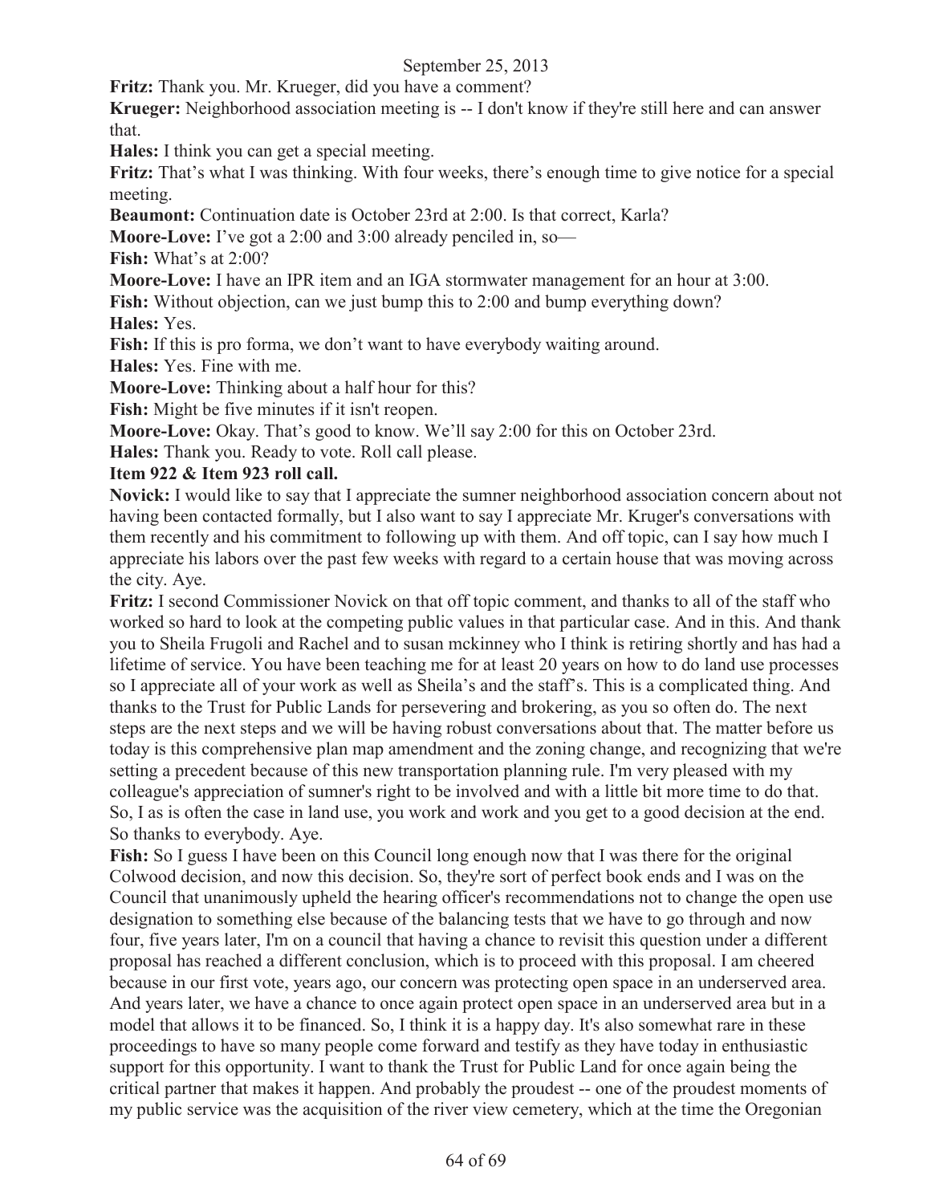**Fritz:** Thank you. Mr. Krueger, did you have a comment?

**Krueger:** Neighborhood association meeting is -- I don't know if they're still here and can answer that.

**Hales:** I think you can get a special meeting.

**Fritz:** That's what I was thinking. With four weeks, there's enough time to give notice for a special meeting.

**Beaumont:** Continuation date is October 23rd at 2:00. Is that correct, Karla?

**Moore-Love:** I've got a 2:00 and 3:00 already penciled in, so—

**Fish:** What's at 2:00?

**Moore-Love:** I have an IPR item and an IGA stormwater management for an hour at 3:00.

**Fish:** Without objection, can we just bump this to 2:00 and bump everything down?

**Hales:** Yes.

**Fish:** If this is pro forma, we don't want to have everybody waiting around.

**Hales:** Yes. Fine with me.

**Moore-Love:** Thinking about a half hour for this?

**Fish:** Might be five minutes if it isn't reopen.

**Moore-Love:** Okay. That's good to know. We'll say 2:00 for this on October 23rd.

**Hales:** Thank you. Ready to vote. Roll call please.

**Item 922 & Item 923 roll call.**

**Novick:** I would like to say that I appreciate the sumner neighborhood association concern about not having been contacted formally, but I also want to say I appreciate Mr. Kruger's conversations with them recently and his commitment to following up with them. And off topic, can I say how much I appreciate his labors over the past few weeks with regard to a certain house that was moving across the city. Aye.

**Fritz:** I second Commissioner Novick on that off topic comment, and thanks to all of the staff who worked so hard to look at the competing public values in that particular case. And in this. And thank you to Sheila Frugoli and Rachel and to susan mckinney who I think is retiring shortly and has had a lifetime of service. You have been teaching me for at least 20 years on how to do land use processes so I appreciate all of your work as well as Sheila's and the staff's. This is a complicated thing. And thanks to the Trust for Public Lands for persevering and brokering, as you so often do. The next steps are the next steps and we will be having robust conversations about that. The matter before us today is this comprehensive plan map amendment and the zoning change, and recognizing that we're setting a precedent because of this new transportation planning rule. I'm very pleased with my colleague's appreciation of sumner's right to be involved and with a little bit more time to do that. So, I as is often the case in land use, you work and work and you get to a good decision at the end. So thanks to everybody. Aye.

**Fish:** So I guess I have been on this Council long enough now that I was there for the original Colwood decision, and now this decision. So, they're sort of perfect book ends and I was on the Council that unanimously upheld the hearing officer's recommendations not to change the open use designation to something else because of the balancing tests that we have to go through and now four, five years later, I'm on a council that having a chance to revisit this question under a different proposal has reached a different conclusion, which is to proceed with this proposal. I am cheered because in our first vote, years ago, our concern was protecting open space in an underserved area. And years later, we have a chance to once again protect open space in an underserved area but in a model that allows it to be financed. So, I think it is a happy day. It's also somewhat rare in these proceedings to have so many people come forward and testify as they have today in enthusiastic support for this opportunity. I want to thank the Trust for Public Land for once again being the critical partner that makes it happen. And probably the proudest -- one of the proudest moments of my public service was the acquisition of the river view cemetery, which at the time the Oregonian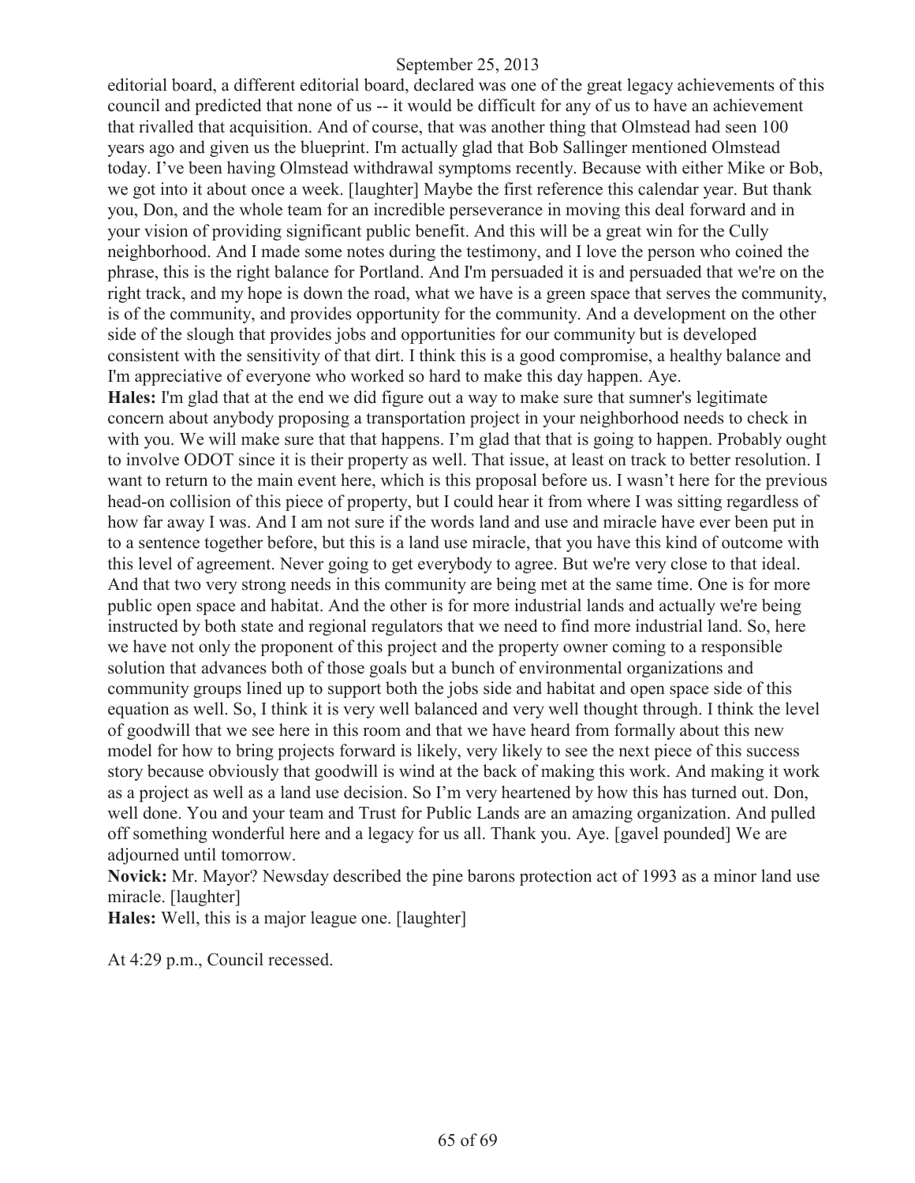editorial board, a different editorial board, declared was one of the great legacy achievements of this council and predicted that none of us -- it would be difficult for any of us to have an achievement that rivalled that acquisition. And of course, that was another thing that Olmstead had seen 100 years ago and given us the blueprint. I'm actually glad that Bob Sallinger mentioned Olmstead today. I've been having Olmstead withdrawal symptoms recently. Because with either Mike or Bob, we got into it about once a week. [laughter] Maybe the first reference this calendar year. But thank you, Don, and the whole team for an incredible perseverance in moving this deal forward and in your vision of providing significant public benefit. And this will be a great win for the Cully neighborhood. And I made some notes during the testimony, and I love the person who coined the phrase, this is the right balance for Portland. And I'm persuaded it is and persuaded that we're on the right track, and my hope is down the road, what we have is a green space that serves the community, is of the community, and provides opportunity for the community. And a development on the other side of the slough that provides jobs and opportunities for our community but is developed consistent with the sensitivity of that dirt. I think this is a good compromise, a healthy balance and I'm appreciative of everyone who worked so hard to make this day happen. Aye.

**Hales:** I'm glad that at the end we did figure out a way to make sure that sumner's legitimate concern about anybody proposing a transportation project in your neighborhood needs to check in with you. We will make sure that that happens. I'm glad that that is going to happen. Probably ought to involve ODOT since it is their property as well. That issue, at least on track to better resolution. I want to return to the main event here, which is this proposal before us. I wasn't here for the previous head-on collision of this piece of property, but I could hear it from where I was sitting regardless of how far away I was. And I am not sure if the words land and use and miracle have ever been put in to a sentence together before, but this is a land use miracle, that you have this kind of outcome with this level of agreement. Never going to get everybody to agree. But we're very close to that ideal. And that two very strong needs in this community are being met at the same time. One is for more public open space and habitat. And the other is for more industrial lands and actually we're being instructed by both state and regional regulators that we need to find more industrial land. So, here we have not only the proponent of this project and the property owner coming to a responsible solution that advances both of those goals but a bunch of environmental organizations and community groups lined up to support both the jobs side and habitat and open space side of this equation as well. So, I think it is very well balanced and very well thought through. I think the level of goodwill that we see here in this room and that we have heard from formally about this new model for how to bring projects forward is likely, very likely to see the next piece of this success story because obviously that goodwill is wind at the back of making this work. And making it work as a project as well as a land use decision. So I'm very heartened by how this has turned out. Don, well done. You and your team and Trust for Public Lands are an amazing organization. And pulled off something wonderful here and a legacy for us all. Thank you. Aye. [gavel pounded] We are adjourned until tomorrow.

**Novick:** Mr. Mayor? Newsday described the pine barons protection act of 1993 as a minor land use miracle. [laughter]

**Hales:** Well, this is a major league one. [laughter]

At 4:29 p.m., Council recessed.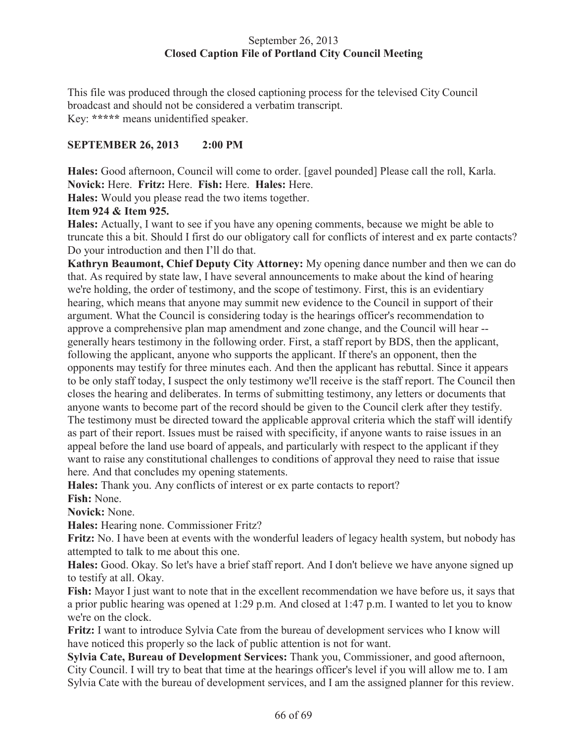September 26, 2013
**Closed Caption File of Portland City Council Meeting**

This file was produced through the closed captioning process for the televised City Council broadcast and should not be considered a verbatim transcript.
Key: **\*\*\*\*\*** means unidentified speaker.

**SEPTEMBER 26, 2013 2:00 PM**

**Hales:** Good afternoon, Council will come to order. [gavel pounded] Please call the roll, Karla.
**Novick:** Here. **Fritz:** Here. **Fish:** Here. **Hales:** Here.
**Hales:** Would you please read the two items together.
**Item 924 & Item 925.**
**Hales:** Actually, I want to see if you have any opening comments, because we might be able to truncate this a bit. Should I first do our obligatory call for conflicts of interest and ex parte contacts? Do your introduction and then I'll do that.
**Kathryn Beaumont, Chief Deputy City Attorney:** My opening dance number and then we can do that. As required by state law, I have several announcements to make about the kind of hearing we're holding, the order of testimony, and the scope of testimony. First, this is an evidentiary hearing, which means that anyone may summit new evidence to the Council in support of their argument. What the Council is considering today is the hearings officer's recommendation to approve a comprehensive plan map amendment and zone change, and the Council will hear -- generally hears testimony in the following order. First, a staff report by BDS, then the applicant, following the applicant, anyone who supports the applicant. If there's an opponent, then the opponents may testify for three minutes each. And then the applicant has rebuttal. Since it appears to be only staff today, I suspect the only testimony we'll receive is the staff report. The Council then closes the hearing and deliberates. In terms of submitting testimony, any letters or documents that anyone wants to become part of the record should be given to the Council clerk after they testify. The testimony must be directed toward the applicable approval criteria which the staff will identify as part of their report. Issues must be raised with specificity, if anyone wants to raise issues in an appeal before the land use board of appeals, and particularly with respect to the applicant if they want to raise any constitutional challenges to conditions of approval they need to raise that issue here. And that concludes my opening statements.
**Hales:** Thank you. Any conflicts of interest or ex parte contacts to report?
**Fish:** None.
**Novick:** None.
**Hales:** Hearing none. Commissioner Fritz?
**Fritz:** No. I have been at events with the wonderful leaders of legacy health system, but nobody has attempted to talk to me about this one.
**Hales:** Good. Okay. So let's have a brief staff report. And I don't believe we have anyone signed up to testify at all. Okay.
**Fish:** Mayor I just want to note that in the excellent recommendation we have before us, it says that a prior public hearing was opened at 1:29 p.m. And closed at 1:47 p.m. I wanted to let you to know we're on the clock.
**Fritz:** I want to introduce Sylvia Cate from the bureau of development services who I know will have noticed this properly so the lack of public attention is not for want.
**Sylvia Cate, Bureau of Development Services:** Thank you, Commissioner, and good afternoon, City Council. I will try to beat that time at the hearings officer's level if you will allow me to. I am Sylvia Cate with the bureau of development services, and I am the assigned planner for this review.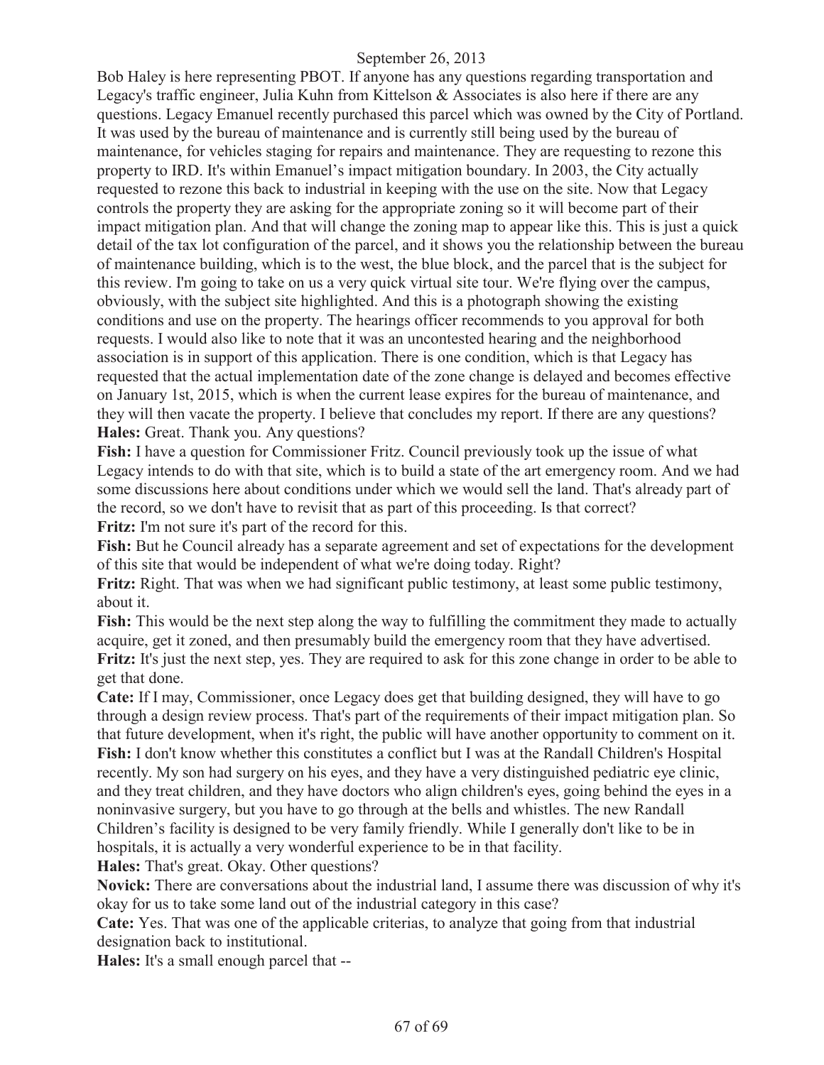Bob Haley is here representing PBOT. If anyone has any questions regarding transportation and Legacy's traffic engineer, Julia Kuhn from Kittelson & Associates is also here if there are any questions. Legacy Emanuel recently purchased this parcel which was owned by the City of Portland. It was used by the bureau of maintenance and is currently still being used by the bureau of maintenance, for vehicles staging for repairs and maintenance. They are requesting to rezone this property to IRD. It's within Emanuel's impact mitigation boundary. In 2003, the City actually requested to rezone this back to industrial in keeping with the use on the site. Now that Legacy controls the property they are asking for the appropriate zoning so it will become part of their impact mitigation plan. And that will change the zoning map to appear like this. This is just a quick detail of the tax lot configuration of the parcel, and it shows you the relationship between the bureau of maintenance building, which is to the west, the blue block, and the parcel that is the subject for this review. I'm going to take on us a very quick virtual site tour. We're flying over the campus, obviously, with the subject site highlighted. And this is a photograph showing the existing conditions and use on the property. The hearings officer recommends to you approval for both requests. I would also like to note that it was an uncontested hearing and the neighborhood association is in support of this application. There is one condition, which is that Legacy has requested that the actual implementation date of the zone change is delayed and becomes effective on January 1st, 2015, which is when the current lease expires for the bureau of maintenance, and they will then vacate the property. I believe that concludes my report. If there are any questions?

**Hales:** Great. Thank you. Any questions?

**Fish:** I have a question for Commissioner Fritz. Council previously took up the issue of what Legacy intends to do with that site, which is to build a state of the art emergency room. And we had some discussions here about conditions under which we would sell the land. That's already part of the record, so we don't have to revisit that as part of this proceeding. Is that correct?

**Fritz:** I'm not sure it's part of the record for this.

**Fish:** But he Council already has a separate agreement and set of expectations for the development of this site that would be independent of what we're doing today. Right?

**Fritz:** Right. That was when we had significant public testimony, at least some public testimony, about it.

**Fish:** This would be the next step along the way to fulfilling the commitment they made to actually acquire, get it zoned, and then presumably build the emergency room that they have advertised.

**Fritz:** It's just the next step, yes. They are required to ask for this zone change in order to be able to get that done.

**Cate:** If I may, Commissioner, once Legacy does get that building designed, they will have to go through a design review process. That's part of the requirements of their impact mitigation plan. So that future development, when it's right, the public will have another opportunity to comment on it.

**Fish:** I don't know whether this constitutes a conflict but I was at the Randall Children's Hospital recently. My son had surgery on his eyes, and they have a very distinguished pediatric eye clinic, and they treat children, and they have doctors who align children's eyes, going behind the eyes in a noninvasive surgery, but you have to go through at the bells and whistles. The new Randall Children's facility is designed to be very family friendly. While I generally don't like to be in hospitals, it is actually a very wonderful experience to be in that facility.

**Hales:** That's great. Okay. Other questions?

**Novick:** There are conversations about the industrial land, I assume there was discussion of why it's okay for us to take some land out of the industrial category in this case?

**Cate:** Yes. That was one of the applicable criterias, to analyze that going from that industrial designation back to institutional.

**Hales:** It's a small enough parcel that --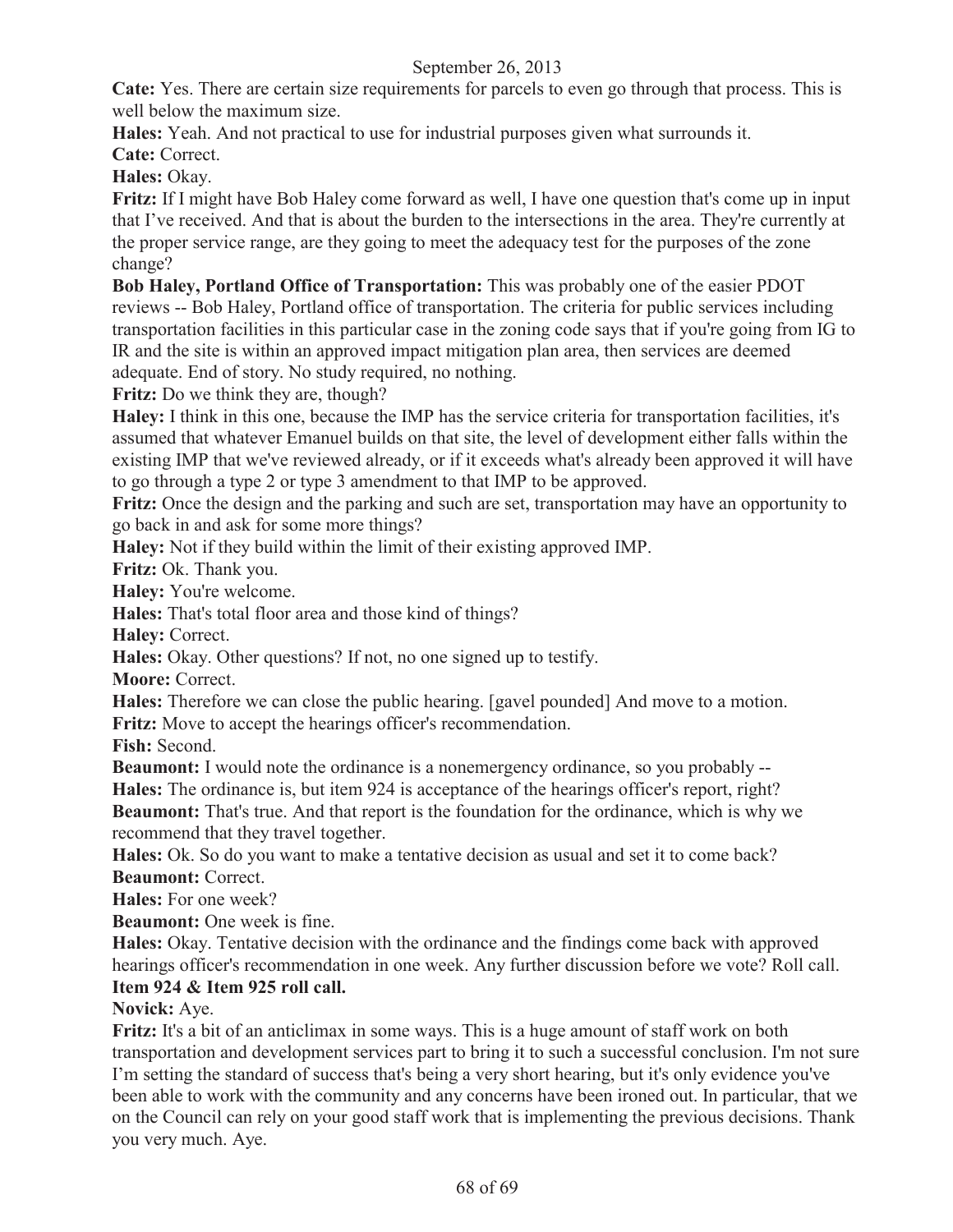**Cate:** Yes. There are certain size requirements for parcels to even go through that process. This is well below the maximum size.

**Hales:** Yeah. And not practical to use for industrial purposes given what surrounds it.

**Cate:** Correct.

**Hales:** Okay.

**Fritz:** If I might have Bob Haley come forward as well, I have one question that's come up in input that I've received. And that is about the burden to the intersections in the area. They're currently at the proper service range, are they going to meet the adequacy test for the purposes of the zone change?

**Bob Haley, Portland Office of Transportation:** This was probably one of the easier PDOT reviews -- Bob Haley, Portland office of transportation. The criteria for public services including transportation facilities in this particular case in the zoning code says that if you're going from IG to IR and the site is within an approved impact mitigation plan area, then services are deemed adequate. End of story. No study required, no nothing.

**Fritz:** Do we think they are, though?

**Haley:** I think in this one, because the IMP has the service criteria for transportation facilities, it's assumed that whatever Emanuel builds on that site, the level of development either falls within the existing IMP that we've reviewed already, or if it exceeds what's already been approved it will have to go through a type 2 or type 3 amendment to that IMP to be approved.

**Fritz:** Once the design and the parking and such are set, transportation may have an opportunity to go back in and ask for some more things?

**Haley:** Not if they build within the limit of their existing approved IMP.

**Fritz:** Ok. Thank you.

**Haley:** You're welcome.

**Hales:** That's total floor area and those kind of things?

**Haley:** Correct.

**Hales:** Okay. Other questions? If not, no one signed up to testify.

**Moore:** Correct.

**Hales:** Therefore we can close the public hearing. [gavel pounded] And move to a motion.

**Fritz:** Move to accept the hearings officer's recommendation.

**Fish:** Second.

**Beaumont:** I would note the ordinance is a nonemergency ordinance, so you probably --

**Hales:** The ordinance is, but item 924 is acceptance of the hearings officer's report, right?

**Beaumont:** That's true. And that report is the foundation for the ordinance, which is why we recommend that they travel together.

**Hales:** Ok. So do you want to make a tentative decision as usual and set it to come back?

**Beaumont:** Correct.

**Hales:** For one week?

**Beaumont:** One week is fine.

**Hales:** Okay. Tentative decision with the ordinance and the findings come back with approved hearings officer's recommendation in one week. Any further discussion before we vote? Roll call.

**Item 924 & Item 925 roll call.**

**Novick:** Aye.

**Fritz:** It's a bit of an anticlimax in some ways. This is a huge amount of staff work on both transportation and development services part to bring it to such a successful conclusion. I'm not sure I'm setting the standard of success that's being a very short hearing, but it's only evidence you've been able to work with the community and any concerns have been ironed out. In particular, that we on the Council can rely on your good staff work that is implementing the previous decisions. Thank you very much. Aye.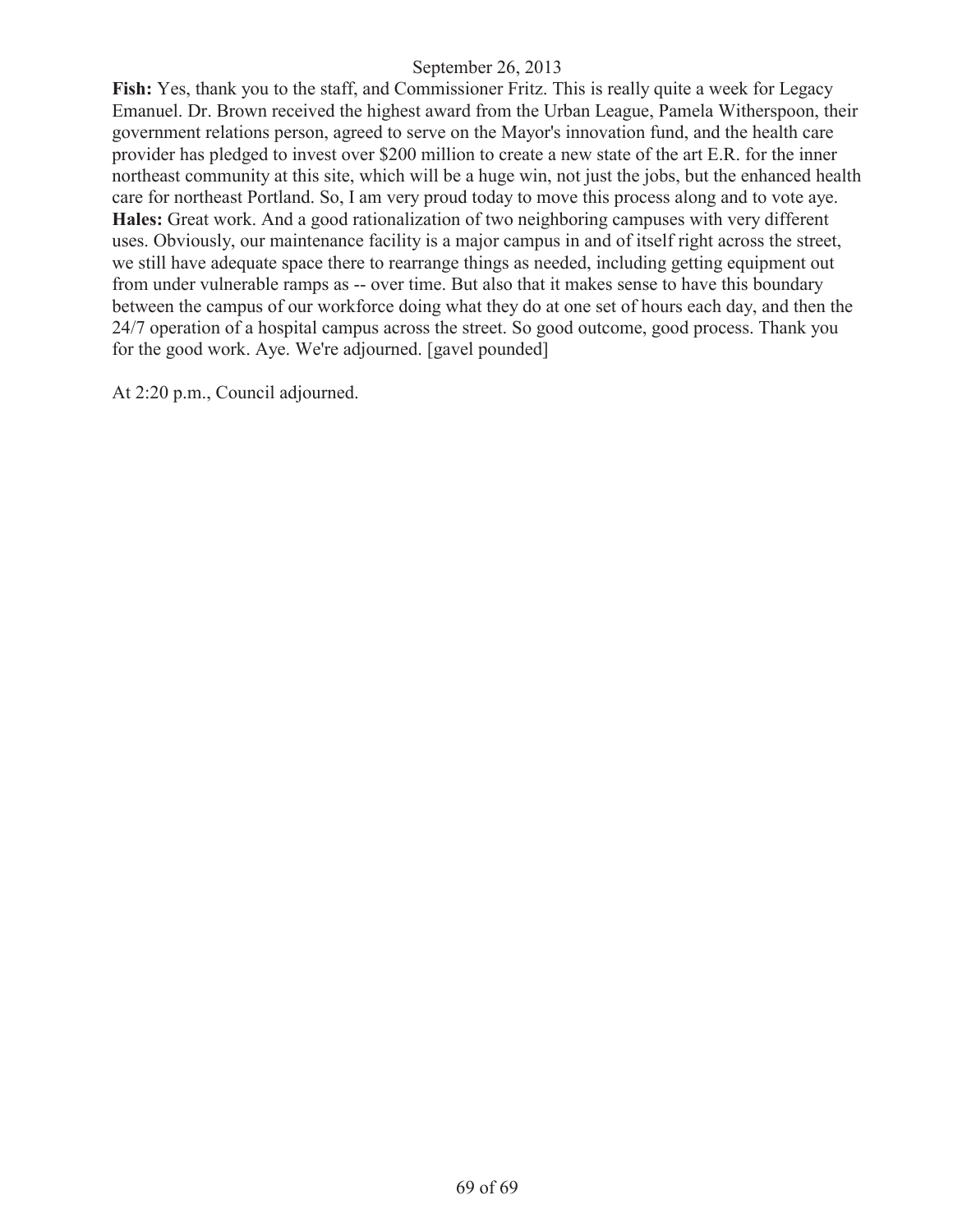**Fish:** Yes, thank you to the staff, and Commissioner Fritz. This is really quite a week for Legacy Emanuel. Dr. Brown received the highest award from the Urban League, Pamela Witherspoon, their government relations person, agreed to serve on the Mayor's innovation fund, and the health care provider has pledged to invest over $200 million to create a new state of the art E.R. for the inner northeast community at this site, which will be a huge win, not just the jobs, but the enhanced health care for northeast Portland. So, I am very proud today to move this process along and to vote aye.

**Hales:** Great work. And a good rationalization of two neighboring campuses with very different uses. Obviously, our maintenance facility is a major campus in and of itself right across the street, we still have adequate space there to rearrange things as needed, including getting equipment out from under vulnerable ramps as -- over time. But also that it makes sense to have this boundary between the campus of our workforce doing what they do at one set of hours each day, and then the 24/7 operation of a hospital campus across the street. So good outcome, good process. Thank you for the good work. Aye. We're adjourned. [gavel pounded]

At 2:20 p.m., Council adjourned.